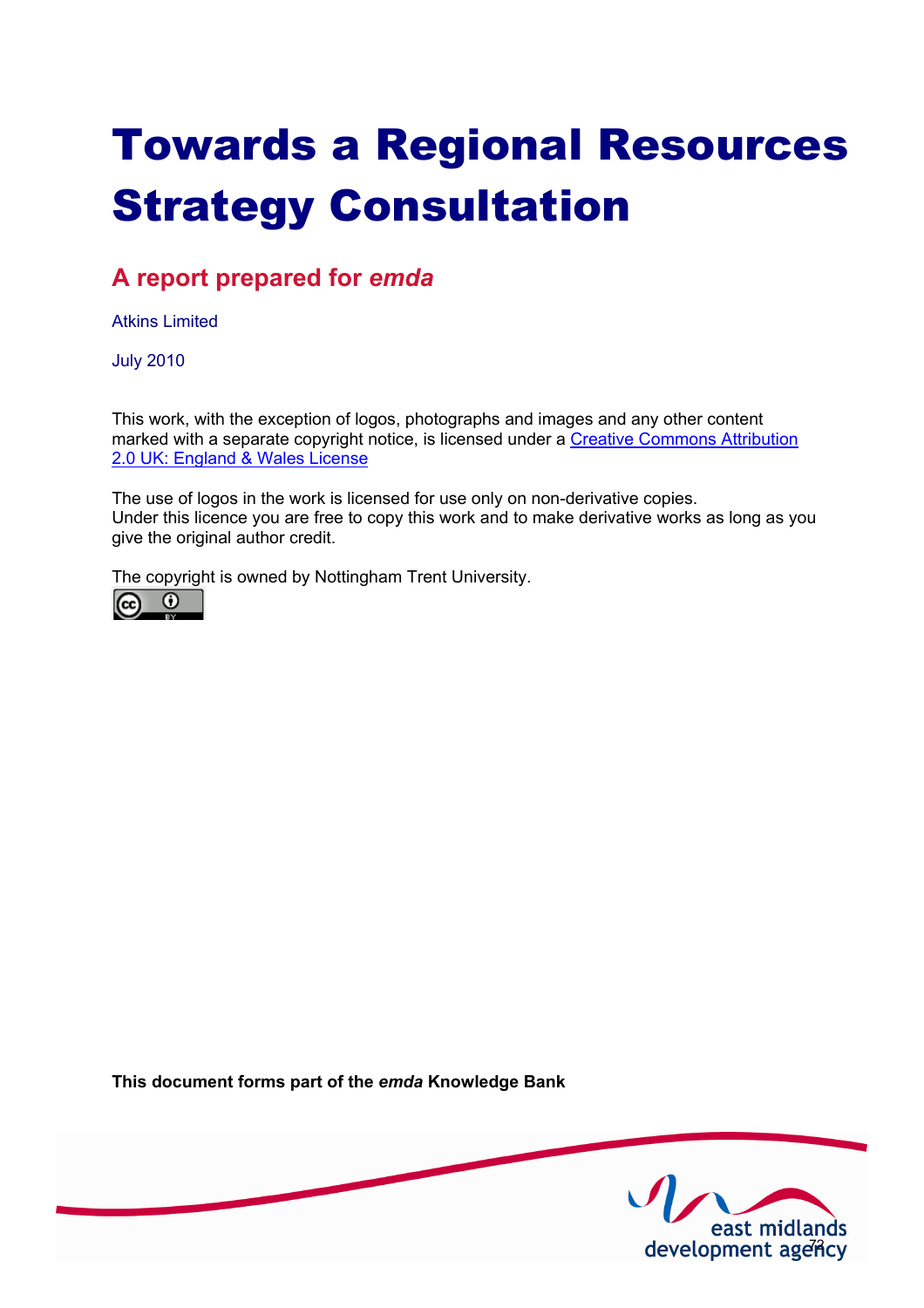# Towards a Regional Resources Strategy Consultation

## A report prepared for *emda*

Atkins Limited

July 2010

This work, with the exception of logos, photographs and images and any other content marked with a separate copyright notice, is licensed under a Creative Commons Attribution 2.0 UK: England & Wales License

The use of logos in the work is licensed for use only on non-derivative copies. Under this licence you are free to copy this work and to make derivative works as long as you give the original author credit.

The copyright is owned by Nottingham Trent University.

**This document forms part of the *emda* Knowledge Bank**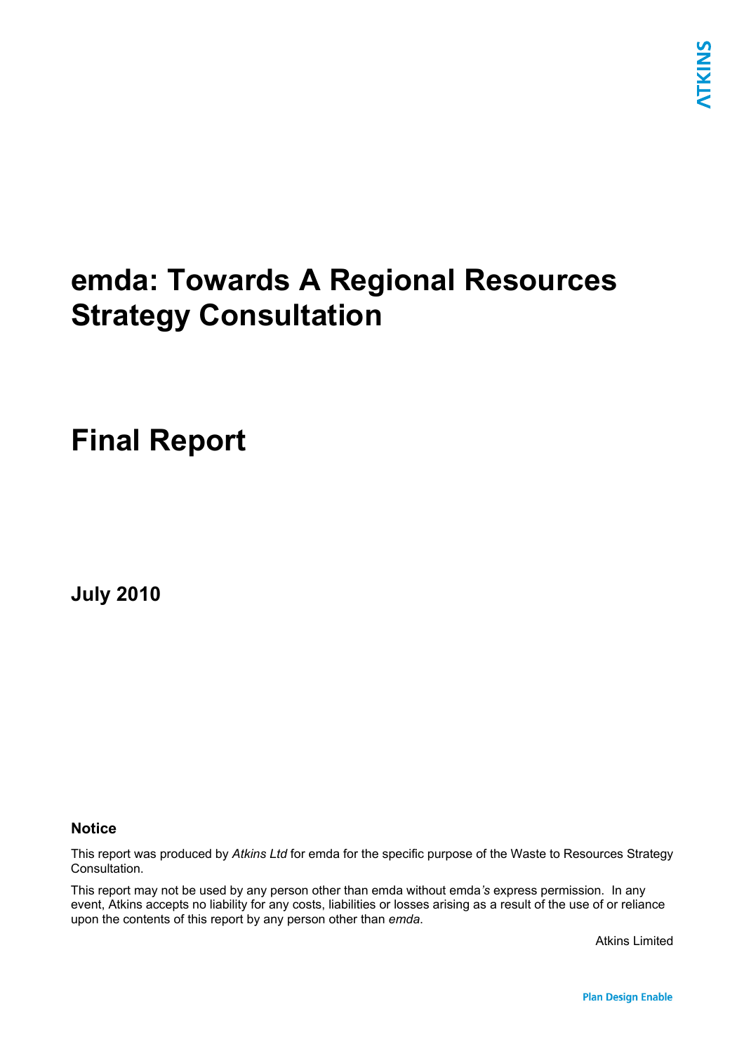# emda: Towards A Regional Resources Strategy Consultation

# Final Report

**July 2010**

**Notice**

This report was produced by *Atkins Ltd* for emda for the specific purpose of the Waste to Resources Strategy Consultation.

This report may not be used by any person other than emda without emda*'s* express permission. In any event, Atkins accepts no liability for any costs, liabilities or losses arising as a result of the use of or reliance upon the contents of this report by any person other than *emda*.

Atkins Limited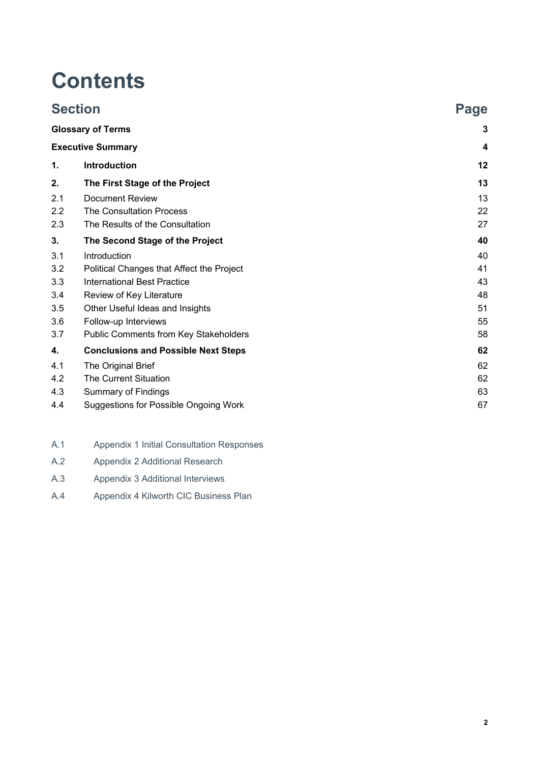# Contents

| Section | | Page |
|---|---|---|
| **Glossary of Terms** | | **3** |
| **Executive Summary** | | **4** |
| **1.** | **Introduction** | **12** |
| **2.** | **The First Stage of the Project** | **13** |
| 2.1 | Document Review | 13 |
| 2.2 | The Consultation Process | 22 |
| 2.3 | The Results of the Consultation | 27 |
| **3.** | **The Second Stage of the Project** | **40** |
| 3.1 | Introduction | 40 |
| 3.2 | Political Changes that Affect the Project | 41 |
| 3.3 | International Best Practice | 43 |
| 3.4 | Review of Key Literature | 48 |
| 3.5 | Other Useful Ideas and Insights | 51 |
| 3.6 | Follow-up Interviews | 55 |
| 3.7 | Public Comments from Key Stakeholders | 58 |
| **4.** | **Conclusions and Possible Next Steps** | **62** |
| 4.1 | The Original Brief | 62 |
| 4.2 | The Current Situation | 62 |
| 4.3 | Summary of Findings | 63 |
| 4.4 | Suggestions for Possible Ongoing Work | 67 |

A.1 Appendix 1 Initial Consultation Responses

A.2 Appendix 2 Additional Research

A.3 Appendix 3 Additional Interviews

A.4 Appendix 4 Kilworth CIC Business Plan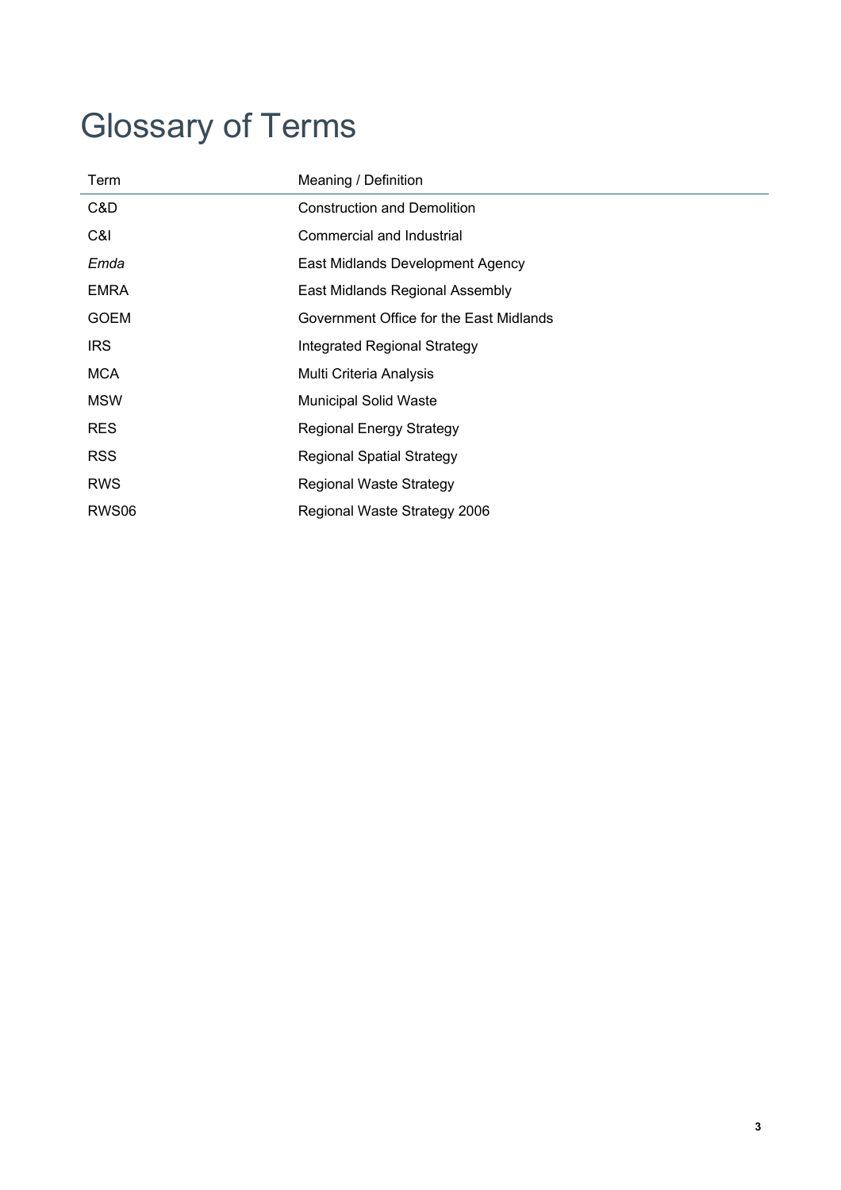# Glossary of Terms

| Term | Meaning / Definition |
|---|---|
| C&D | Construction and Demolition |
| C&I | Commercial and Industrial |
| *Emda* | East Midlands Development Agency |
| EMRA | East Midlands Regional Assembly |
| GOEM | Government Office for the East Midlands |
| IRS | Integrated Regional Strategy |
| MCA | Multi Criteria Analysis |
| MSW | Municipal Solid Waste |
| RES | Regional Energy Strategy |
| RSS | Regional Spatial Strategy |
| RWS | Regional Waste Strategy |
| RWS06 | Regional Waste Strategy 2006 |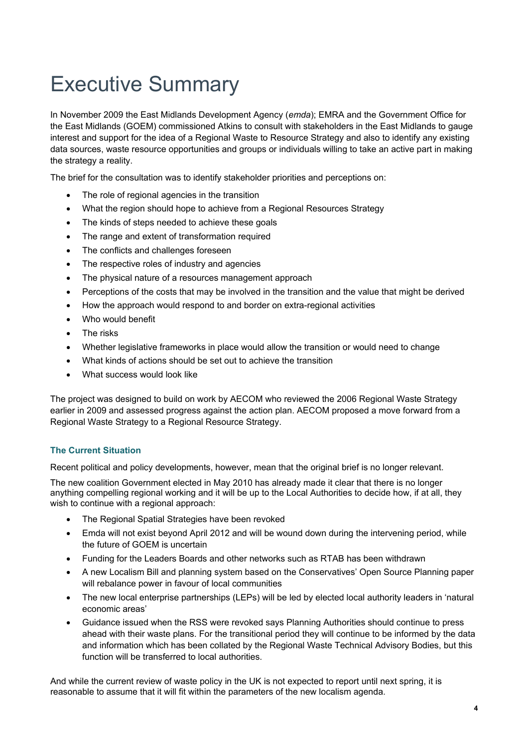# Executive Summary

In November 2009 the East Midlands Development Agency (*emda*); EMRA and the Government Office for the East Midlands (GOEM) commissioned Atkins to consult with stakeholders in the East Midlands to gauge interest and support for the idea of a Regional Waste to Resource Strategy and also to identify any existing data sources, waste resource opportunities and groups or individuals willing to take an active part in making the strategy a reality.

The brief for the consultation was to identify stakeholder priorities and perceptions on:

- The role of regional agencies in the transition
- What the region should hope to achieve from a Regional Resources Strategy
- The kinds of steps needed to achieve these goals
- The range and extent of transformation required
- The conflicts and challenges foreseen
- The respective roles of industry and agencies
- The physical nature of a resources management approach
- Perceptions of the costs that may be involved in the transition and the value that might be derived
- How the approach would respond to and border on extra-regional activities
- Who would benefit
- The risks
- Whether legislative frameworks in place would allow the transition or would need to change
- What kinds of actions should be set out to achieve the transition
- What success would look like

The project was designed to build on work by AECOM who reviewed the 2006 Regional Waste Strategy earlier in 2009 and assessed progress against the action plan. AECOM proposed a move forward from a Regional Waste Strategy to a Regional Resource Strategy.

### The Current Situation

Recent political and policy developments, however, mean that the original brief is no longer relevant.

The new coalition Government elected in May 2010 has already made it clear that there is no longer anything compelling regional working and it will be up to the Local Authorities to decide how, if at all, they wish to continue with a regional approach:

- The Regional Spatial Strategies have been revoked
- Emda will not exist beyond April 2012 and will be wound down during the intervening period, while the future of GOEM is uncertain
- Funding for the Leaders Boards and other networks such as RTAB has been withdrawn
- A new Localism Bill and planning system based on the Conservatives' Open Source Planning paper will rebalance power in favour of local communities
- The new local enterprise partnerships (LEPs) will be led by elected local authority leaders in 'natural economic areas'
- Guidance issued when the RSS were revoked says Planning Authorities should continue to press ahead with their waste plans. For the transitional period they will continue to be informed by the data and information which has been collated by the Regional Waste Technical Advisory Bodies, but this function will be transferred to local authorities.

And while the current review of waste policy in the UK is not expected to report until next spring, it is reasonable to assume that it will fit within the parameters of the new localism agenda.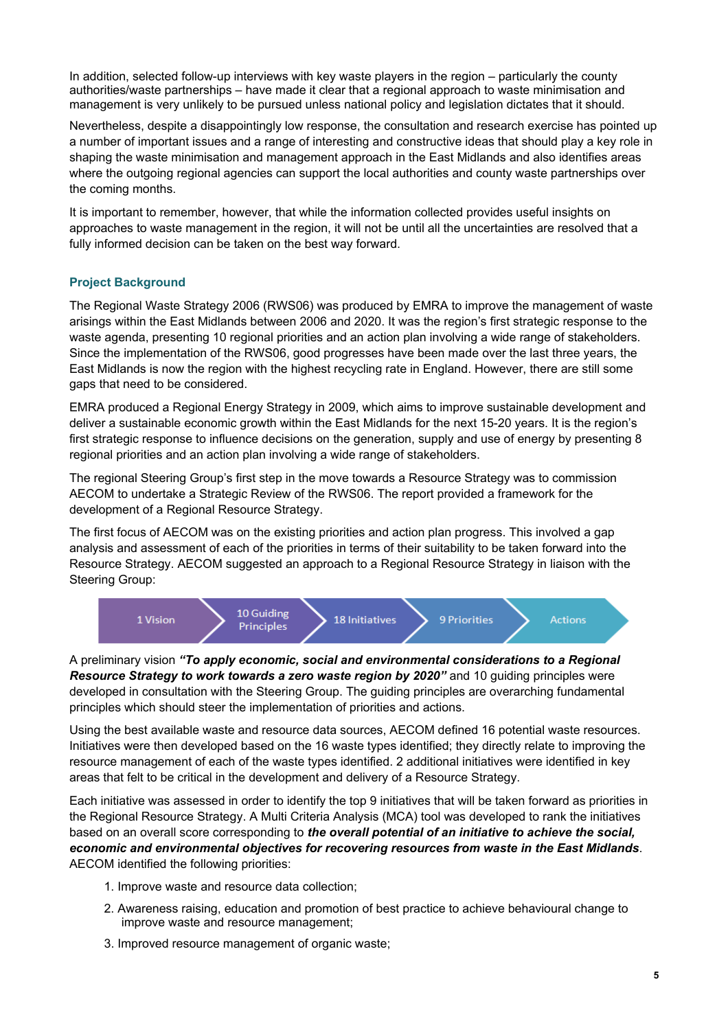In addition, selected follow-up interviews with key waste players in the region – particularly the county authorities/waste partnerships – have made it clear that a regional approach to waste minimisation and management is very unlikely to be pursued unless national policy and legislation dictates that it should.

Nevertheless, despite a disappointingly low response, the consultation and research exercise has pointed up a number of important issues and a range of interesting and constructive ideas that should play a key role in shaping the waste minimisation and management approach in the East Midlands and also identifies areas where the outgoing regional agencies can support the local authorities and county waste partnerships over the coming months.

It is important to remember, however, that while the information collected provides useful insights on approaches to waste management in the region, it will not be until all the uncertainties are resolved that a fully informed decision can be taken on the best way forward.

### Project Background

The Regional Waste Strategy 2006 (RWS06) was produced by EMRA to improve the management of waste arisings within the East Midlands between 2006 and 2020. It was the region's first strategic response to the waste agenda, presenting 10 regional priorities and an action plan involving a wide range of stakeholders. Since the implementation of the RWS06, good progresses have been made over the last three years, the East Midlands is now the region with the highest recycling rate in England. However, there are still some gaps that need to be considered.

EMRA produced a Regional Energy Strategy in 2009, which aims to improve sustainable development and deliver a sustainable economic growth within the East Midlands for the next 15-20 years. It is the region's first strategic response to influence decisions on the generation, supply and use of energy by presenting 8 regional priorities and an action plan involving a wide range of stakeholders.

The regional Steering Group's first step in the move towards a Resource Strategy was to commission AECOM to undertake a Strategic Review of the RWS06. The report provided a framework for the development of a Regional Resource Strategy.

The first focus of AECOM was on the existing priorities and action plan progress. This involved a gap analysis and assessment of each of the priorities in terms of their suitability to be taken forward into the Resource Strategy. AECOM suggested an approach to a Regional Resource Strategy in liaison with the Steering Group:

1 Vision → 10 Guiding Principles → 18 Initiatives → 9 Priorities → Actions

A preliminary vision ***"To apply economic, social and environmental considerations to a Regional Resource Strategy to work towards a zero waste region by 2020"*** and 10 guiding principles were developed in consultation with the Steering Group. The guiding principles are overarching fundamental principles which should steer the implementation of priorities and actions.

Using the best available waste and resource data sources, AECOM defined 16 potential waste resources. Initiatives were then developed based on the 16 waste types identified; they directly relate to improving the resource management of each of the waste types identified. 2 additional initiatives were identified in key areas that felt to be critical in the development and delivery of a Resource Strategy.

Each initiative was assessed in order to identify the top 9 initiatives that will be taken forward as priorities in the Regional Resource Strategy. A Multi Criteria Analysis (MCA) tool was developed to rank the initiatives based on an overall score corresponding to ***the overall potential of an initiative to achieve the social, economic and environmental objectives for recovering resources from waste in the East Midlands***. AECOM identified the following priorities:

1. Improve waste and resource data collection;
2. Awareness raising, education and promotion of best practice to achieve behavioural change to improve waste and resource management;
3. Improved resource management of organic waste;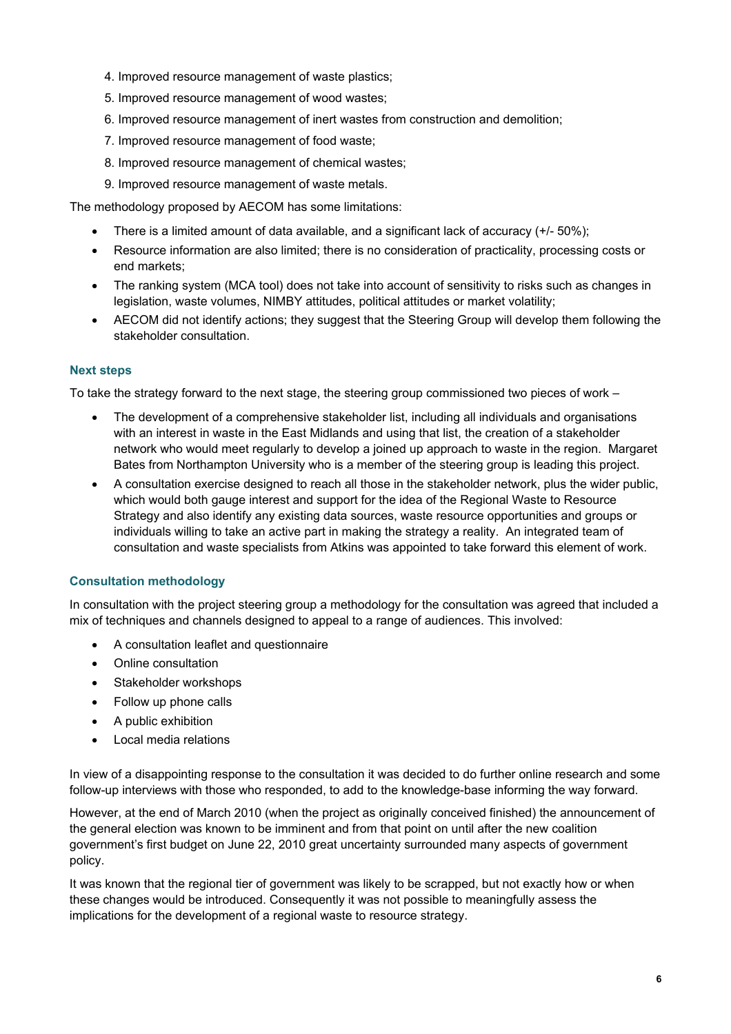4. Improved resource management of waste plastics;
5. Improved resource management of wood wastes;
6. Improved resource management of inert wastes from construction and demolition;
7. Improved resource management of food waste;
8. Improved resource management of chemical wastes;
9. Improved resource management of waste metals.

The methodology proposed by AECOM has some limitations:

- There is a limited amount of data available, and a significant lack of accuracy (+/- 50%);
- Resource information are also limited; there is no consideration of practicality, processing costs or end markets;
- The ranking system (MCA tool) does not take into account of sensitivity to risks such as changes in legislation, waste volumes, NIMBY attitudes, political attitudes or market volatility;
- AECOM did not identify actions; they suggest that the Steering Group will develop them following the stakeholder consultation.

### Next steps

To take the strategy forward to the next stage, the steering group commissioned two pieces of work –

- The development of a comprehensive stakeholder list, including all individuals and organisations with an interest in waste in the East Midlands and using that list, the creation of a stakeholder network who would meet regularly to develop a joined up approach to waste in the region. Margaret Bates from Northampton University who is a member of the steering group is leading this project.
- A consultation exercise designed to reach all those in the stakeholder network, plus the wider public, which would both gauge interest and support for the idea of the Regional Waste to Resource Strategy and also identify any existing data sources, waste resource opportunities and groups or individuals willing to take an active part in making the strategy a reality. An integrated team of consultation and waste specialists from Atkins was appointed to take forward this element of work.

### Consultation methodology

In consultation with the project steering group a methodology for the consultation was agreed that included a mix of techniques and channels designed to appeal to a range of audiences. This involved:

- A consultation leaflet and questionnaire
- Online consultation
- Stakeholder workshops
- Follow up phone calls
- A public exhibition
- Local media relations

In view of a disappointing response to the consultation it was decided to do further online research and some follow-up interviews with those who responded, to add to the knowledge-base informing the way forward.

However, at the end of March 2010 (when the project as originally conceived finished) the announcement of the general election was known to be imminent and from that point on until after the new coalition government's first budget on June 22, 2010 great uncertainty surrounded many aspects of government policy.

It was known that the regional tier of government was likely to be scrapped, but not exactly how or when these changes would be introduced. Consequently it was not possible to meaningfully assess the implications for the development of a regional waste to resource strategy.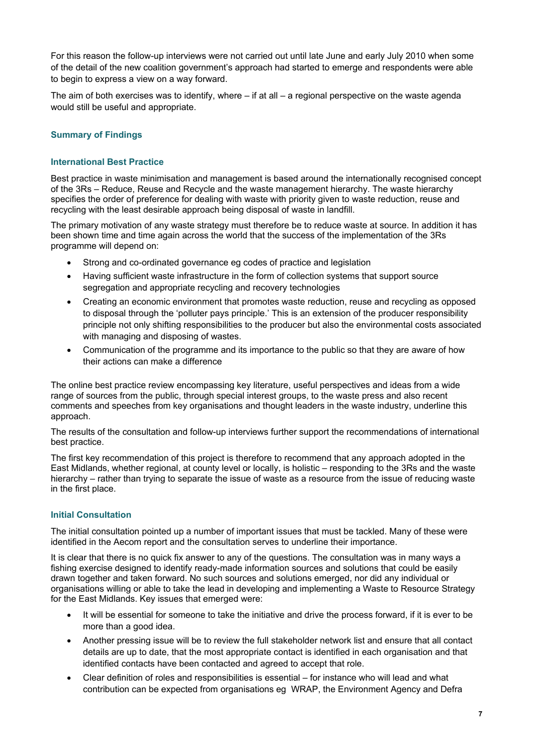For this reason the follow-up interviews were not carried out until late June and early July 2010 when some of the detail of the new coalition government's approach had started to emerge and respondents were able to begin to express a view on a way forward.

The aim of both exercises was to identify, where – if at all – a regional perspective on the waste agenda would still be useful and appropriate.

## Summary of Findings

### International Best Practice

Best practice in waste minimisation and management is based around the internationally recognised concept of the 3Rs – Reduce, Reuse and Recycle and the waste management hierarchy. The waste hierarchy specifies the order of preference for dealing with waste with priority given to waste reduction, reuse and recycling with the least desirable approach being disposal of waste in landfill.

The primary motivation of any waste strategy must therefore be to reduce waste at source. In addition it has been shown time and time again across the world that the success of the implementation of the 3Rs programme will depend on:

- Strong and co-ordinated governance eg codes of practice and legislation
- Having sufficient waste infrastructure in the form of collection systems that support source segregation and appropriate recycling and recovery technologies
- Creating an economic environment that promotes waste reduction, reuse and recycling as opposed to disposal through the 'polluter pays principle.' This is an extension of the producer responsibility principle not only shifting responsibilities to the producer but also the environmental costs associated with managing and disposing of wastes.
- Communication of the programme and its importance to the public so that they are aware of how their actions can make a difference

The online best practice review encompassing key literature, useful perspectives and ideas from a wide range of sources from the public, through special interest groups, to the waste press and also recent comments and speeches from key organisations and thought leaders in the waste industry, underline this approach.

The results of the consultation and follow-up interviews further support the recommendations of international best practice.

The first key recommendation of this project is therefore to recommend that any approach adopted in the East Midlands, whether regional, at county level or locally, is holistic – responding to the 3Rs and the waste hierarchy – rather than trying to separate the issue of waste as a resource from the issue of reducing waste in the first place.

### Initial Consultation

The initial consultation pointed up a number of important issues that must be tackled. Many of these were identified in the Aecom report and the consultation serves to underline their importance.

It is clear that there is no quick fix answer to any of the questions. The consultation was in many ways a fishing exercise designed to identify ready-made information sources and solutions that could be easily drawn together and taken forward. No such sources and solutions emerged, nor did any individual or organisations willing or able to take the lead in developing and implementing a Waste to Resource Strategy for the East Midlands. Key issues that emerged were:

- It will be essential for someone to take the initiative and drive the process forward, if it is ever to be more than a good idea.
- Another pressing issue will be to review the full stakeholder network list and ensure that all contact details are up to date, that the most appropriate contact is identified in each organisation and that identified contacts have been contacted and agreed to accept that role.
- Clear definition of roles and responsibilities is essential – for instance who will lead and what contribution can be expected from organisations eg WRAP, the Environment Agency and Defra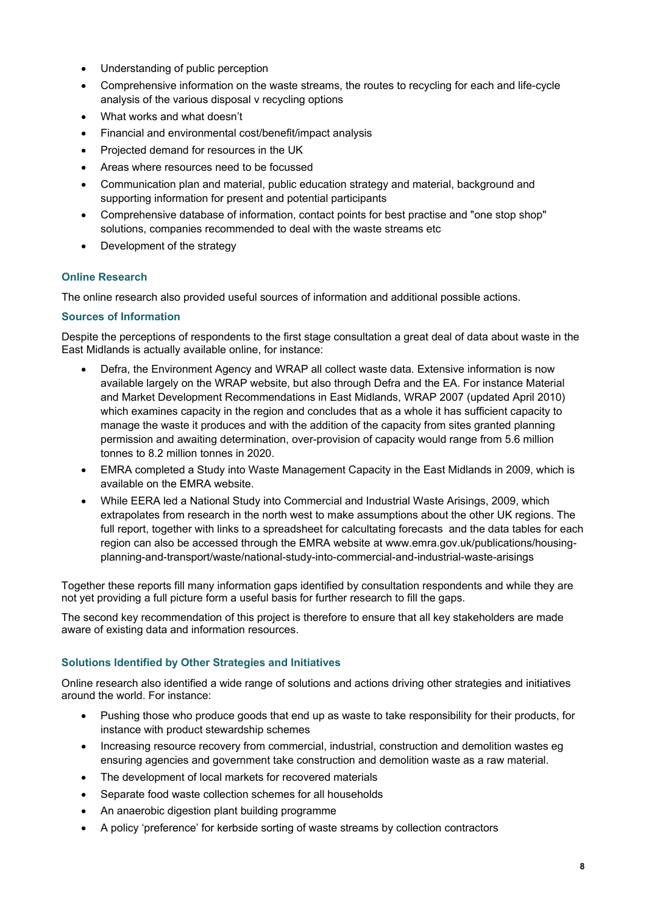- Understanding of public perception
- Comprehensive information on the waste streams, the routes to recycling for each and life-cycle analysis of the various disposal v recycling options
- What works and what doesn't
- Financial and environmental cost/benefit/impact analysis
- Projected demand for resources in the UK
- Areas where resources need to be focussed
- Communication plan and material, public education strategy and material, background and supporting information for present and potential participants
- Comprehensive database of information, contact points for best practise and "one stop shop" solutions, companies recommended to deal with the waste streams etc
- Development of the strategy

### Online Research

The online research also provided useful sources of information and additional possible actions.

### Sources of Information

Despite the perceptions of respondents to the first stage consultation a great deal of data about waste in the East Midlands is actually available online, for instance:

- Defra, the Environment Agency and WRAP all collect waste data. Extensive information is now available largely on the WRAP website, but also through Defra and the EA. For instance Material and Market Development Recommendations in East Midlands, WRAP 2007 (updated April 2010) which examines capacity in the region and concludes that as a whole it has sufficient capacity to manage the waste it produces and with the addition of the capacity from sites granted planning permission and awaiting determination, over-provision of capacity would range from 5.6 million tonnes to 8.2 million tonnes in 2020.
- EMRA completed a Study into Waste Management Capacity in the East Midlands in 2009, which is available on the EMRA website.
- While EERA led a National Study into Commercial and Industrial Waste Arisings, 2009, which extrapolates from research in the north west to make assumptions about the other UK regions. The full report, together with links to a spreadsheet for calcultating forecasts and the data tables for each region can also be accessed through the EMRA website at www.emra.gov.uk/publications/housing-planning-and-transport/waste/national-study-into-commercial-and-industrial-waste-arisings

Together these reports fill many information gaps identified by consultation respondents and while they are not yet providing a full picture form a useful basis for further research to fill the gaps.

The second key recommendation of this project is therefore to ensure that all key stakeholders are made aware of existing data and information resources.

### Solutions Identified by Other Strategies and Initiatives

Online research also identified a wide range of solutions and actions driving other strategies and initiatives around the world. For instance:

- Pushing those who produce goods that end up as waste to take responsibility for their products, for instance with product stewardship schemes
- Increasing resource recovery from commercial, industrial, construction and demolition wastes eg ensuring agencies and government take construction and demolition waste as a raw material.
- The development of local markets for recovered materials
- Separate food waste collection schemes for all households
- An anaerobic digestion plant building programme
- A policy 'preference' for kerbside sorting of waste streams by collection contractors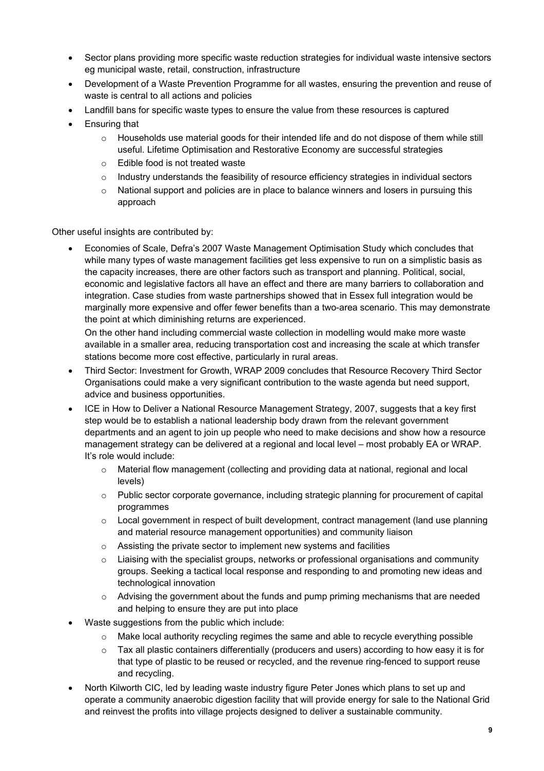- Sector plans providing more specific waste reduction strategies for individual waste intensive sectors eg municipal waste, retail, construction, infrastructure
- Development of a Waste Prevention Programme for all wastes, ensuring the prevention and reuse of waste is central to all actions and policies
- Landfill bans for specific waste types to ensure the value from these resources is captured
- Ensuring that
  - Households use material goods for their intended life and do not dispose of them while still useful. Lifetime Optimisation and Restorative Economy are successful strategies
  - Edible food is not treated waste
  - Industry understands the feasibility of resource efficiency strategies in individual sectors
  - National support and policies are in place to balance winners and losers in pursuing this approach

Other useful insights are contributed by:

- Economies of Scale, Defra's 2007 Waste Management Optimisation Study which concludes that while many types of waste management facilities get less expensive to run on a simplistic basis as the capacity increases, there are other factors such as transport and planning. Political, social, economic and legislative factors all have an effect and there are many barriers to collaboration and integration. Case studies from waste partnerships showed that in Essex full integration would be marginally more expensive and offer fewer benefits than a two-area scenario. This may demonstrate the point at which diminishing returns are experienced.

  On the other hand including commercial waste collection in modelling would make more waste available in a smaller area, reducing transportation cost and increasing the scale at which transfer stations become more cost effective, particularly in rural areas.
- Third Sector: Investment for Growth, WRAP 2009 concludes that Resource Recovery Third Sector Organisations could make a very significant contribution to the waste agenda but need support, advice and business opportunities.
- ICE in How to Deliver a National Resource Management Strategy, 2007, suggests that a key first step would be to establish a national leadership body drawn from the relevant government departments and an agent to join up people who need to make decisions and show how a resource management strategy can be delivered at a regional and local level – most probably EA or WRAP. It's role would include:
  - Material flow management (collecting and providing data at national, regional and local levels)
  - Public sector corporate governance, including strategic planning for procurement of capital programmes
  - Local government in respect of built development, contract management (land use planning and material resource management opportunities) and community liaison
  - Assisting the private sector to implement new systems and facilities
  - Liaising with the specialist groups, networks or professional organisations and community groups. Seeking a tactical local response and responding to and promoting new ideas and technological innovation
  - Advising the government about the funds and pump priming mechanisms that are needed and helping to ensure they are put into place
- Waste suggestions from the public which include:
  - Make local authority recycling regimes the same and able to recycle everything possible
  - Tax all plastic containers differentially (producers and users) according to how easy it is for that type of plastic to be reused or recycled, and the revenue ring-fenced to support reuse and recycling.
- North Kilworth CIC, led by leading waste industry figure Peter Jones which plans to set up and operate a community anaerobic digestion facility that will provide energy for sale to the National Grid and reinvest the profits into village projects designed to deliver a sustainable community.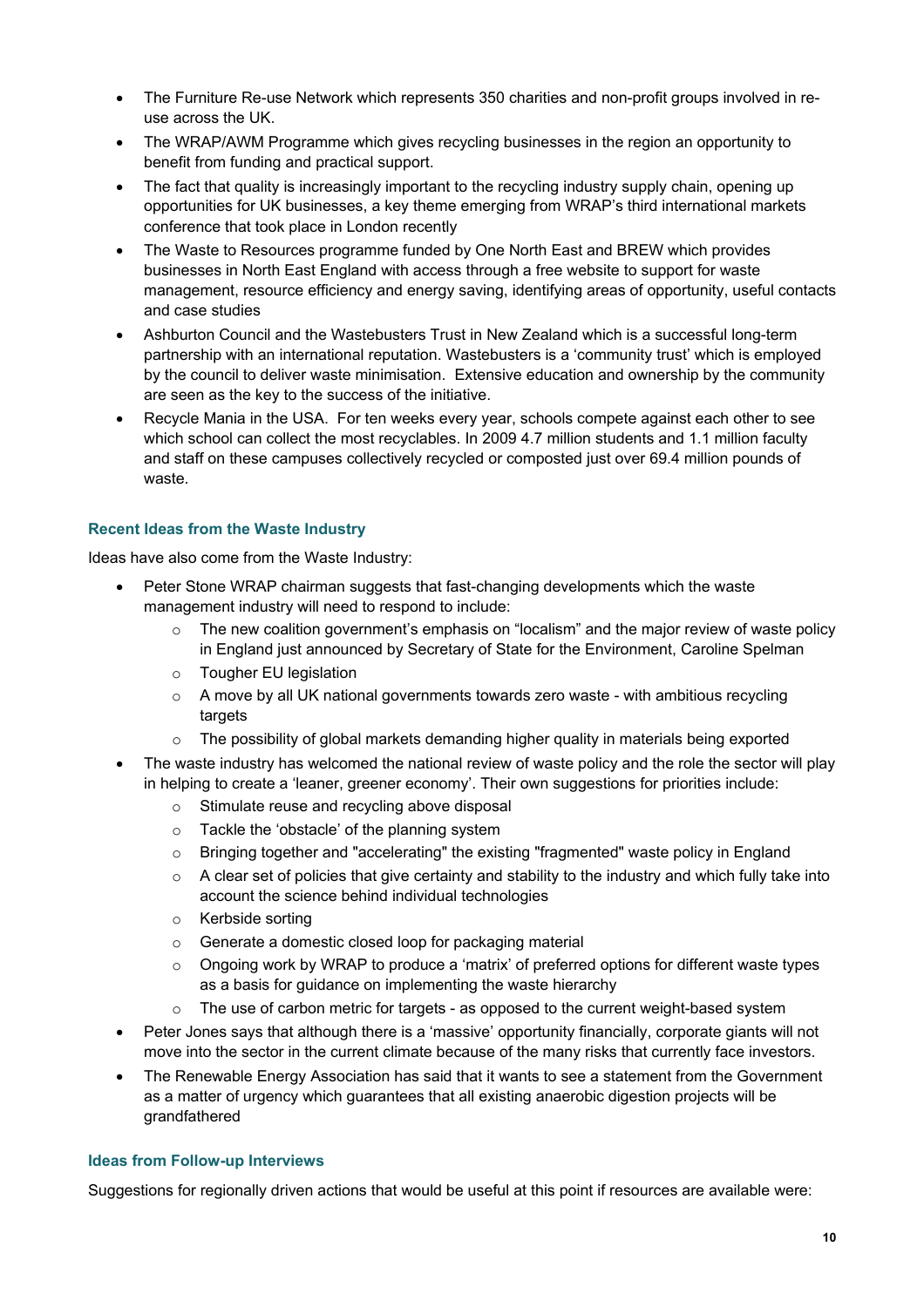- The Furniture Re-use Network which represents 350 charities and non-profit groups involved in re-use across the UK.
- The WRAP/AWM Programme which gives recycling businesses in the region an opportunity to benefit from funding and practical support.
- The fact that quality is increasingly important to the recycling industry supply chain, opening up opportunities for UK businesses, a key theme emerging from WRAP's third international markets conference that took place in London recently
- The Waste to Resources programme funded by One North East and BREW which provides businesses in North East England with access through a free website to support for waste management, resource efficiency and energy saving, identifying areas of opportunity, useful contacts and case studies
- Ashburton Council and the Wastebusters Trust in New Zealand which is a successful long-term partnership with an international reputation. Wastebusters is a 'community trust' which is employed by the council to deliver waste minimisation. Extensive education and ownership by the community are seen as the key to the success of the initiative.
- Recycle Mania in the USA. For ten weeks every year, schools compete against each other to see which school can collect the most recyclables. In 2009 4.7 million students and 1.1 million faculty and staff on these campuses collectively recycled or composted just over 69.4 million pounds of waste.

### Recent Ideas from the Waste Industry

Ideas have also come from the Waste Industry:

- Peter Stone WRAP chairman suggests that fast-changing developments which the waste management industry will need to respond to include:
  - The new coalition government's emphasis on "localism" and the major review of waste policy in England just announced by Secretary of State for the Environment, Caroline Spelman
  - Tougher EU legislation
  - A move by all UK national governments towards zero waste - with ambitious recycling targets
  - The possibility of global markets demanding higher quality in materials being exported
- The waste industry has welcomed the national review of waste policy and the role the sector will play in helping to create a 'leaner, greener economy'. Their own suggestions for priorities include:
  - Stimulate reuse and recycling above disposal
  - Tackle the 'obstacle' of the planning system
  - Bringing together and "accelerating" the existing "fragmented" waste policy in England
  - A clear set of policies that give certainty and stability to the industry and which fully take into account the science behind individual technologies
  - Kerbside sorting
  - Generate a domestic closed loop for packaging material
  - Ongoing work by WRAP to produce a 'matrix' of preferred options for different waste types as a basis for guidance on implementing the waste hierarchy
  - The use of carbon metric for targets - as opposed to the current weight-based system
- Peter Jones says that although there is a 'massive' opportunity financially, corporate giants will not move into the sector in the current climate because of the many risks that currently face investors.
- The Renewable Energy Association has said that it wants to see a statement from the Government as a matter of urgency which guarantees that all existing anaerobic digestion projects will be grandfathered

### Ideas from Follow-up Interviews

Suggestions for regionally driven actions that would be useful at this point if resources are available were: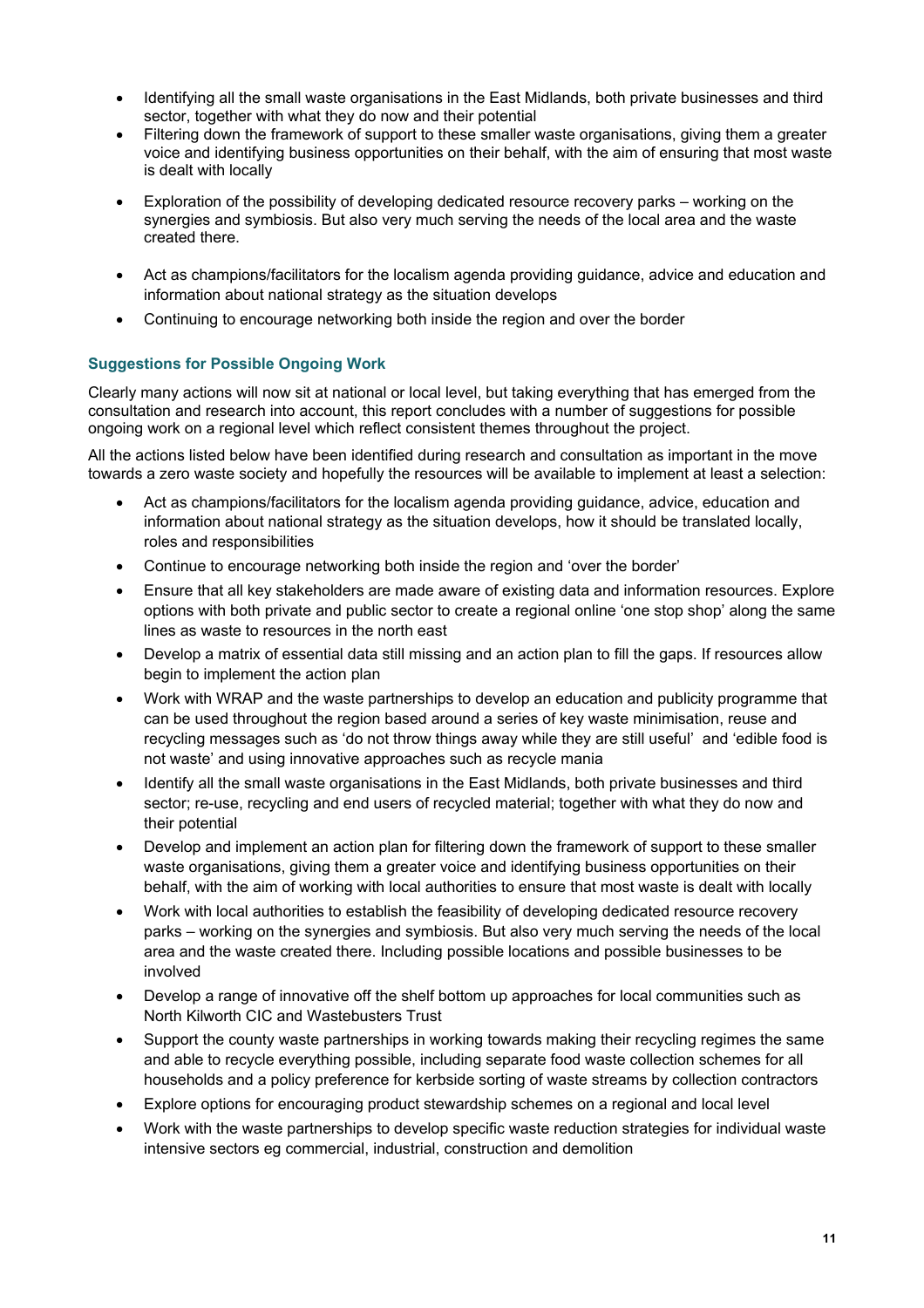- Identifying all the small waste organisations in the East Midlands, both private businesses and third sector, together with what they do now and their potential
- Filtering down the framework of support to these smaller waste organisations, giving them a greater voice and identifying business opportunities on their behalf, with the aim of ensuring that most waste is dealt with locally
- Exploration of the possibility of developing dedicated resource recovery parks – working on the synergies and symbiosis. But also very much serving the needs of the local area and the waste created there.
- Act as champions/facilitators for the localism agenda providing guidance, advice and education and information about national strategy as the situation develops
- Continuing to encourage networking both inside the region and over the border

### Suggestions for Possible Ongoing Work

Clearly many actions will now sit at national or local level, but taking everything that has emerged from the consultation and research into account, this report concludes with a number of suggestions for possible ongoing work on a regional level which reflect consistent themes throughout the project.

All the actions listed below have been identified during research and consultation as important in the move towards a zero waste society and hopefully the resources will be available to implement at least a selection:

- Act as champions/facilitators for the localism agenda providing guidance, advice, education and information about national strategy as the situation develops, how it should be translated locally, roles and responsibilities
- Continue to encourage networking both inside the region and 'over the border'
- Ensure that all key stakeholders are made aware of existing data and information resources. Explore options with both private and public sector to create a regional online 'one stop shop' along the same lines as waste to resources in the north east
- Develop a matrix of essential data still missing and an action plan to fill the gaps. If resources allow begin to implement the action plan
- Work with WRAP and the waste partnerships to develop an education and publicity programme that can be used throughout the region based around a series of key waste minimisation, reuse and recycling messages such as 'do not throw things away while they are still useful' and 'edible food is not waste' and using innovative approaches such as recycle mania
- Identify all the small waste organisations in the East Midlands, both private businesses and third sector; re-use, recycling and end users of recycled material; together with what they do now and their potential
- Develop and implement an action plan for filtering down the framework of support to these smaller waste organisations, giving them a greater voice and identifying business opportunities on their behalf, with the aim of working with local authorities to ensure that most waste is dealt with locally
- Work with local authorities to establish the feasibility of developing dedicated resource recovery parks – working on the synergies and symbiosis. But also very much serving the needs of the local area and the waste created there. Including possible locations and possible businesses to be involved
- Develop a range of innovative off the shelf bottom up approaches for local communities such as North Kilworth CIC and Wastebusters Trust
- Support the county waste partnerships in working towards making their recycling regimes the same and able to recycle everything possible, including separate food waste collection schemes for all households and a policy preference for kerbside sorting of waste streams by collection contractors
- Explore options for encouraging product stewardship schemes on a regional and local level
- Work with the waste partnerships to develop specific waste reduction strategies for individual waste intensive sectors eg commercial, industrial, construction and demolition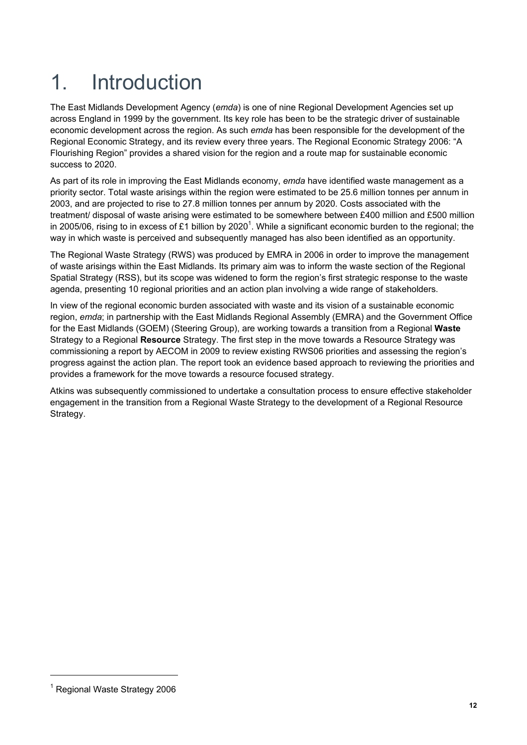# 1. Introduction

The East Midlands Development Agency (*emda*) is one of nine Regional Development Agencies set up across England in 1999 by the government. Its key role has been to be the strategic driver of sustainable economic development across the region. As such *emda* has been responsible for the development of the Regional Economic Strategy, and its review every three years. The Regional Economic Strategy 2006: "A Flourishing Region" provides a shared vision for the region and a route map for sustainable economic success to 2020.

As part of its role in improving the East Midlands economy, *emda* have identified waste management as a priority sector. Total waste arisings within the region were estimated to be 25.6 million tonnes per annum in 2003, and are projected to rise to 27.8 million tonnes per annum by 2020. Costs associated with the treatment/ disposal of waste arising were estimated to be somewhere between £400 million and £500 million in 2005/06, rising to in excess of £1 billion by 2020[1]. While a significant economic burden to the regional; the way in which waste is perceived and subsequently managed has also been identified as an opportunity.

The Regional Waste Strategy (RWS) was produced by EMRA in 2006 in order to improve the management of waste arisings within the East Midlands. Its primary aim was to inform the waste section of the Regional Spatial Strategy (RSS), but its scope was widened to form the region's first strategic response to the waste agenda, presenting 10 regional priorities and an action plan involving a wide range of stakeholders.

In view of the regional economic burden associated with waste and its vision of a sustainable economic region, *emda*; in partnership with the East Midlands Regional Assembly (EMRA) and the Government Office for the East Midlands (GOEM) (Steering Group), are working towards a transition from a Regional **Waste** Strategy to a Regional **Resource** Strategy. The first step in the move towards a Resource Strategy was commissioning a report by AECOM in 2009 to review existing RWS06 priorities and assessing the region's progress against the action plan. The report took an evidence based approach to reviewing the priorities and provides a framework for the move towards a resource focused strategy.

Atkins was subsequently commissioned to undertake a consultation process to ensure effective stakeholder engagement in the transition from a Regional Waste Strategy to the development of a Regional Resource Strategy.

[1] Regional Waste Strategy 2006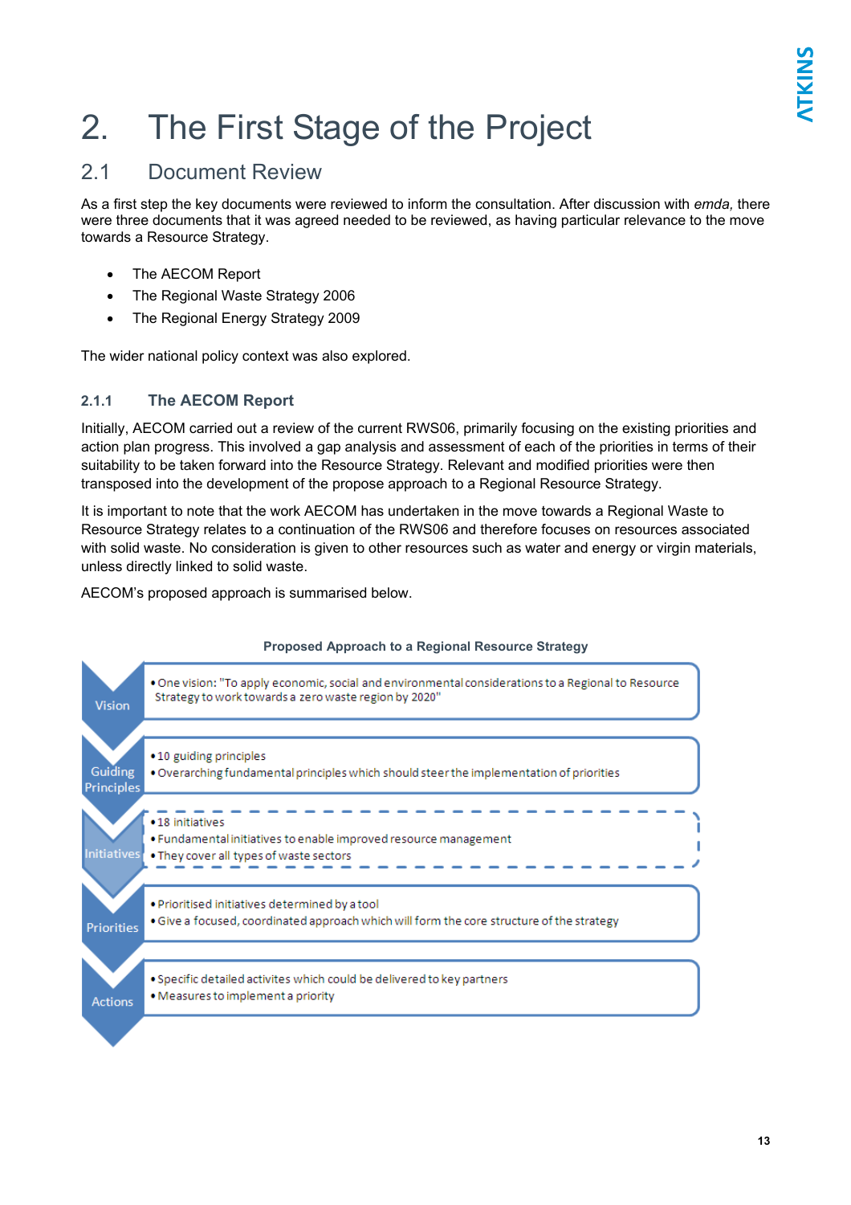# 2. The First Stage of the Project

## 2.1 Document Review

As a first step the key documents were reviewed to inform the consultation. After discussion with *emda,* there were three documents that it was agreed needed to be reviewed, as having particular relevance to the move towards a Resource Strategy.

- The AECOM Report
- The Regional Waste Strategy 2006
- The Regional Energy Strategy 2009

The wider national policy context was also explored.

### 2.1.1 The AECOM Report

Initially, AECOM carried out a review of the current RWS06, primarily focusing on the existing priorities and action plan progress. This involved a gap analysis and assessment of each of the priorities in terms of their suitability to be taken forward into the Resource Strategy. Relevant and modified priorities were then transposed into the development of the propose approach to a Regional Resource Strategy.

It is important to note that the work AECOM has undertaken in the move towards a Regional Waste to Resource Strategy relates to a continuation of the RWS06 and therefore focuses on resources associated with solid waste. No consideration is given to other resources such as water and energy or virgin materials, unless directly linked to solid waste.

AECOM's proposed approach is summarised below.

**Proposed Approach to a Regional Resource Strategy**

| Stage | Description |
| --- | --- |
| Vision | • One vision: "To apply economic, social and environmental considerations to a Regional to Resource Strategy to work towards a zero waste region by 2020" |
| Guiding Principles | • 10 guiding principles<br>• Overarching fundamental principles which should steer the implementation of priorities |
| Initiatives | • 18 initiatives<br>• Fundamental initiatives to enable improved resource management<br>• They cover all types of waste sectors |
| Priorities | • Prioritised initiatives determined by a tool<br>• Give a focused, coordinated approach which will form the core structure of the strategy |
| Actions | • Specific detailed activites which could be delivered to key partners<br>• Measures to implement a priority |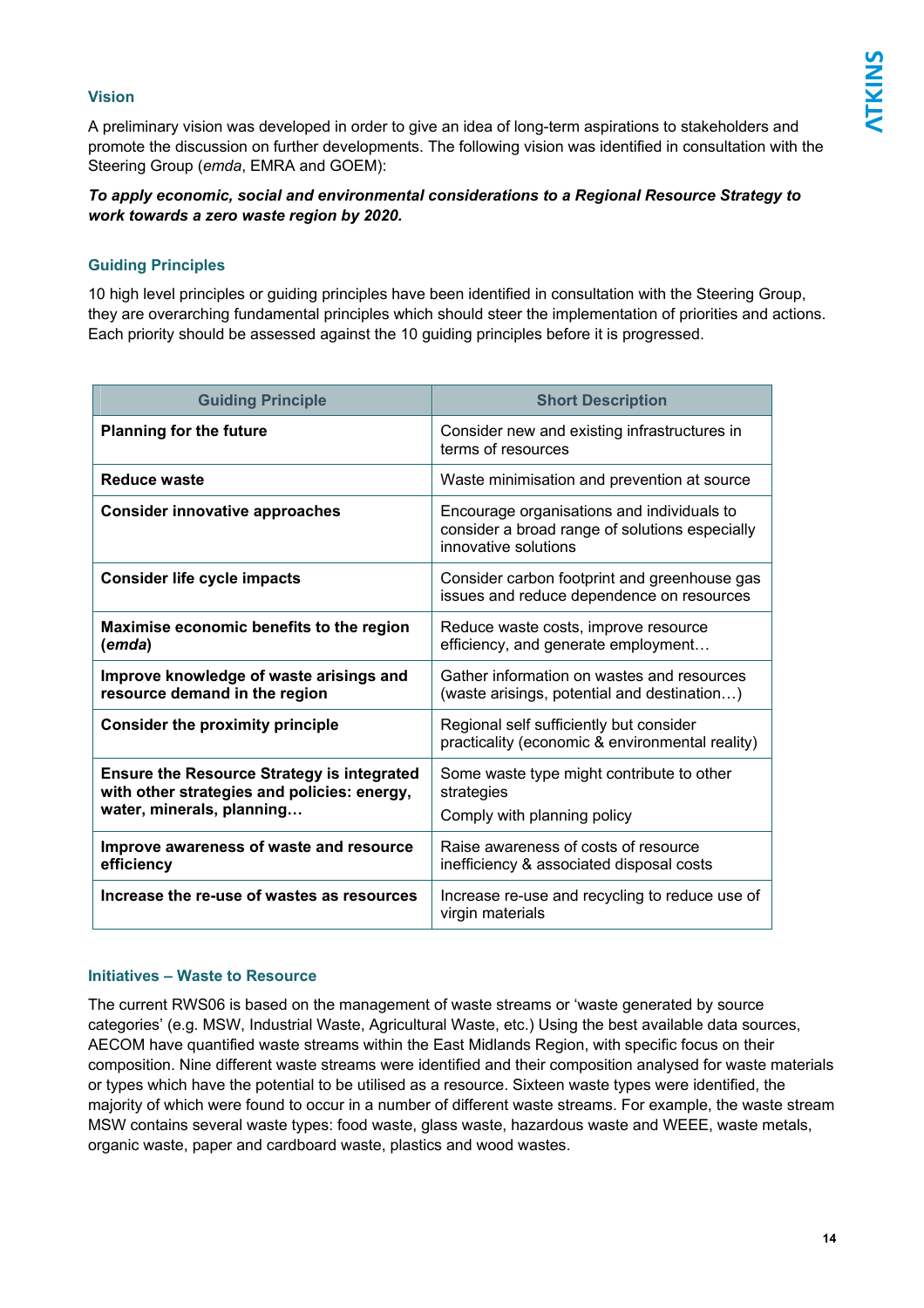## Vision

A preliminary vision was developed in order to give an idea of long-term aspirations to stakeholders and promote the discussion on further developments. The following vision was identified in consultation with the Steering Group (*emda*, EMRA and GOEM):

***To apply economic, social and environmental considerations to a Regional Resource Strategy to work towards a zero waste region by 2020.***

## Guiding Principles

10 high level principles or guiding principles have been identified in consultation with the Steering Group, they are overarching fundamental principles which should steer the implementation of priorities and actions. Each priority should be assessed against the 10 guiding principles before it is progressed.

| Guiding Principle | Short Description |
|---|---|
| **Planning for the future** | Consider new and existing infrastructures in terms of resources |
| **Reduce waste** | Waste minimisation and prevention at source |
| **Consider innovative approaches** | Encourage organisations and individuals to consider a broad range of solutions especially innovative solutions |
| **Consider life cycle impacts** | Consider carbon footprint and greenhouse gas issues and reduce dependence on resources |
| **Maximise economic benefits to the region (*emda*)** | Reduce waste costs, improve resource efficiency, and generate employment… |
| **Improve knowledge of waste arisings and resource demand in the region** | Gather information on wastes and resources (waste arisings, potential and destination…) |
| **Consider the proximity principle** | Regional self sufficiently but consider practicality (economic & environmental reality) |
| **Ensure the Resource Strategy is integrated with other strategies and policies: energy, water, minerals, planning…** | Some waste type might contribute to other strategies<br>Comply with planning policy |
| **Improve awareness of waste and resource efficiency** | Raise awareness of costs of resource inefficiency & associated disposal costs |
| **Increase the re-use of wastes as resources** | Increase re-use and recycling to reduce use of virgin materials |

## Initiatives – Waste to Resource

The current RWS06 is based on the management of waste streams or 'waste generated by source categories' (e.g. MSW, Industrial Waste, Agricultural Waste, etc.) Using the best available data sources, AECOM have quantified waste streams within the East Midlands Region, with specific focus on their composition. Nine different waste streams were identified and their composition analysed for waste materials or types which have the potential to be utilised as a resource. Sixteen waste types were identified, the majority of which were found to occur in a number of different waste streams. For example, the waste stream MSW contains several waste types: food waste, glass waste, hazardous waste and WEEE, waste metals, organic waste, paper and cardboard waste, plastics and wood wastes.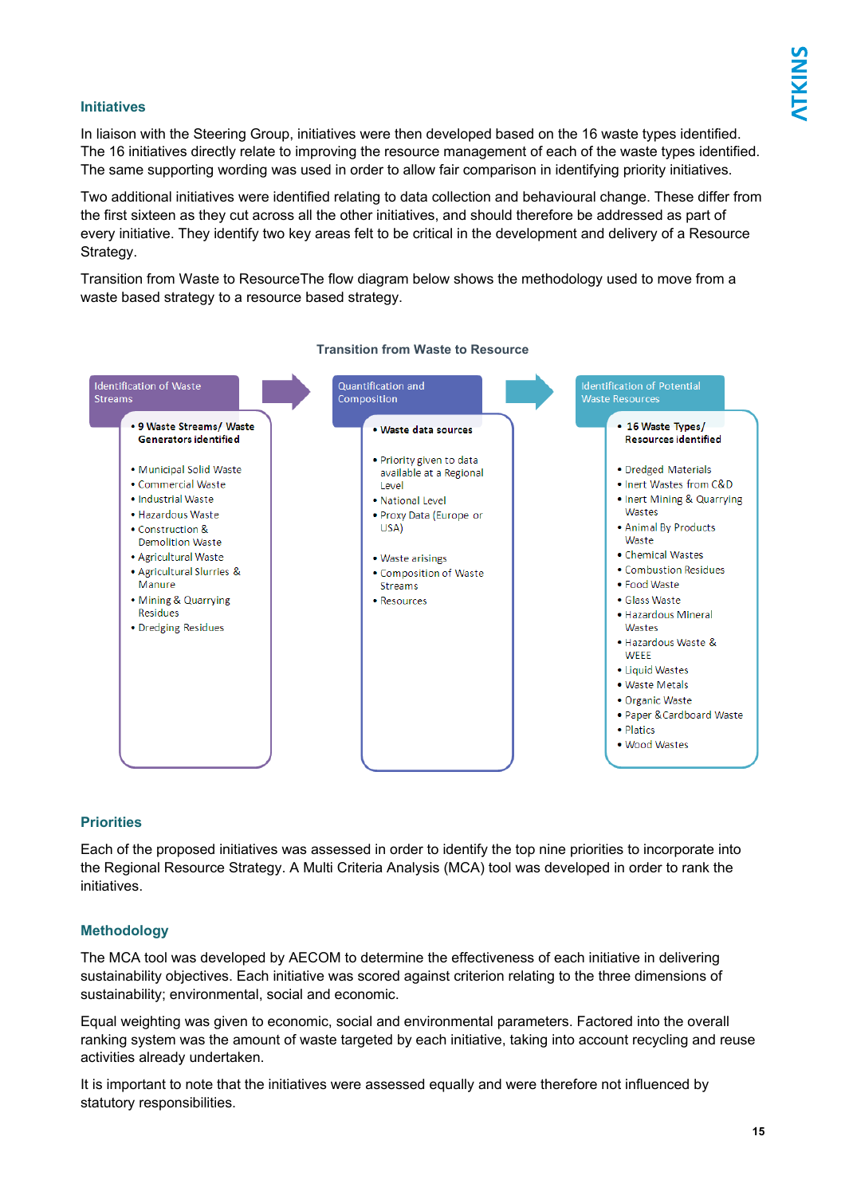### Initiatives

In liaison with the Steering Group, initiatives were then developed based on the 16 waste types identified. The 16 initiatives directly relate to improving the resource management of each of the waste types identified. The same supporting wording was used in order to allow fair comparison in identifying priority initiatives.

Two additional initiatives were identified relating to data collection and behavioural change. These differ from the first sixteen as they cut across all the other initiatives, and should therefore be addressed as part of every initiative. They identify two key areas felt to be critical in the development and delivery of a Resource Strategy.

Transition from Waste to ResourceThe flow diagram below shows the methodology used to move from a waste based strategy to a resource based strategy.

**Transition from Waste to Resource**

**Identification of Waste Streams**

- **9 Waste Streams/ Waste Generators identified**
- Municipal Solid Waste
- Commercial Waste
- Industrial Waste
- Hazardous Waste
- Construction & Demolition Waste
- Agricultural Waste
- Agricultural Slurries & Manure
- Mining & Quarrying Residues
- Dredging Residues

**Quantification and Composition**

- **Waste data sources**
- Priority given to data available at a Regional Level
- National Level
- Proxy Data (Europe or USA)
- Waste arisings
- Composition of Waste Streams
- Resources

**Identification of Potential Waste Resources**

- **16 Waste Types/ Resources identified**
- Dredged Materials
- Inert Wastes from C&D
- Inert Mining & Quarrying Wastes
- Animal By Products Waste
- Chemical Wastes
- Combustion Residues
- Food Waste
- Glass Waste
- Hazardous Mineral Wastes
- Hazardous Waste & WEEE
- Liquid Wastes
- Waste Metals
- Organic Waste
- Paper &Cardboard Waste
- Platics
- Wood Wastes

### Priorities

Each of the proposed initiatives was assessed in order to identify the top nine priorities to incorporate into the Regional Resource Strategy. A Multi Criteria Analysis (MCA) tool was developed in order to rank the initiatives.

### Methodology

The MCA tool was developed by AECOM to determine the effectiveness of each initiative in delivering sustainability objectives. Each initiative was scored against criterion relating to the three dimensions of sustainability; environmental, social and economic.

Equal weighting was given to economic, social and environmental parameters. Factored into the overall ranking system was the amount of waste targeted by each initiative, taking into account recycling and reuse activities already undertaken.

It is important to note that the initiatives were assessed equally and were therefore not influenced by statutory responsibilities.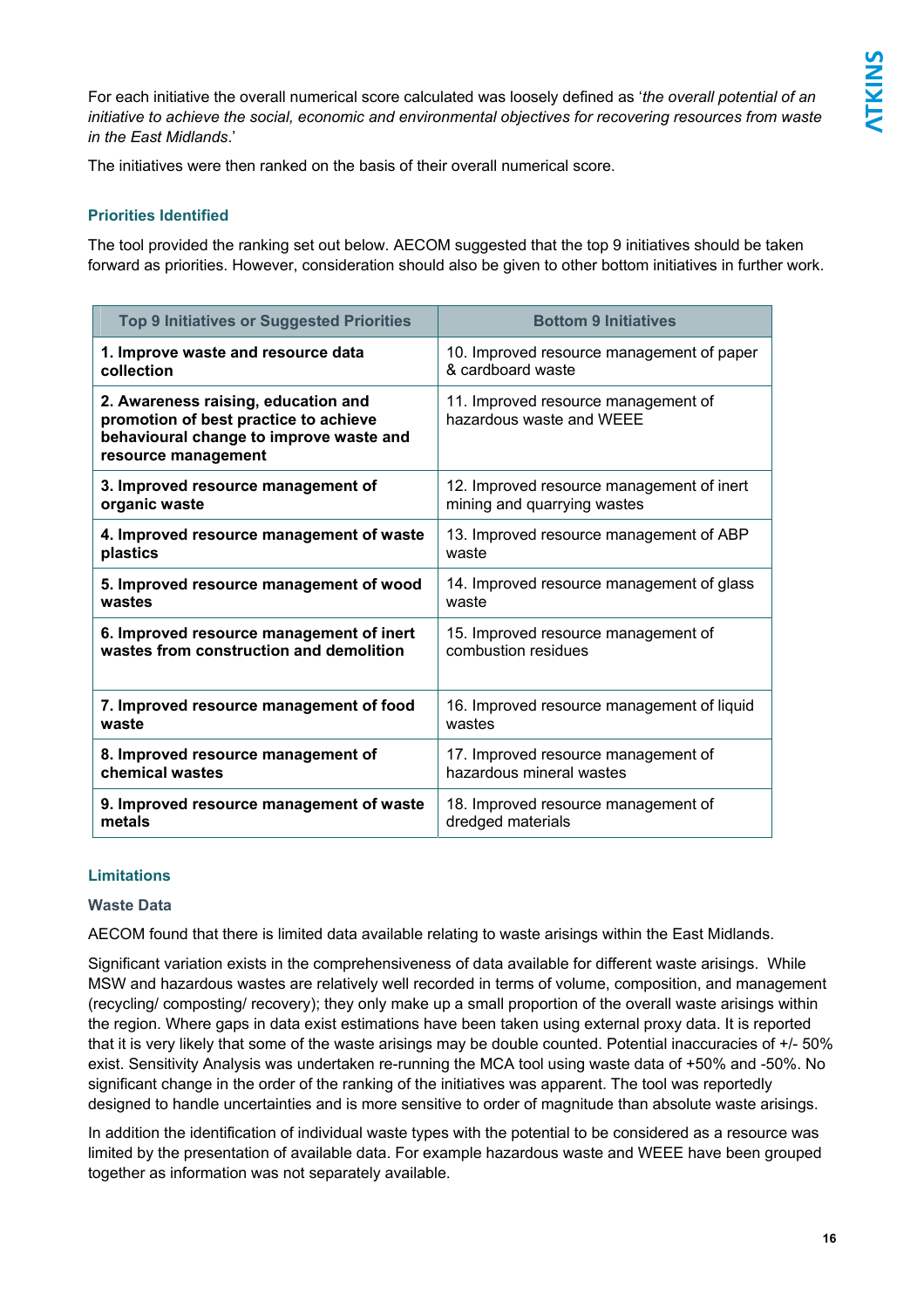For each initiative the overall numerical score calculated was loosely defined as '*the overall potential of an initiative to achieve the social, economic and environmental objectives for recovering resources from waste in the East Midlands*.'

The initiatives were then ranked on the basis of their overall numerical score.

### Priorities Identified

The tool provided the ranking set out below. AECOM suggested that the top 9 initiatives should be taken forward as priorities. However, consideration should also be given to other bottom initiatives in further work.

| Top 9 Initiatives or Suggested Priorities | Bottom 9 Initiatives |
|---|---|
| **1. Improve waste and resource data collection** | 10. Improved resource management of paper & cardboard waste |
| **2. Awareness raising, education and promotion of best practice to achieve behavioural change to improve waste and resource management** | 11. Improved resource management of hazardous waste and WEEE |
| **3. Improved resource management of organic waste** | 12. Improved resource management of inert mining and quarrying wastes |
| **4. Improved resource management of waste plastics** | 13. Improved resource management of ABP waste |
| **5. Improved resource management of wood wastes** | 14. Improved resource management of glass waste |
| **6. Improved resource management of inert wastes from construction and demolition** | 15. Improved resource management of combustion residues |
| **7. Improved resource management of food waste** | 16. Improved resource management of liquid wastes |
| **8. Improved resource management of chemical wastes** | 17. Improved resource management of hazardous mineral wastes |
| **9. Improved resource management of waste metals** | 18. Improved resource management of dredged materials |

### Limitations

#### Waste Data

AECOM found that there is limited data available relating to waste arisings within the East Midlands.

Significant variation exists in the comprehensiveness of data available for different waste arisings. While MSW and hazardous wastes are relatively well recorded in terms of volume, composition, and management (recycling/ composting/ recovery); they only make up a small proportion of the overall waste arisings within the region. Where gaps in data exist estimations have been taken using external proxy data. It is reported that it is very likely that some of the waste arisings may be double counted. Potential inaccuracies of +/- 50% exist. Sensitivity Analysis was undertaken re-running the MCA tool using waste data of +50% and -50%. No significant change in the order of the ranking of the initiatives was apparent. The tool was reportedly designed to handle uncertainties and is more sensitive to order of magnitude than absolute waste arisings.

In addition the identification of individual waste types with the potential to be considered as a resource was limited by the presentation of available data. For example hazardous waste and WEEE have been grouped together as information was not separately available.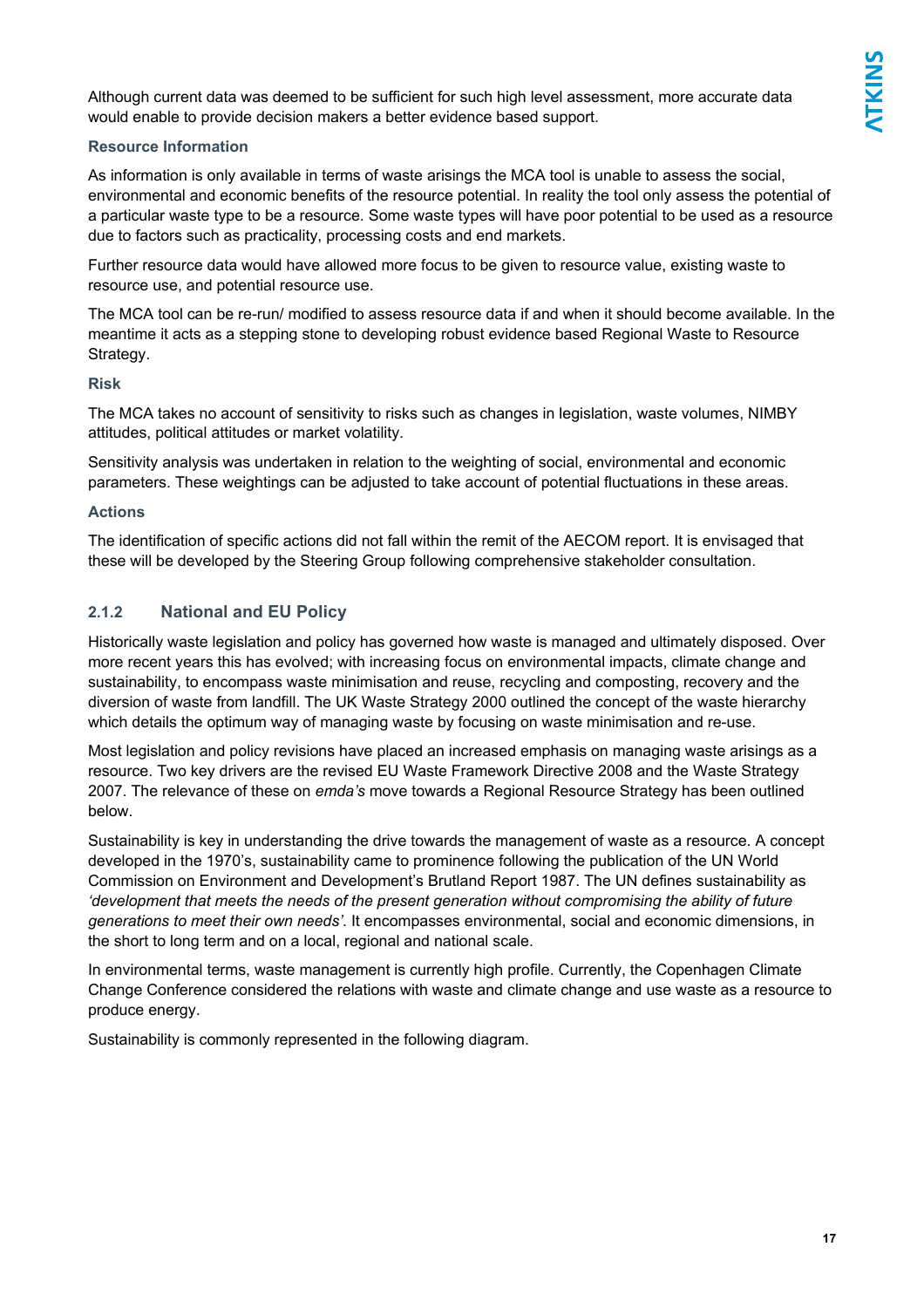Although current data was deemed to be sufficient for such high level assessment, more accurate data would enable to provide decision makers a better evidence based support.

#### Resource Information

As information is only available in terms of waste arisings the MCA tool is unable to assess the social, environmental and economic benefits of the resource potential. In reality the tool only assess the potential of a particular waste type to be a resource. Some waste types will have poor potential to be used as a resource due to factors such as practicality, processing costs and end markets.

Further resource data would have allowed more focus to be given to resource value, existing waste to resource use, and potential resource use.

The MCA tool can be re-run/ modified to assess resource data if and when it should become available. In the meantime it acts as a stepping stone to developing robust evidence based Regional Waste to Resource Strategy.

#### Risk

The MCA takes no account of sensitivity to risks such as changes in legislation, waste volumes, NIMBY attitudes, political attitudes or market volatility.

Sensitivity analysis was undertaken in relation to the weighting of social, environmental and economic parameters. These weightings can be adjusted to take account of potential fluctuations in these areas.

#### Actions

The identification of specific actions did not fall within the remit of the AECOM report. It is envisaged that these will be developed by the Steering Group following comprehensive stakeholder consultation.

### 2.1.2 National and EU Policy

Historically waste legislation and policy has governed how waste is managed and ultimately disposed. Over more recent years this has evolved; with increasing focus on environmental impacts, climate change and sustainability, to encompass waste minimisation and reuse, recycling and composting, recovery and the diversion of waste from landfill. The UK Waste Strategy 2000 outlined the concept of the waste hierarchy which details the optimum way of managing waste by focusing on waste minimisation and re-use.

Most legislation and policy revisions have placed an increased emphasis on managing waste arisings as a resource. Two key drivers are the revised EU Waste Framework Directive 2008 and the Waste Strategy 2007. The relevance of these on *emda's* move towards a Regional Resource Strategy has been outlined below.

Sustainability is key in understanding the drive towards the management of waste as a resource. A concept developed in the 1970's, sustainability came to prominence following the publication of the UN World Commission on Environment and Development's Brutland Report 1987. The UN defines sustainability as *'development that meets the needs of the present generation without compromising the ability of future generations to meet their own needs'*. It encompasses environmental, social and economic dimensions, in the short to long term and on a local, regional and national scale.

In environmental terms, waste management is currently high profile. Currently, the Copenhagen Climate Change Conference considered the relations with waste and climate change and use waste as a resource to produce energy.

Sustainability is commonly represented in the following diagram.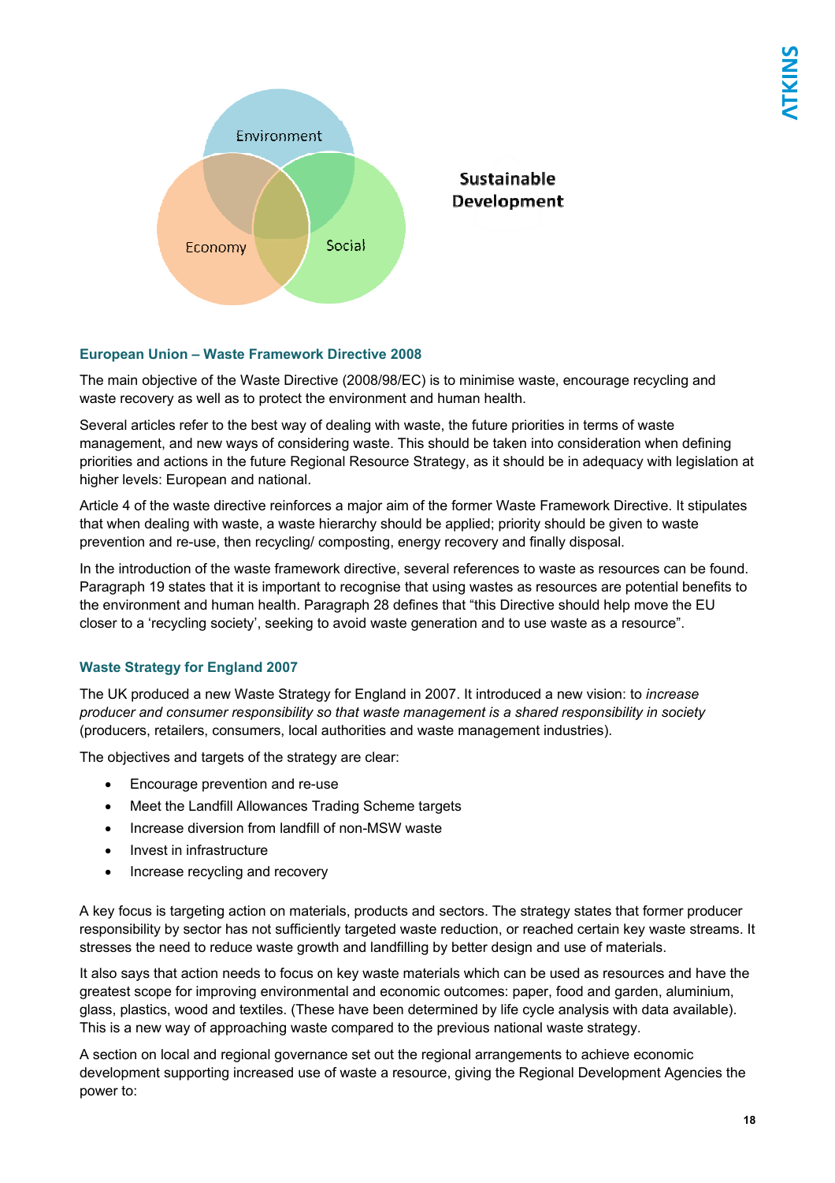Environment

Economy

Social

Sustainable Development

### European Union – Waste Framework Directive 2008

The main objective of the Waste Directive (2008/98/EC) is to minimise waste, encourage recycling and waste recovery as well as to protect the environment and human health.

Several articles refer to the best way of dealing with waste, the future priorities in terms of waste management, and new ways of considering waste. This should be taken into consideration when defining priorities and actions in the future Regional Resource Strategy, as it should be in adequacy with legislation at higher levels: European and national.

Article 4 of the waste directive reinforces a major aim of the former Waste Framework Directive. It stipulates that when dealing with waste, a waste hierarchy should be applied; priority should be given to waste prevention and re-use, then recycling/ composting, energy recovery and finally disposal.

In the introduction of the waste framework directive, several references to waste as resources can be found. Paragraph 19 states that it is important to recognise that using wastes as resources are potential benefits to the environment and human health. Paragraph 28 defines that "this Directive should help move the EU closer to a 'recycling society', seeking to avoid waste generation and to use waste as a resource".

### Waste Strategy for England 2007

The UK produced a new Waste Strategy for England in 2007. It introduced a new vision: to *increase producer and consumer responsibility so that waste management is a shared responsibility in society* (producers, retailers, consumers, local authorities and waste management industries).

The objectives and targets of the strategy are clear:

- Encourage prevention and re-use
- Meet the Landfill Allowances Trading Scheme targets
- Increase diversion from landfill of non-MSW waste
- Invest in infrastructure
- Increase recycling and recovery

A key focus is targeting action on materials, products and sectors. The strategy states that former producer responsibility by sector has not sufficiently targeted waste reduction, or reached certain key waste streams. It stresses the need to reduce waste growth and landfilling by better design and use of materials.

It also says that action needs to focus on key waste materials which can be used as resources and have the greatest scope for improving environmental and economic outcomes: paper, food and garden, aluminium, glass, plastics, wood and textiles. (These have been determined by life cycle analysis with data available). This is a new way of approaching waste compared to the previous national waste strategy.

A section on local and regional governance set out the regional arrangements to achieve economic development supporting increased use of waste a resource, giving the Regional Development Agencies the power to: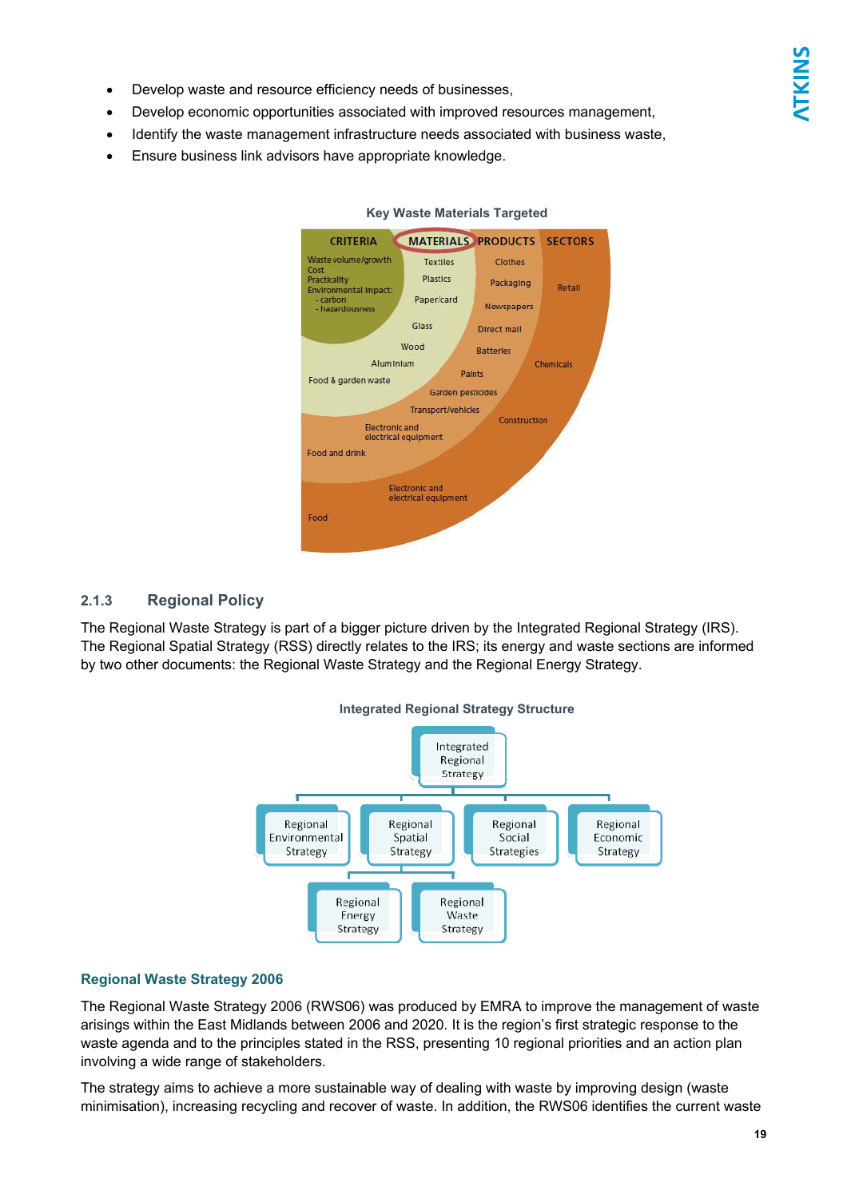- Develop waste and resource efficiency needs of businesses,
- Develop economic opportunities associated with improved resources management,
- Identify the waste management infrastructure needs associated with business waste,
- Ensure business link advisors have appropriate knowledge.

**Key Waste Materials Targeted**

CRITERIA: Waste volume/growth, Cost, Practicality, Environmental impact: - carbon - hazardousness

MATERIALS: Textiles, Plastics, Paper/card, Glass, Wood, Aluminium, Food & garden waste

PRODUCTS: Clothes, Packaging, Newspapers, Direct mail, Batteries, Paints, Garden pesticides, Transport/vehicles, Electronic and electrical equipment, Food and drink

SECTORS: Retail, Chemicals, Construction, Electronic and electrical equipment, Food

### 2.1.3 Regional Policy

The Regional Waste Strategy is part of a bigger picture driven by the Integrated Regional Strategy (IRS). The Regional Spatial Strategy (RSS) directly relates to the IRS; its energy and waste sections are informed by two other documents: the Regional Waste Strategy and the Regional Energy Strategy.

**Integrated Regional Strategy Structure**

- Integrated Regional Strategy
  - Regional Environmental Strategy
  - Regional Spatial Strategy
    - Regional Energy Strategy
    - Regional Waste Strategy
  - Regional Social Strategies
  - Regional Economic Strategy

**Regional Waste Strategy 2006**

The Regional Waste Strategy 2006 (RWS06) was produced by EMRA to improve the management of waste arisings within the East Midlands between 2006 and 2020. It is the region's first strategic response to the waste agenda and to the principles stated in the RSS, presenting 10 regional priorities and an action plan involving a wide range of stakeholders.

The strategy aims to achieve a more sustainable way of dealing with waste by improving design (waste minimisation), increasing recycling and recover of waste. In addition, the RWS06 identifies the current waste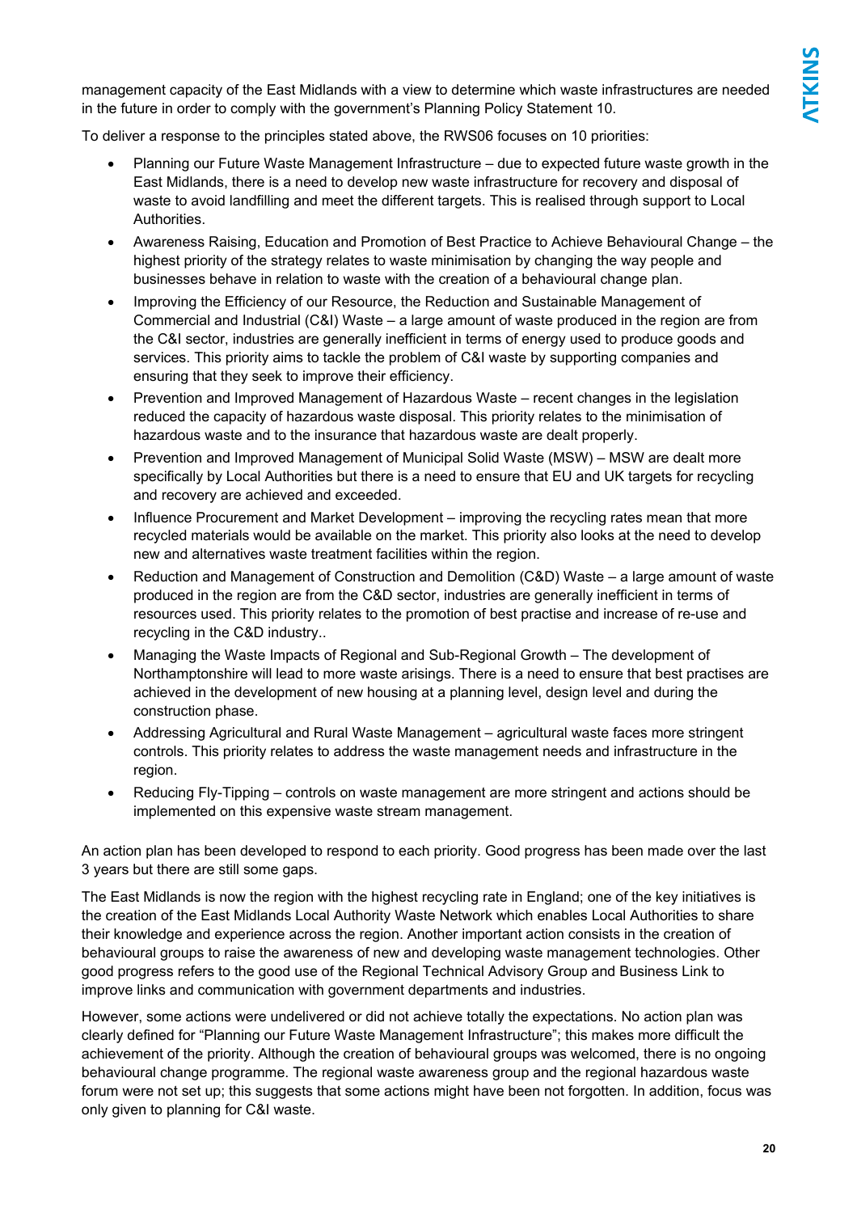management capacity of the East Midlands with a view to determine which waste infrastructures are needed in the future in order to comply with the government's Planning Policy Statement 10.

To deliver a response to the principles stated above, the RWS06 focuses on 10 priorities:

- Planning our Future Waste Management Infrastructure – due to expected future waste growth in the East Midlands, there is a need to develop new waste infrastructure for recovery and disposal of waste to avoid landfilling and meet the different targets. This is realised through support to Local Authorities.
- Awareness Raising, Education and Promotion of Best Practice to Achieve Behavioural Change – the highest priority of the strategy relates to waste minimisation by changing the way people and businesses behave in relation to waste with the creation of a behavioural change plan.
- Improving the Efficiency of our Resource, the Reduction and Sustainable Management of Commercial and Industrial (C&I) Waste – a large amount of waste produced in the region are from the C&I sector, industries are generally inefficient in terms of energy used to produce goods and services. This priority aims to tackle the problem of C&I waste by supporting companies and ensuring that they seek to improve their efficiency.
- Prevention and Improved Management of Hazardous Waste – recent changes in the legislation reduced the capacity of hazardous waste disposal. This priority relates to the minimisation of hazardous waste and to the insurance that hazardous waste are dealt properly.
- Prevention and Improved Management of Municipal Solid Waste (MSW) – MSW are dealt more specifically by Local Authorities but there is a need to ensure that EU and UK targets for recycling and recovery are achieved and exceeded.
- Influence Procurement and Market Development – improving the recycling rates mean that more recycled materials would be available on the market. This priority also looks at the need to develop new and alternatives waste treatment facilities within the region.
- Reduction and Management of Construction and Demolition (C&D) Waste – a large amount of waste produced in the region are from the C&D sector, industries are generally inefficient in terms of resources used. This priority relates to the promotion of best practise and increase of re-use and recycling in the C&D industry..
- Managing the Waste Impacts of Regional and Sub-Regional Growth – The development of Northamptonshire will lead to more waste arisings. There is a need to ensure that best practises are achieved in the development of new housing at a planning level, design level and during the construction phase.
- Addressing Agricultural and Rural Waste Management – agricultural waste faces more stringent controls. This priority relates to address the waste management needs and infrastructure in the region.
- Reducing Fly-Tipping – controls on waste management are more stringent and actions should be implemented on this expensive waste stream management.

An action plan has been developed to respond to each priority. Good progress has been made over the last 3 years but there are still some gaps.

The East Midlands is now the region with the highest recycling rate in England; one of the key initiatives is the creation of the East Midlands Local Authority Waste Network which enables Local Authorities to share their knowledge and experience across the region. Another important action consists in the creation of behavioural groups to raise the awareness of new and developing waste management technologies. Other good progress refers to the good use of the Regional Technical Advisory Group and Business Link to improve links and communication with government departments and industries.

However, some actions were undelivered or did not achieve totally the expectations. No action plan was clearly defined for "Planning our Future Waste Management Infrastructure"; this makes more difficult the achievement of the priority. Although the creation of behavioural groups was welcomed, there is no ongoing behavioural change programme. The regional waste awareness group and the regional hazardous waste forum were not set up; this suggests that some actions might have been not forgotten. In addition, focus was only given to planning for C&I waste.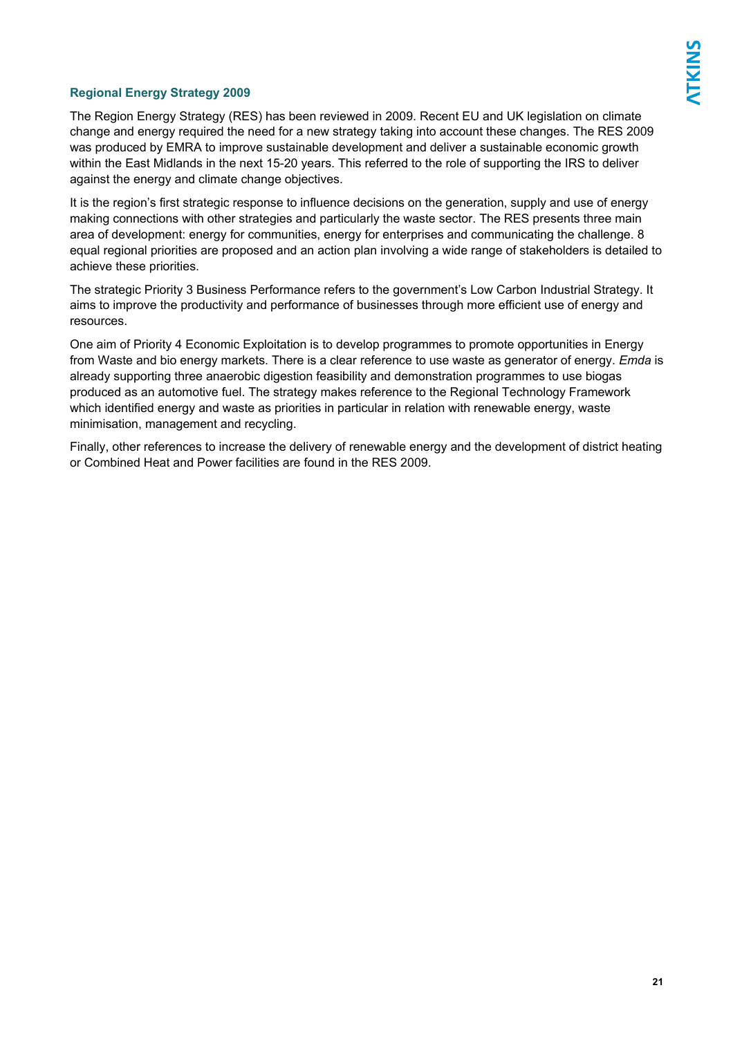### Regional Energy Strategy 2009

The Region Energy Strategy (RES) has been reviewed in 2009. Recent EU and UK legislation on climate change and energy required the need for a new strategy taking into account these changes. The RES 2009 was produced by EMRA to improve sustainable development and deliver a sustainable economic growth within the East Midlands in the next 15-20 years. This referred to the role of supporting the IRS to deliver against the energy and climate change objectives.

It is the region's first strategic response to influence decisions on the generation, supply and use of energy making connections with other strategies and particularly the waste sector. The RES presents three main area of development: energy for communities, energy for enterprises and communicating the challenge. 8 equal regional priorities are proposed and an action plan involving a wide range of stakeholders is detailed to achieve these priorities.

The strategic Priority 3 Business Performance refers to the government's Low Carbon Industrial Strategy. It aims to improve the productivity and performance of businesses through more efficient use of energy and resources.

One aim of Priority 4 Economic Exploitation is to develop programmes to promote opportunities in Energy from Waste and bio energy markets. There is a clear reference to use waste as generator of energy. *Emda* is already supporting three anaerobic digestion feasibility and demonstration programmes to use biogas produced as an automotive fuel. The strategy makes reference to the Regional Technology Framework which identified energy and waste as priorities in particular in relation with renewable energy, waste minimisation, management and recycling.

Finally, other references to increase the delivery of renewable energy and the development of district heating or Combined Heat and Power facilities are found in the RES 2009.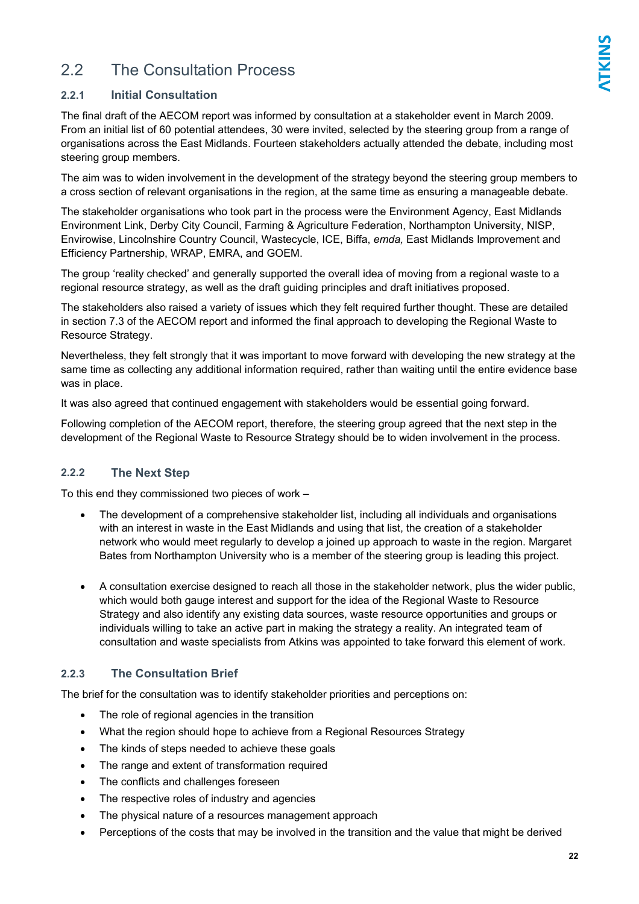## 2.2 The Consultation Process

### 2.2.1 Initial Consultation

The final draft of the AECOM report was informed by consultation at a stakeholder event in March 2009. From an initial list of 60 potential attendees, 30 were invited, selected by the steering group from a range of organisations across the East Midlands. Fourteen stakeholders actually attended the debate, including most steering group members.

The aim was to widen involvement in the development of the strategy beyond the steering group members to a cross section of relevant organisations in the region, at the same time as ensuring a manageable debate.

The stakeholder organisations who took part in the process were the Environment Agency, East Midlands Environment Link, Derby City Council, Farming & Agriculture Federation, Northampton University, NISP, Envirowise, Lincolnshire Country Council, Wastecycle, ICE, Biffa, *emda,* East Midlands Improvement and Efficiency Partnership, WRAP, EMRA, and GOEM.

The group 'reality checked' and generally supported the overall idea of moving from a regional waste to a regional resource strategy, as well as the draft guiding principles and draft initiatives proposed.

The stakeholders also raised a variety of issues which they felt required further thought. These are detailed in section 7.3 of the AECOM report and informed the final approach to developing the Regional Waste to Resource Strategy.

Nevertheless, they felt strongly that it was important to move forward with developing the new strategy at the same time as collecting any additional information required, rather than waiting until the entire evidence base was in place.

It was also agreed that continued engagement with stakeholders would be essential going forward.

Following completion of the AECOM report, therefore, the steering group agreed that the next step in the development of the Regional Waste to Resource Strategy should be to widen involvement in the process.

### 2.2.2 The Next Step

To this end they commissioned two pieces of work –

- The development of a comprehensive stakeholder list, including all individuals and organisations with an interest in waste in the East Midlands and using that list, the creation of a stakeholder network who would meet regularly to develop a joined up approach to waste in the region. Margaret Bates from Northampton University who is a member of the steering group is leading this project.

- A consultation exercise designed to reach all those in the stakeholder network, plus the wider public, which would both gauge interest and support for the idea of the Regional Waste to Resource Strategy and also identify any existing data sources, waste resource opportunities and groups or individuals willing to take an active part in making the strategy a reality. An integrated team of consultation and waste specialists from Atkins was appointed to take forward this element of work.

### 2.2.3 The Consultation Brief

The brief for the consultation was to identify stakeholder priorities and perceptions on:

- The role of regional agencies in the transition
- What the region should hope to achieve from a Regional Resources Strategy
- The kinds of steps needed to achieve these goals
- The range and extent of transformation required
- The conflicts and challenges foreseen
- The respective roles of industry and agencies
- The physical nature of a resources management approach
- Perceptions of the costs that may be involved in the transition and the value that might be derived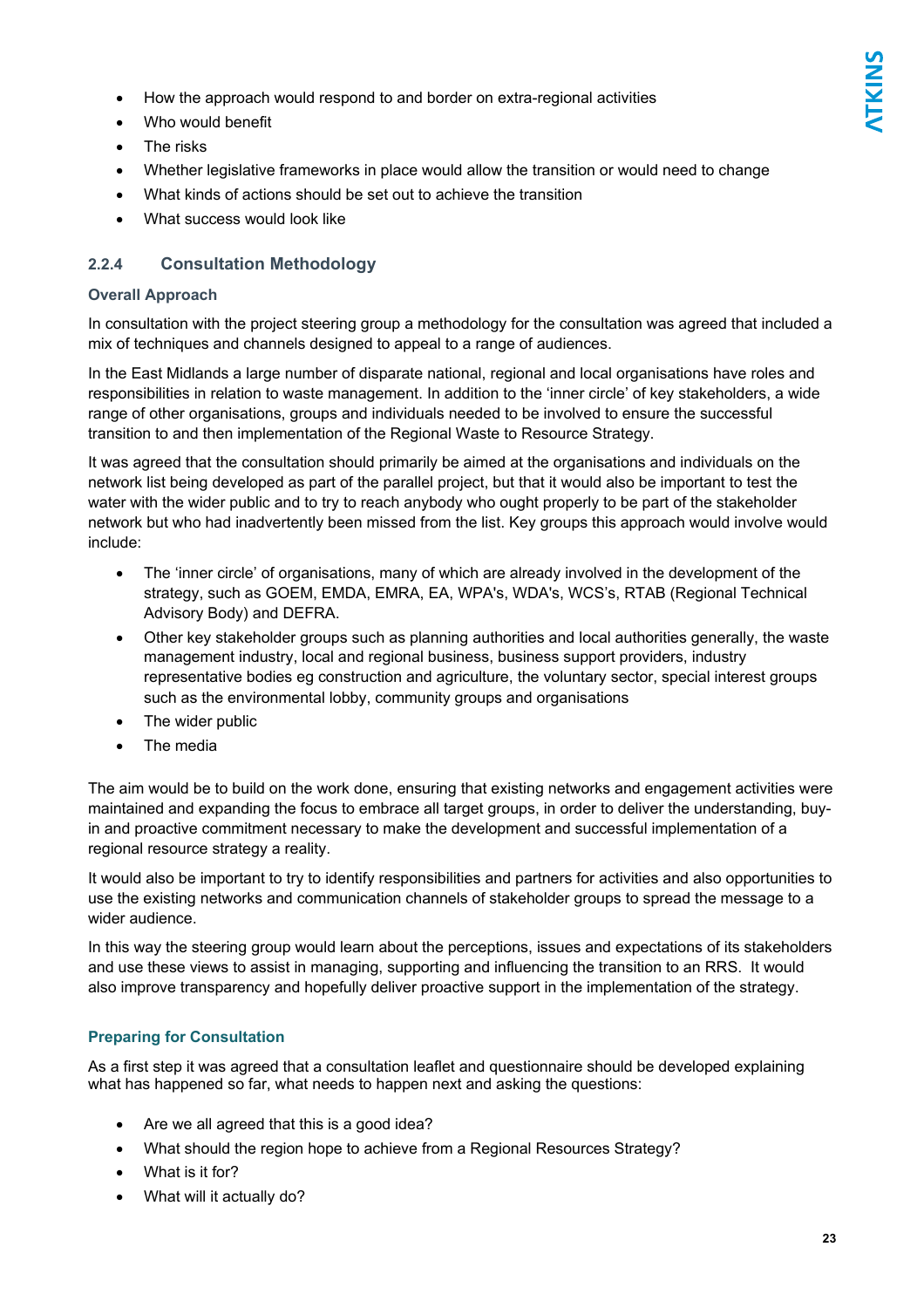- How the approach would respond to and border on extra-regional activities
- Who would benefit
- The risks
- Whether legislative frameworks in place would allow the transition or would need to change
- What kinds of actions should be set out to achieve the transition
- What success would look like

### 2.2.4 Consultation Methodology

#### Overall Approach

In consultation with the project steering group a methodology for the consultation was agreed that included a mix of techniques and channels designed to appeal to a range of audiences.

In the East Midlands a large number of disparate national, regional and local organisations have roles and responsibilities in relation to waste management. In addition to the 'inner circle' of key stakeholders, a wide range of other organisations, groups and individuals needed to be involved to ensure the successful transition to and then implementation of the Regional Waste to Resource Strategy.

It was agreed that the consultation should primarily be aimed at the organisations and individuals on the network list being developed as part of the parallel project, but that it would also be important to test the water with the wider public and to try to reach anybody who ought properly to be part of the stakeholder network but who had inadvertently been missed from the list. Key groups this approach would involve would include:

- The 'inner circle' of organisations, many of which are already involved in the development of the strategy, such as GOEM, EMDA, EMRA, EA, WPA's, WDA's, WCS's, RTAB (Regional Technical Advisory Body) and DEFRA.
- Other key stakeholder groups such as planning authorities and local authorities generally, the waste management industry, local and regional business, business support providers, industry representative bodies eg construction and agriculture, the voluntary sector, special interest groups such as the environmental lobby, community groups and organisations
- The wider public
- The media

The aim would be to build on the work done, ensuring that existing networks and engagement activities were maintained and expanding the focus to embrace all target groups, in order to deliver the understanding, buy-in and proactive commitment necessary to make the development and successful implementation of a regional resource strategy a reality.

It would also be important to try to identify responsibilities and partners for activities and also opportunities to use the existing networks and communication channels of stakeholder groups to spread the message to a wider audience.

In this way the steering group would learn about the perceptions, issues and expectations of its stakeholders and use these views to assist in managing, supporting and influencing the transition to an RRS. It would also improve transparency and hopefully deliver proactive support in the implementation of the strategy.

#### Preparing for Consultation

As a first step it was agreed that a consultation leaflet and questionnaire should be developed explaining what has happened so far, what needs to happen next and asking the questions:

- Are we all agreed that this is a good idea?
- What should the region hope to achieve from a Regional Resources Strategy?
- What is it for?
- What will it actually do?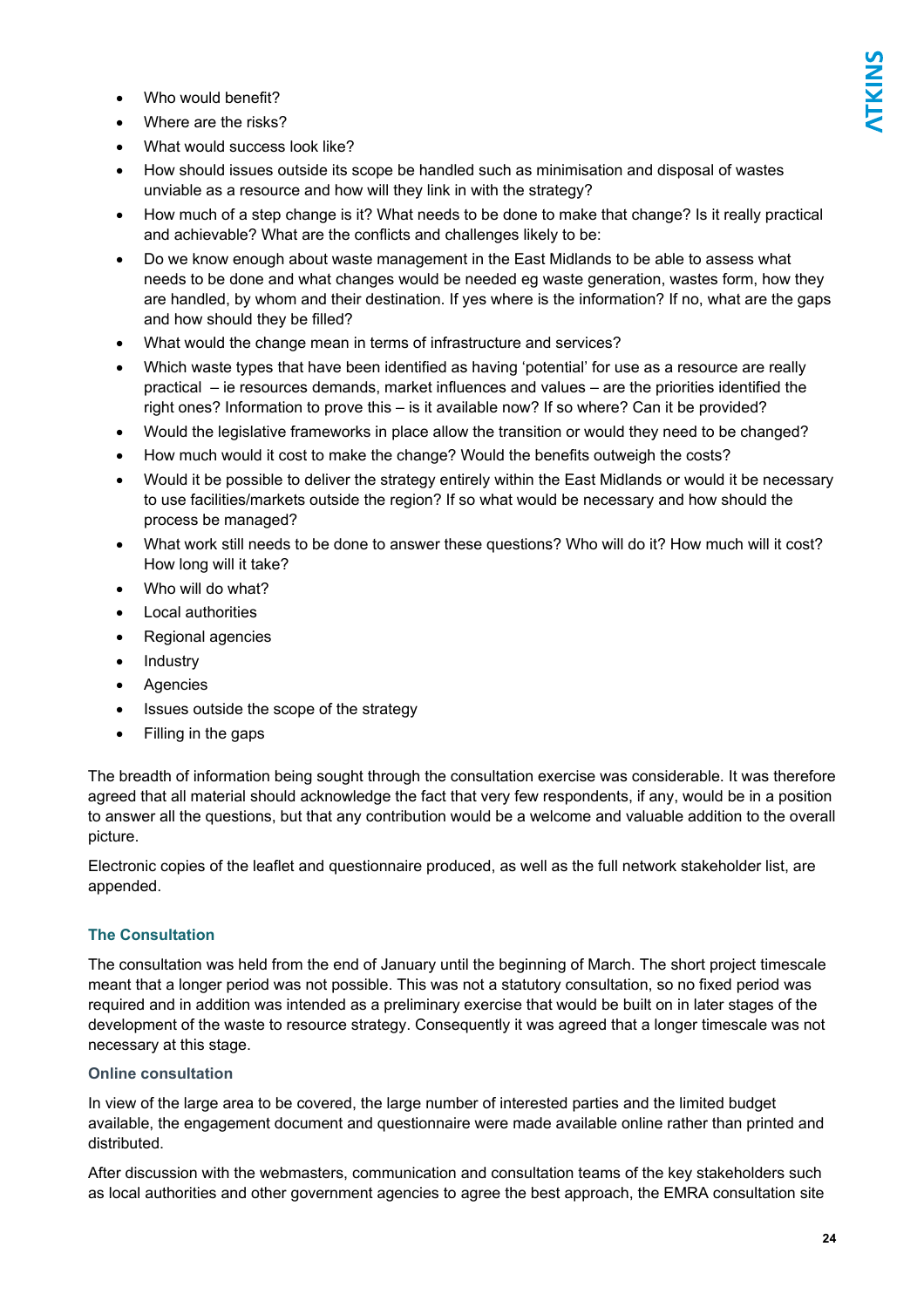- Who would benefit?
- Where are the risks?
- What would success look like?
- How should issues outside its scope be handled such as minimisation and disposal of wastes unviable as a resource and how will they link in with the strategy?
- How much of a step change is it? What needs to be done to make that change? Is it really practical and achievable? What are the conflicts and challenges likely to be:
- Do we know enough about waste management in the East Midlands to be able to assess what needs to be done and what changes would be needed eg waste generation, wastes form, how they are handled, by whom and their destination. If yes where is the information? If no, what are the gaps and how should they be filled?
- What would the change mean in terms of infrastructure and services?
- Which waste types that have been identified as having 'potential' for use as a resource are really practical – ie resources demands, market influences and values – are the priorities identified the right ones? Information to prove this – is it available now? If so where? Can it be provided?
- Would the legislative frameworks in place allow the transition or would they need to be changed?
- How much would it cost to make the change? Would the benefits outweigh the costs?
- Would it be possible to deliver the strategy entirely within the East Midlands or would it be necessary to use facilities/markets outside the region? If so what would be necessary and how should the process be managed?
- What work still needs to be done to answer these questions? Who will do it? How much will it cost? How long will it take?
- Who will do what?
- Local authorities
- Regional agencies
- Industry
- Agencies
- Issues outside the scope of the strategy
- Filling in the gaps

The breadth of information being sought through the consultation exercise was considerable. It was therefore agreed that all material should acknowledge the fact that very few respondents, if any, would be in a position to answer all the questions, but that any contribution would be a welcome and valuable addition to the overall picture.

Electronic copies of the leaflet and questionnaire produced, as well as the full network stakeholder list, are appended.

## The Consultation

The consultation was held from the end of January until the beginning of March. The short project timescale meant that a longer period was not possible. This was not a statutory consultation, so no fixed period was required and in addition was intended as a preliminary exercise that would be built on in later stages of the development of the waste to resource strategy. Consequently it was agreed that a longer timescale was not necessary at this stage.

### Online consultation

In view of the large area to be covered, the large number of interested parties and the limited budget available, the engagement document and questionnaire were made available online rather than printed and distributed.

After discussion with the webmasters, communication and consultation teams of the key stakeholders such as local authorities and other government agencies to agree the best approach, the EMRA consultation site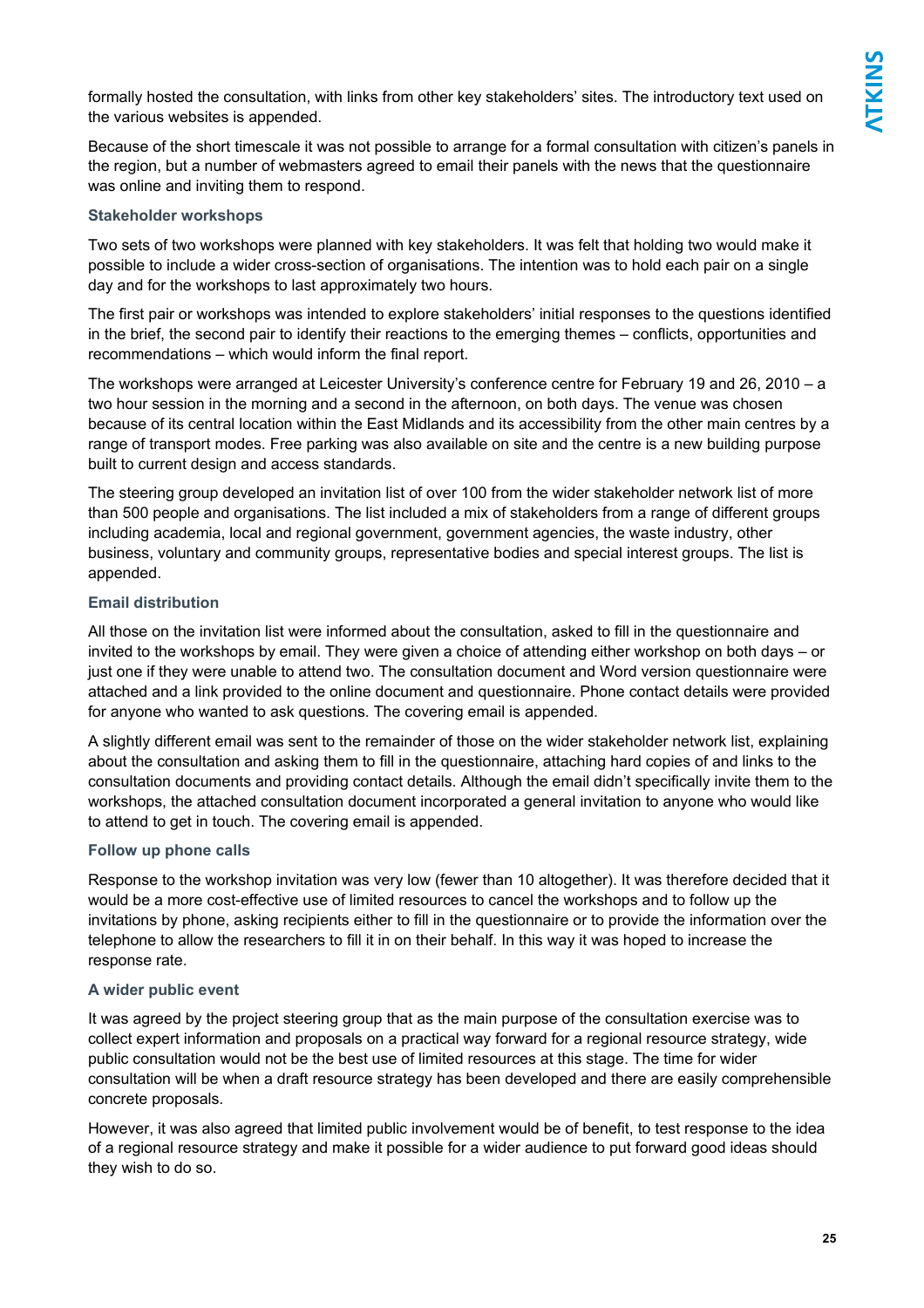formally hosted the consultation, with links from other key stakeholders' sites. The introductory text used on the various websites is appended.

Because of the short timescale it was not possible to arrange for a formal consultation with citizen's panels in the region, but a number of webmasters agreed to email their panels with the news that the questionnaire was online and inviting them to respond.

### Stakeholder workshops

Two sets of two workshops were planned with key stakeholders. It was felt that holding two would make it possible to include a wider cross-section of organisations. The intention was to hold each pair on a single day and for the workshops to last approximately two hours.

The first pair or workshops was intended to explore stakeholders' initial responses to the questions identified in the brief, the second pair to identify their reactions to the emerging themes – conflicts, opportunities and recommendations – which would inform the final report.

The workshops were arranged at Leicester University's conference centre for February 19 and 26, 2010 – a two hour session in the morning and a second in the afternoon, on both days. The venue was chosen because of its central location within the East Midlands and its accessibility from the other main centres by a range of transport modes. Free parking was also available on site and the centre is a new building purpose built to current design and access standards.

The steering group developed an invitation list of over 100 from the wider stakeholder network list of more than 500 people and organisations. The list included a mix of stakeholders from a range of different groups including academia, local and regional government, government agencies, the waste industry, other business, voluntary and community groups, representative bodies and special interest groups. The list is appended.

### Email distribution

All those on the invitation list were informed about the consultation, asked to fill in the questionnaire and invited to the workshops by email. They were given a choice of attending either workshop on both days – or just one if they were unable to attend two. The consultation document and Word version questionnaire were attached and a link provided to the online document and questionnaire. Phone contact details were provided for anyone who wanted to ask questions. The covering email is appended.

A slightly different email was sent to the remainder of those on the wider stakeholder network list, explaining about the consultation and asking them to fill in the questionnaire, attaching hard copies of and links to the consultation documents and providing contact details. Although the email didn't specifically invite them to the workshops, the attached consultation document incorporated a general invitation to anyone who would like to attend to get in touch. The covering email is appended.

### Follow up phone calls

Response to the workshop invitation was very low (fewer than 10 altogether). It was therefore decided that it would be a more cost-effective use of limited resources to cancel the workshops and to follow up the invitations by phone, asking recipients either to fill in the questionnaire or to provide the information over the telephone to allow the researchers to fill it in on their behalf. In this way it was hoped to increase the response rate.

### A wider public event

It was agreed by the project steering group that as the main purpose of the consultation exercise was to collect expert information and proposals on a practical way forward for a regional resource strategy, wide public consultation would not be the best use of limited resources at this stage. The time for wider consultation will be when a draft resource strategy has been developed and there are easily comprehensible concrete proposals.

However, it was also agreed that limited public involvement would be of benefit, to test response to the idea of a regional resource strategy and make it possible for a wider audience to put forward good ideas should they wish to do so.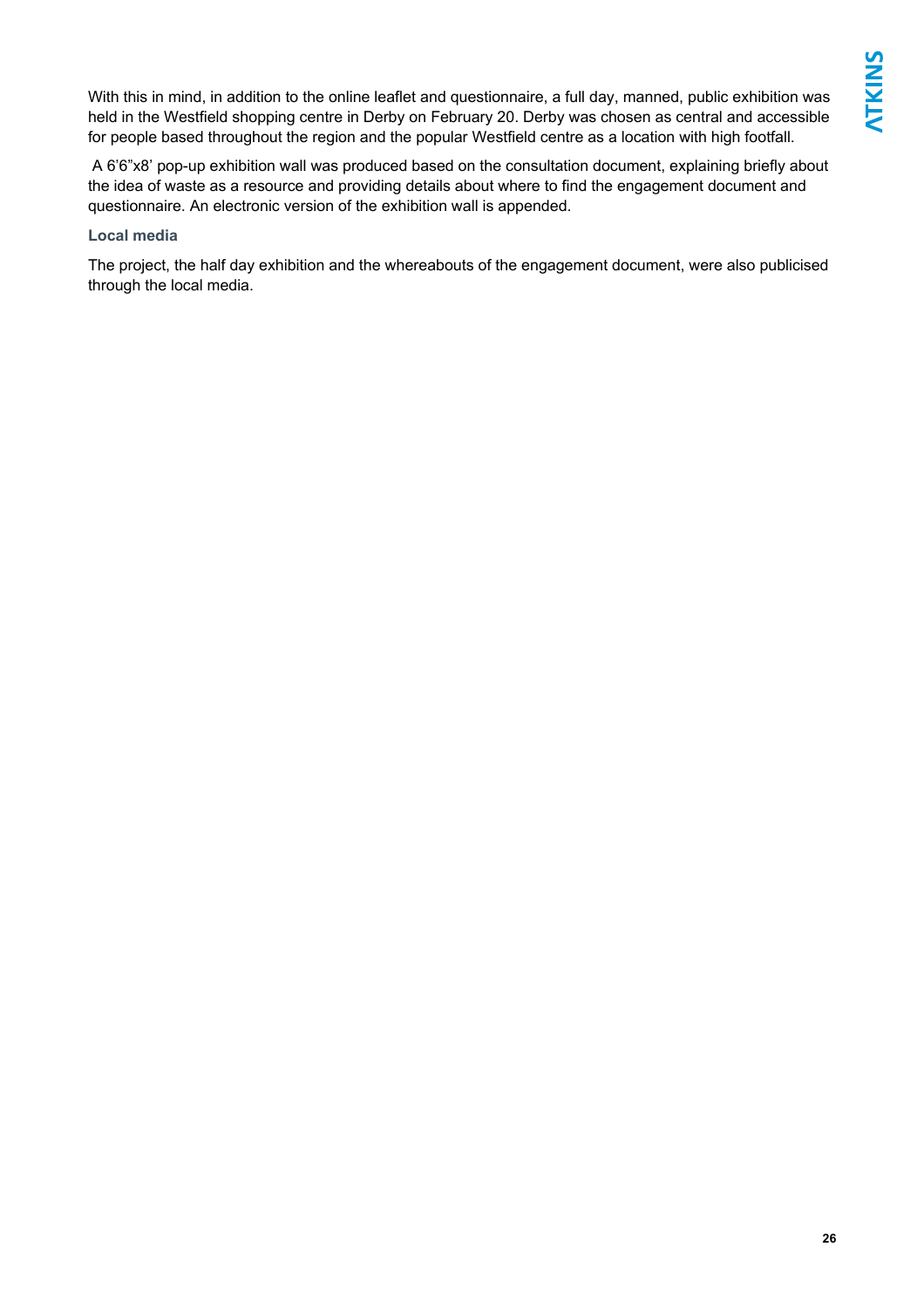With this in mind, in addition to the online leaflet and questionnaire, a full day, manned, public exhibition was held in the Westfield shopping centre in Derby on February 20. Derby was chosen as central and accessible for people based throughout the region and the popular Westfield centre as a location with high footfall.

A 6'6"x8' pop-up exhibition wall was produced based on the consultation document, explaining briefly about the idea of waste as a resource and providing details about where to find the engagement document and questionnaire. An electronic version of the exhibition wall is appended.

### Local media

The project, the half day exhibition and the whereabouts of the engagement document, were also publicised through the local media.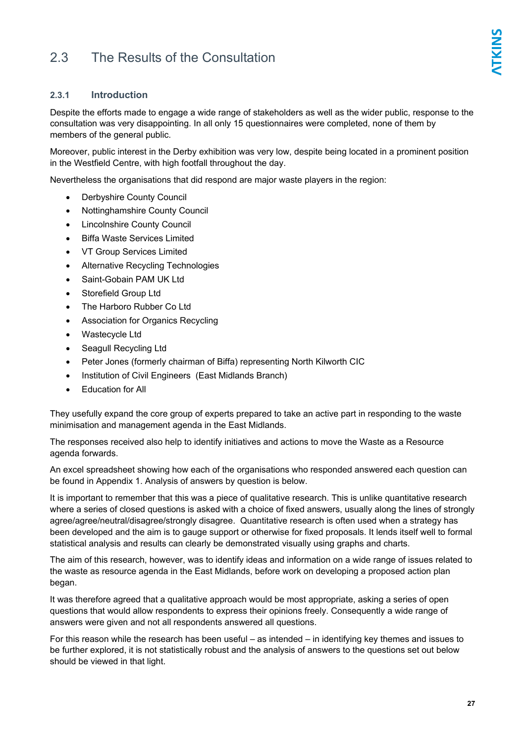## 2.3 The Results of the Consultation

### 2.3.1 Introduction

Despite the efforts made to engage a wide range of stakeholders as well as the wider public, response to the consultation was very disappointing. In all only 15 questionnaires were completed, none of them by members of the general public.

Moreover, public interest in the Derby exhibition was very low, despite being located in a prominent position in the Westfield Centre, with high footfall throughout the day.

Nevertheless the organisations that did respond are major waste players in the region:

- Derbyshire County Council
- Nottinghamshire County Council
- Lincolnshire County Council
- Biffa Waste Services Limited
- VT Group Services Limited
- Alternative Recycling Technologies
- Saint-Gobain PAM UK Ltd
- Storefield Group Ltd
- The Harboro Rubber Co Ltd
- Association for Organics Recycling
- Wastecycle Ltd
- Seagull Recycling Ltd
- Peter Jones (formerly chairman of Biffa) representing North Kilworth CIC
- Institution of Civil Engineers (East Midlands Branch)
- Education for All

They usefully expand the core group of experts prepared to take an active part in responding to the waste minimisation and management agenda in the East Midlands.

The responses received also help to identify initiatives and actions to move the Waste as a Resource agenda forwards.

An excel spreadsheet showing how each of the organisations who responded answered each question can be found in Appendix 1. Analysis of answers by question is below.

It is important to remember that this was a piece of qualitative research. This is unlike quantitative research where a series of closed questions is asked with a choice of fixed answers, usually along the lines of strongly agree/agree/neutral/disagree/strongly disagree. Quantitative research is often used when a strategy has been developed and the aim is to gauge support or otherwise for fixed proposals. It lends itself well to formal statistical analysis and results can clearly be demonstrated visually using graphs and charts.

The aim of this research, however, was to identify ideas and information on a wide range of issues related to the waste as resource agenda in the East Midlands, before work on developing a proposed action plan began.

It was therefore agreed that a qualitative approach would be most appropriate, asking a series of open questions that would allow respondents to express their opinions freely. Consequently a wide range of answers were given and not all respondents answered all questions.

For this reason while the research has been useful – as intended – in identifying key themes and issues to be further explored, it is not statistically robust and the analysis of answers to the questions set out below should be viewed in that light.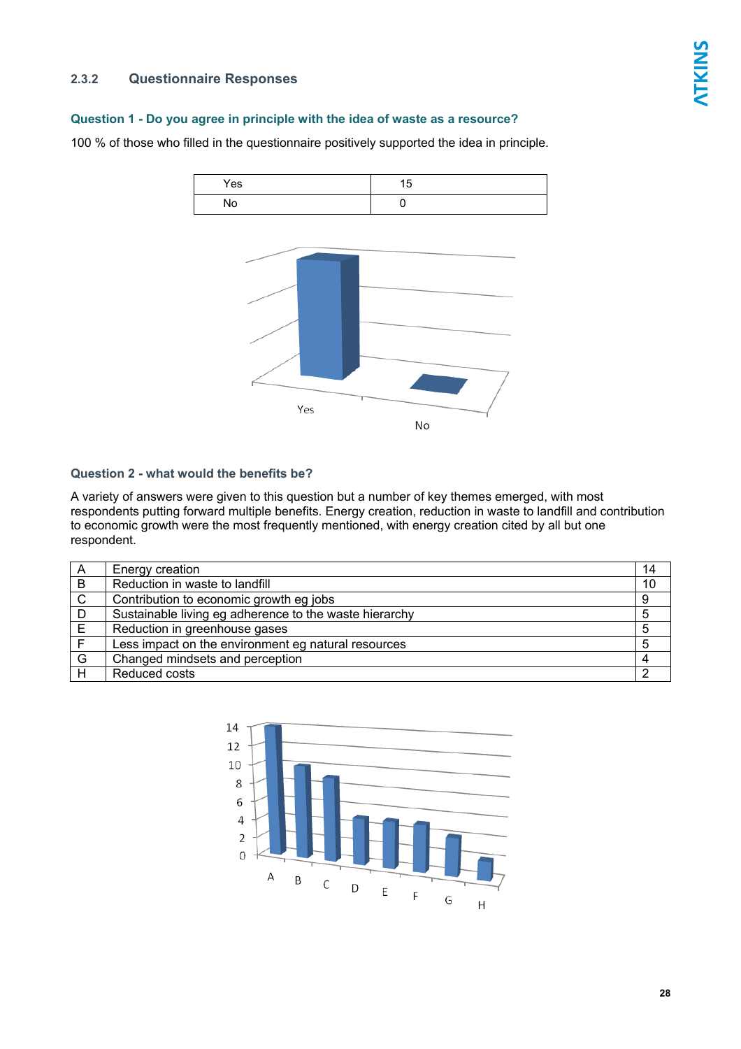### 2.3.2 Questionnaire Responses

#### Question 1 - Do you agree in principle with the idea of waste as a resource?

100 % of those who filled in the questionnaire positively supported the idea in principle.

| Yes | 15 |
|---|---|
| No | 0 |

#### Question 2 - what would the benefits be?

A variety of answers were given to this question but a number of key themes emerged, with most respondents putting forward multiple benefits. Energy creation, reduction in waste to landfill and contribution to economic growth were the most frequently mentioned, with energy creation cited by all but one respondent.

| A | Energy creation | 14 |
|---|---|---|
| B | Reduction in waste to landfill | 10 |
| C | Contribution to economic growth eg jobs | 9 |
| D | Sustainable living eg adherence to the waste hierarchy | 5 |
| E | Reduction in greenhouse gases | 5 |
| F | Less impact on the environment eg natural resources | 5 |
| G | Changed mindsets and perception | 4 |
| H | Reduced costs | 2 |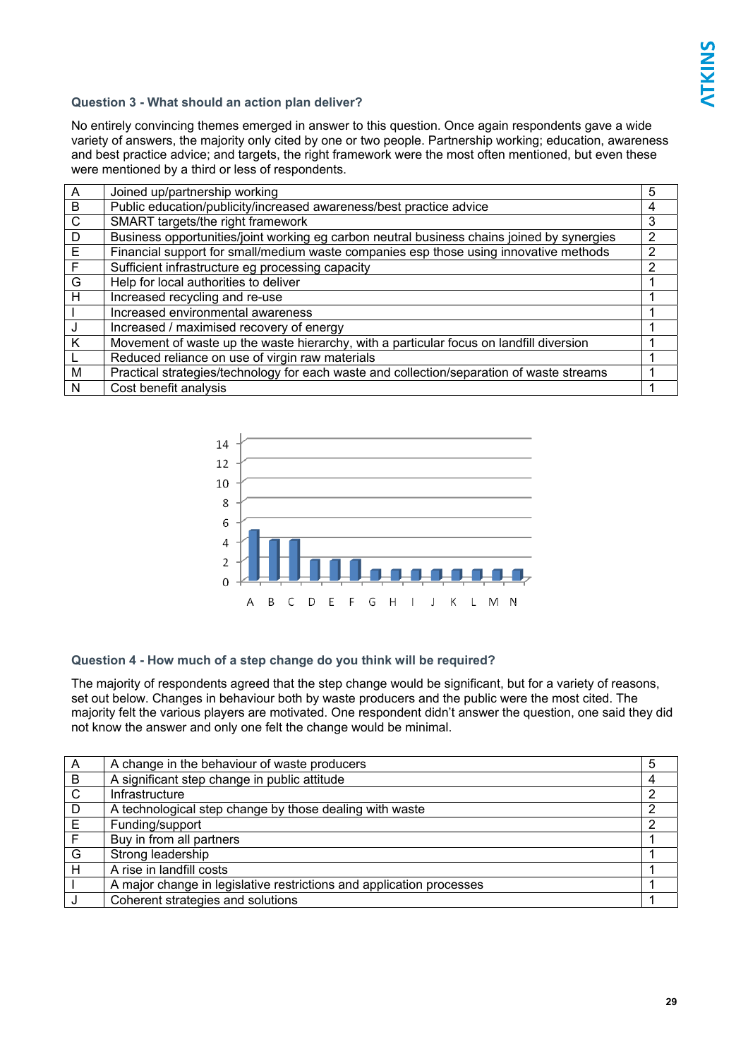### Question 3 - What should an action plan deliver?

No entirely convincing themes emerged in answer to this question. Once again respondents gave a wide variety of answers, the majority only cited by one or two people. Partnership working; education, awareness and best practice advice; and targets, the right framework were the most often mentioned, but even these were mentioned by a third or less of respondents.

| | | |
|---|---|---|
| A | Joined up/partnership working | 5 |
| B | Public education/publicity/increased awareness/best practice advice | 4 |
| C | SMART targets/the right framework | 3 |
| D | Business opportunities/joint working eg carbon neutral business chains joined by synergies | 2 |
| E | Financial support for small/medium waste companies esp those using innovative methods | 2 |
| F | Sufficient infrastructure eg processing capacity | 2 |
| G | Help for local authorities to deliver | 1 |
| H | Increased recycling and re-use | 1 |
| I | Increased environmental awareness | 1 |
| J | Increased / maximised recovery of energy | 1 |
| K | Movement of waste up the waste hierarchy, with a particular focus on landfill diversion | 1 |
| L | Reduced reliance on use of virgin raw materials | 1 |
| M | Practical strategies/technology for each waste and collection/separation of waste streams | 1 |
| N | Cost benefit analysis | 1 |

### Question 4 - How much of a step change do you think will be required?

The majority of respondents agreed that the step change would be significant, but for a variety of reasons, set out below. Changes in behaviour both by waste producers and the public were the most cited. The majority felt the various players are motivated. One respondent didn't answer the question, one said they did not know the answer and only one felt the change would be minimal.

| | | |
|---|---|---|
| A | A change in the behaviour of waste producers | 5 |
| B | A significant step change in public attitude | 4 |
| C | Infrastructure | 2 |
| D | A technological step change by those dealing with waste | 2 |
| E | Funding/support | 2 |
| F | Buy in from all partners | 1 |
| G | Strong leadership | 1 |
| H | A rise in landfill costs | 1 |
| I | A major change in legislative restrictions and application processes | 1 |
| J | Coherent strategies and solutions | 1 |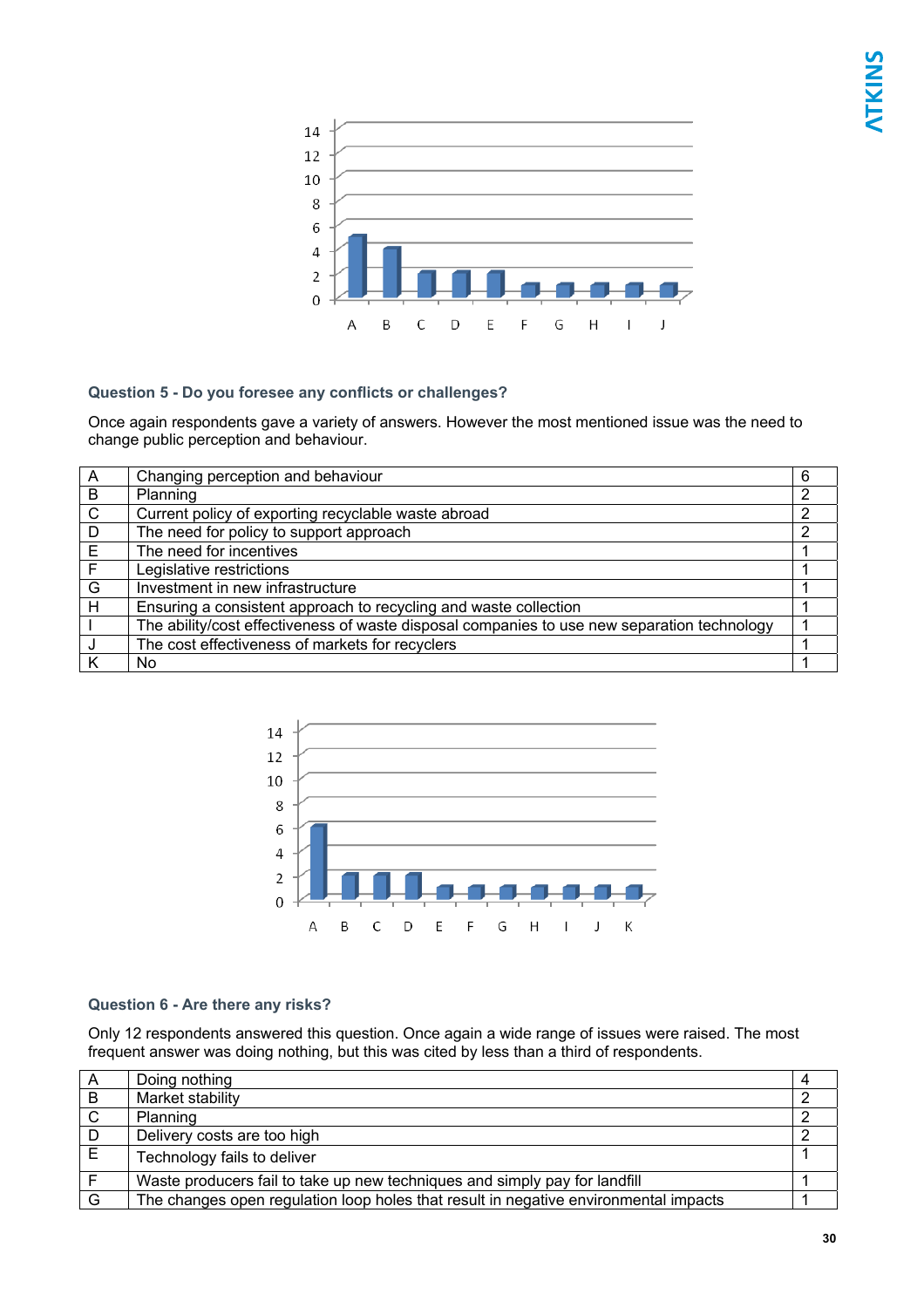## Question 5 - Do you foresee any conflicts or challenges?

Once again respondents gave a variety of answers. However the most mentioned issue was the need to change public perception and behaviour.

| | | |
|---|---|---|
| A | Changing perception and behaviour | 6 |
| B | Planning | 2 |
| C | Current policy of exporting recyclable waste abroad | 2 |
| D | The need for policy to support approach | 2 |
| E | The need for incentives | 1 |
| F | Legislative restrictions | 1 |
| G | Investment in new infrastructure | 1 |
| H | Ensuring a consistent approach to recycling and waste collection | 1 |
| I | The ability/cost effectiveness of waste disposal companies to use new separation technology | 1 |
| J | The cost effectiveness of markets for recyclers | 1 |
| K | No | 1 |

## Question 6 - Are there any risks?

Only 12 respondents answered this question. Once again a wide range of issues were raised. The most frequent answer was doing nothing, but this was cited by less than a third of respondents.

| | | |
|---|---|---|
| A | Doing nothing | 4 |
| B | Market stability | 2 |
| C | Planning | 2 |
| D | Delivery costs are too high | 2 |
| E | Technology fails to deliver | 1 |
| F | Waste producers fail to take up new techniques and simply pay for landfill | 1 |
| G | The changes open regulation loop holes that result in negative environmental impacts | 1 |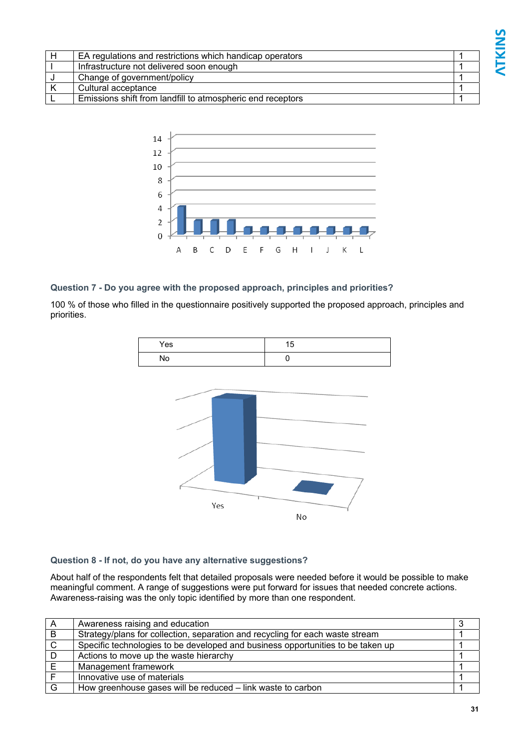| H | EA regulations and restrictions which handicap operators | 1 |
|---|---|---|
| I | Infrastructure not delivered soon enough | 1 |
| J | Change of government/policy | 1 |
| K | Cultural acceptance | 1 |
| L | Emissions shift from landfill to atmospheric end receptors | 1 |

### Question 7 - Do you agree with the proposed approach, principles and priorities?

100 % of those who filled in the questionnaire positively supported the proposed approach, principles and priorities.

| Yes | 15 |
|---|---|
| No | 0 |

### Question 8 - If not, do you have any alternative suggestions?

About half of the respondents felt that detailed proposals were needed before it would be possible to make meaningful comment. A range of suggestions were put forward for issues that needed concrete actions. Awareness-raising was the only topic identified by more than one respondent.

| A | Awareness raising and education | 3 |
|---|---|---|
| B | Strategy/plans for collection, separation and recycling for each waste stream | 1 |
| C | Specific technologies to be developed and business opportunities to be taken up | 1 |
| D | Actions to move up the waste hierarchy | 1 |
| E | Management framework | 1 |
| F | Innovative use of materials | 1 |
| G | How greenhouse gases will be reduced – link waste to carbon | 1 |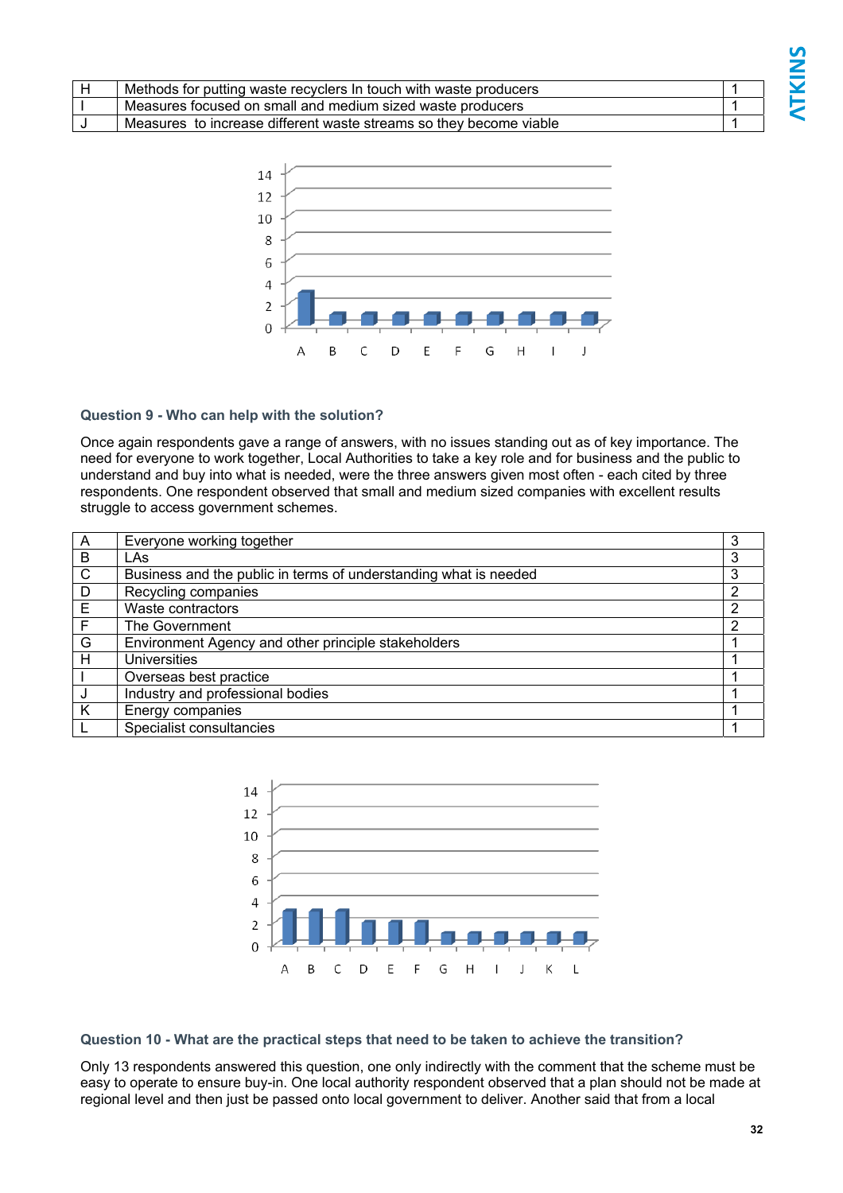| H | Methods for putting waste recyclers In touch with waste producers | 1 |
|---|---|---|
| I | Measures focused on small and medium sized waste producers | 1 |
| J | Measures to increase different waste streams so they become viable | 1 |

### Question 9 - Who can help with the solution?

Once again respondents gave a range of answers, with no issues standing out as of key importance. The need for everyone to work together, Local Authorities to take a key role and for business and the public to understand and buy into what is needed, were the three answers given most often - each cited by three respondents. One respondent observed that small and medium sized companies with excellent results struggle to access government schemes.

| A | Everyone working together | 3 |
|---|---|---|
| B | LAs | 3 |
| C | Business and the public in terms of understanding what is needed | 3 |
| D | Recycling companies | 2 |
| E | Waste contractors | 2 |
| F | The Government | 2 |
| G | Environment Agency and other principle stakeholders | 1 |
| H | Universities | 1 |
| I | Overseas best practice | 1 |
| J | Industry and professional bodies | 1 |
| K | Energy companies | 1 |
| L | Specialist consultancies | 1 |

### Question 10 - What are the practical steps that need to be taken to achieve the transition?

Only 13 respondents answered this question, one only indirectly with the comment that the scheme must be easy to operate to ensure buy-in. One local authority respondent observed that a plan should not be made at regional level and then just be passed onto local government to deliver. Another said that from a local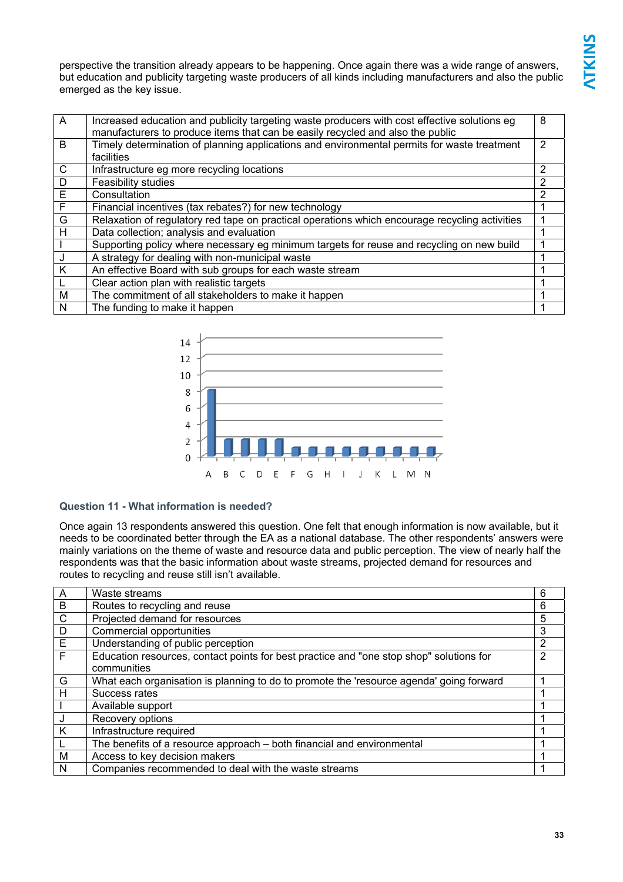perspective the transition already appears to be happening. Once again there was a wide range of answers, but education and publicity targeting waste producers of all kinds including manufacturers and also the public emerged as the key issue.

| | | |
|---|---|---|
| A | Increased education and publicity targeting waste producers with cost effective solutions eg manufacturers to produce items that can be easily recycled and also the public | 8 |
| B | Timely determination of planning applications and environmental permits for waste treatment facilities | 2 |
| C | Infrastructure eg more recycling locations | 2 |
| D | Feasibility studies | 2 |
| E | Consultation | 2 |
| F | Financial incentives (tax rebates?) for new technology | 1 |
| G | Relaxation of regulatory red tape on practical operations which encourage recycling activities | 1 |
| H | Data collection; analysis and evaluation | 1 |
| I | Supporting policy where necessary eg minimum targets for reuse and recycling on new build | 1 |
| J | A strategy for dealing with non-municipal waste | 1 |
| K | An effective Board with sub groups for each waste stream | 1 |
| L | Clear action plan with realistic targets | 1 |
| M | The commitment of all stakeholders to make it happen | 1 |
| N | The funding to make it happen | 1 |

### Question 11 - What information is needed?

Once again 13 respondents answered this question. One felt that enough information is now available, but it needs to be coordinated better through the EA as a national database. The other respondents' answers were mainly variations on the theme of waste and resource data and public perception. The view of nearly half the respondents was that the basic information about waste streams, projected demand for resources and routes to recycling and reuse still isn't available.

| | | |
|---|---|---|
| A | Waste streams | 6 |
| B | Routes to recycling and reuse | 6 |
| C | Projected demand for resources | 5 |
| D | Commercial opportunities | 3 |
| E | Understanding of public perception | 2 |
| F | Education resources, contact points for best practice and "one stop shop" solutions for communities | 2 |
| G | What each organisation is planning to do to promote the 'resource agenda' going forward | 1 |
| H | Success rates | 1 |
| I | Available support | 1 |
| J | Recovery options | 1 |
| K | Infrastructure required | 1 |
| L | The benefits of a resource approach – both financial and environmental | 1 |
| M | Access to key decision makers | 1 |
| N | Companies recommended to deal with the waste streams | 1 |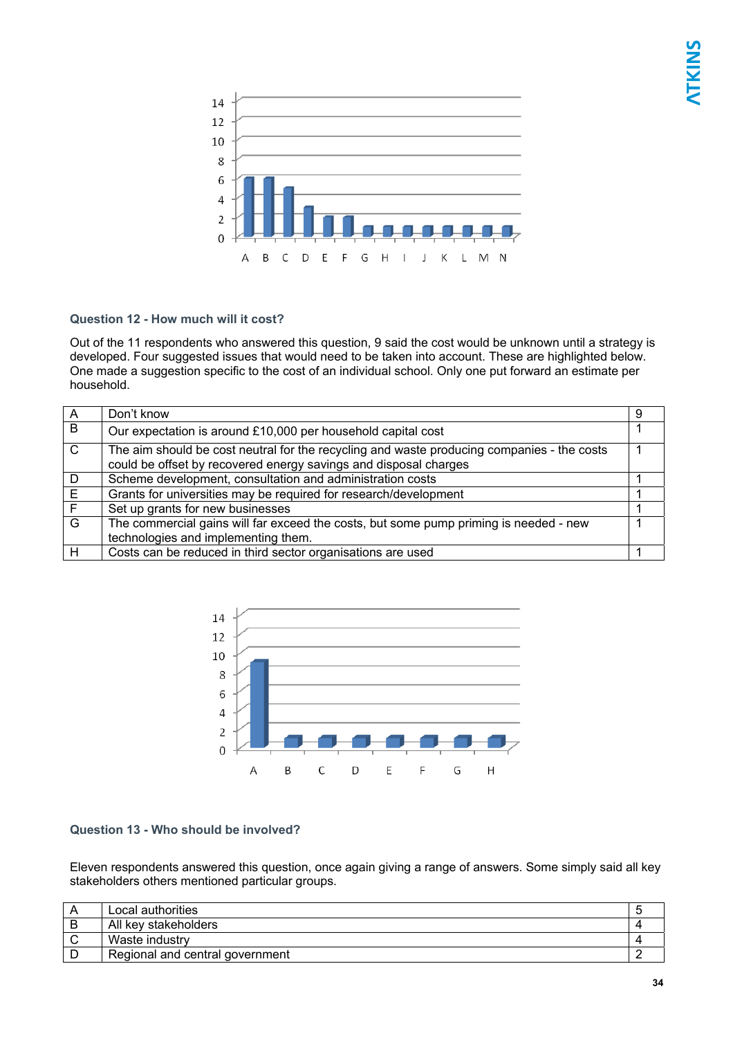### Question 12 - How much will it cost?

Out of the 11 respondents who answered this question, 9 said the cost would be unknown until a strategy is developed. Four suggested issues that would need to be taken into account. These are highlighted below. One made a suggestion specific to the cost of an individual school. Only one put forward an estimate per household.

| | | |
|---|---|---|
| A | Don't know | 9 |
| B | Our expectation is around £10,000 per household capital cost | 1 |
| C | The aim should be cost neutral for the recycling and waste producing companies - the costs could be offset by recovered energy savings and disposal charges | 1 |
| D | Scheme development, consultation and administration costs | 1 |
| E | Grants for universities may be required for research/development | 1 |
| F | Set up grants for new businesses | 1 |
| G | The commercial gains will far exceed the costs, but some pump priming is needed - new technologies and implementing them. | 1 |
| H | Costs can be reduced in third sector organisations are used | 1 |

### Question 13 - Who should be involved?

Eleven respondents answered this question, once again giving a range of answers. Some simply said all key stakeholders others mentioned particular groups.

| | | |
|---|---|---|
| A | Local authorities | 5 |
| B | All key stakeholders | 4 |
| C | Waste industry | 4 |
| D | Regional and central government | 2 |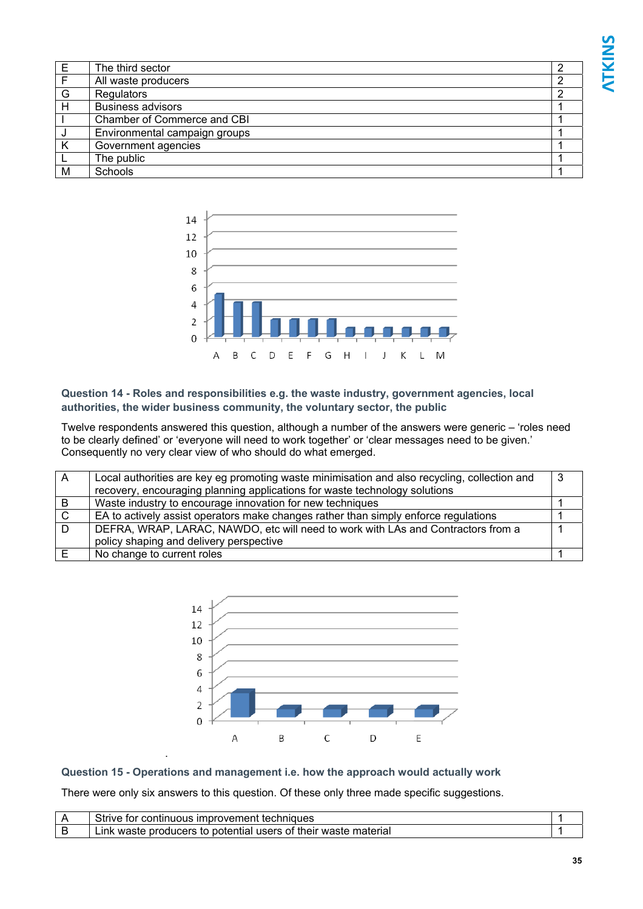| | | |
|---|---|---|
| E | The third sector | 2 |
| F | All waste producers | 2 |
| G | Regulators | 2 |
| H | Business advisors | 1 |
| I | Chamber of Commerce and CBI | 1 |
| J | Environmental campaign groups | 1 |
| K | Government agencies | 1 |
| L | The public | 1 |
| M | Schools | 1 |

### Question 14 - Roles and responsibilities e.g. the waste industry, government agencies, local authorities, the wider business community, the voluntary sector, the public

Twelve respondents answered this question, although a number of the answers were generic – 'roles need to be clearly defined' or 'everyone will need to work together' or 'clear messages need to be given.' Consequently no very clear view of who should do what emerged.

| | | |
|---|---|---|
| A | Local authorities are key eg promoting waste minimisation and also recycling, collection and recovery, encouraging planning applications for waste technology solutions | 3 |
| B | Waste industry to encourage innovation for new techniques | 1 |
| C | EA to actively assist operators make changes rather than simply enforce regulations | 1 |
| D | DEFRA, WRAP, LARAC, NAWDO, etc will need to work with LAs and Contractors from a policy shaping and delivery perspective | 1 |
| E | No change to current roles | 1 |

### Question 15 - Operations and management i.e. how the approach would actually work

There were only six answers to this question. Of these only three made specific suggestions.

| | | |
|---|---|---|
| A | Strive for continuous improvement techniques | 1 |
| B | Link waste producers to potential users of their waste material | 1 |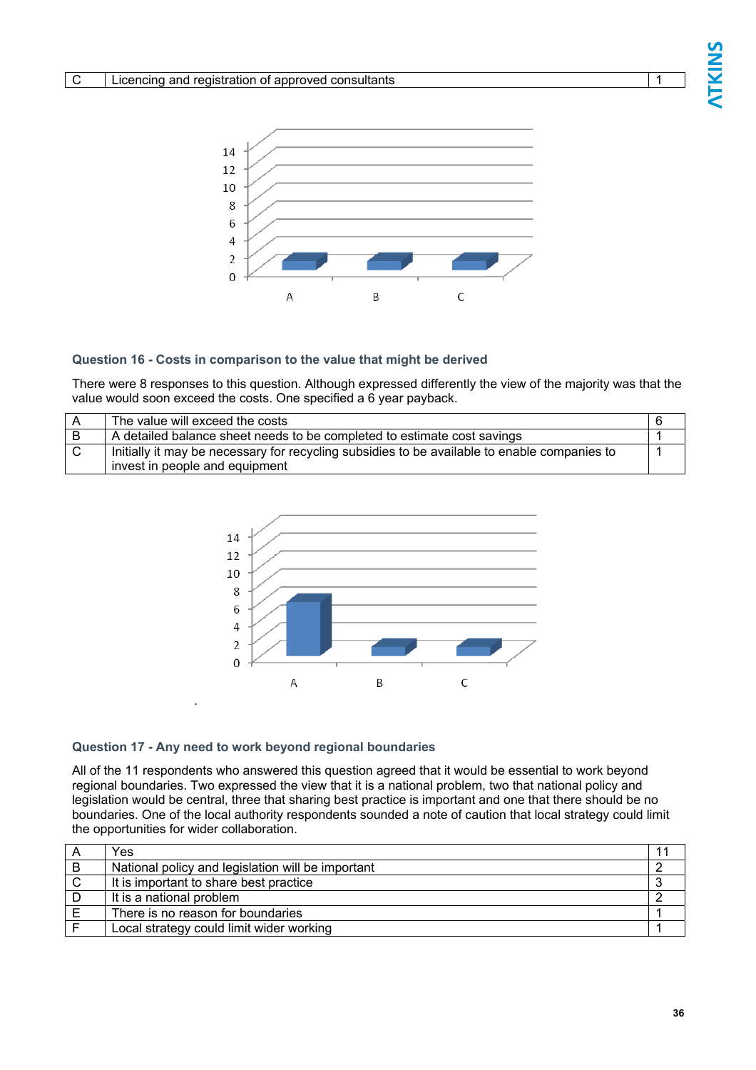| C | Licencing and registration of approved consultants | 1 |
|---|---|---|

### Question 16 - Costs in comparison to the value that might be derived

There were 8 responses to this question. Although expressed differently the view of the majority was that the value would soon exceed the costs. One specified a 6 year payback.

| A | The value will exceed the costs | 6 |
|---|---|---|
| B | A detailed balance sheet needs to be completed to estimate cost savings | 1 |
| C | Initially it may be necessary for recycling subsidies to be available to enable companies to invest in people and equipment | 1 |

### Question 17 - Any need to work beyond regional boundaries

All of the 11 respondents who answered this question agreed that it would be essential to work beyond regional boundaries. Two expressed the view that it is a national problem, two that national policy and legislation would be central, three that sharing best practice is important and one that there should be no boundaries. One of the local authority respondents sounded a note of caution that local strategy could limit the opportunities for wider collaboration.

| A | Yes | 11 |
|---|---|---|
| B | National policy and legislation will be important | 2 |
| C | It is important to share best practice | 3 |
| D | It is a national problem | 2 |
| E | There is no reason for boundaries | 1 |
| F | Local strategy could limit wider working | 1 |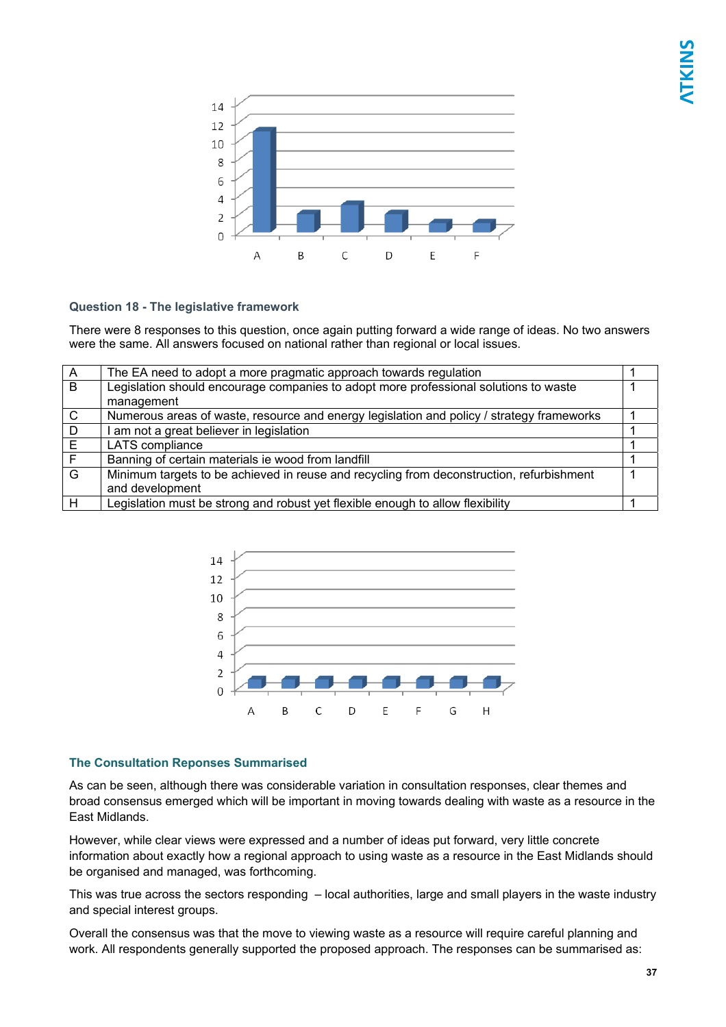### Question 18 - The legislative framework

There were 8 responses to this question, once again putting forward a wide range of ideas. No two answers were the same. All answers focused on national rather than regional or local issues.

| | | |
|---|---|---|
| A | The EA need to adopt a more pragmatic approach towards regulation | 1 |
| B | Legislation should encourage companies to adopt more professional solutions to waste management | 1 |
| C | Numerous areas of waste, resource and energy legislation and policy / strategy frameworks | 1 |
| D | I am not a great believer in legislation | 1 |
| E | LATS compliance | 1 |
| F | Banning of certain materials ie wood from landfill | 1 |
| G | Minimum targets to be achieved in reuse and recycling from deconstruction, refurbishment and development | 1 |
| H | Legislation must be strong and robust yet flexible enough to allow flexibility | 1 |

### The Consultation Reponses Summarised

As can be seen, although there was considerable variation in consultation responses, clear themes and broad consensus emerged which will be important in moving towards dealing with waste as a resource in the East Midlands.

However, while clear views were expressed and a number of ideas put forward, very little concrete information about exactly how a regional approach to using waste as a resource in the East Midlands should be organised and managed, was forthcoming.

This was true across the sectors responding – local authorities, large and small players in the waste industry and special interest groups.

Overall the consensus was that the move to viewing waste as a resource will require careful planning and work. All respondents generally supported the proposed approach. The responses can be summarised as: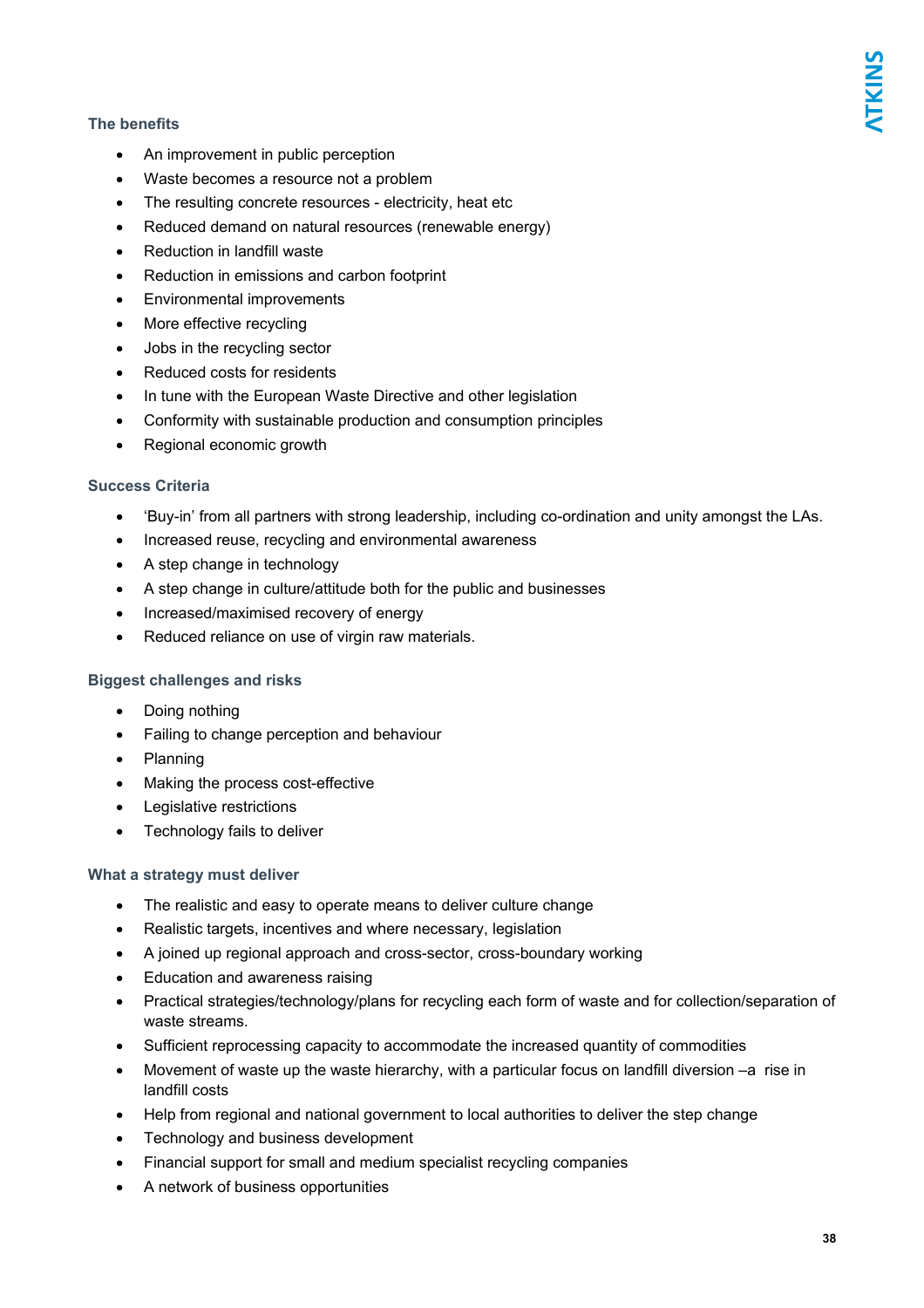### The benefits

- An improvement in public perception
- Waste becomes a resource not a problem
- The resulting concrete resources - electricity, heat etc
- Reduced demand on natural resources (renewable energy)
- Reduction in landfill waste
- Reduction in emissions and carbon footprint
- Environmental improvements
- More effective recycling
- Jobs in the recycling sector
- Reduced costs for residents
- In tune with the European Waste Directive and other legislation
- Conformity with sustainable production and consumption principles
- Regional economic growth

### Success Criteria

- 'Buy-in' from all partners with strong leadership, including co-ordination and unity amongst the LAs.
- Increased reuse, recycling and environmental awareness
- A step change in technology
- A step change in culture/attitude both for the public and businesses
- Increased/maximised recovery of energy
- Reduced reliance on use of virgin raw materials.

### Biggest challenges and risks

- Doing nothing
- Failing to change perception and behaviour
- Planning
- Making the process cost-effective
- Legislative restrictions
- Technology fails to deliver

### What a strategy must deliver

- The realistic and easy to operate means to deliver culture change
- Realistic targets, incentives and where necessary, legislation
- A joined up regional approach and cross-sector, cross-boundary working
- Education and awareness raising
- Practical strategies/technology/plans for recycling each form of waste and for collection/separation of waste streams.
- Sufficient reprocessing capacity to accommodate the increased quantity of commodities
- Movement of waste up the waste hierarchy, with a particular focus on landfill diversion –a rise in landfill costs
- Help from regional and national government to local authorities to deliver the step change
- Technology and business development
- Financial support for small and medium specialist recycling companies
- A network of business opportunities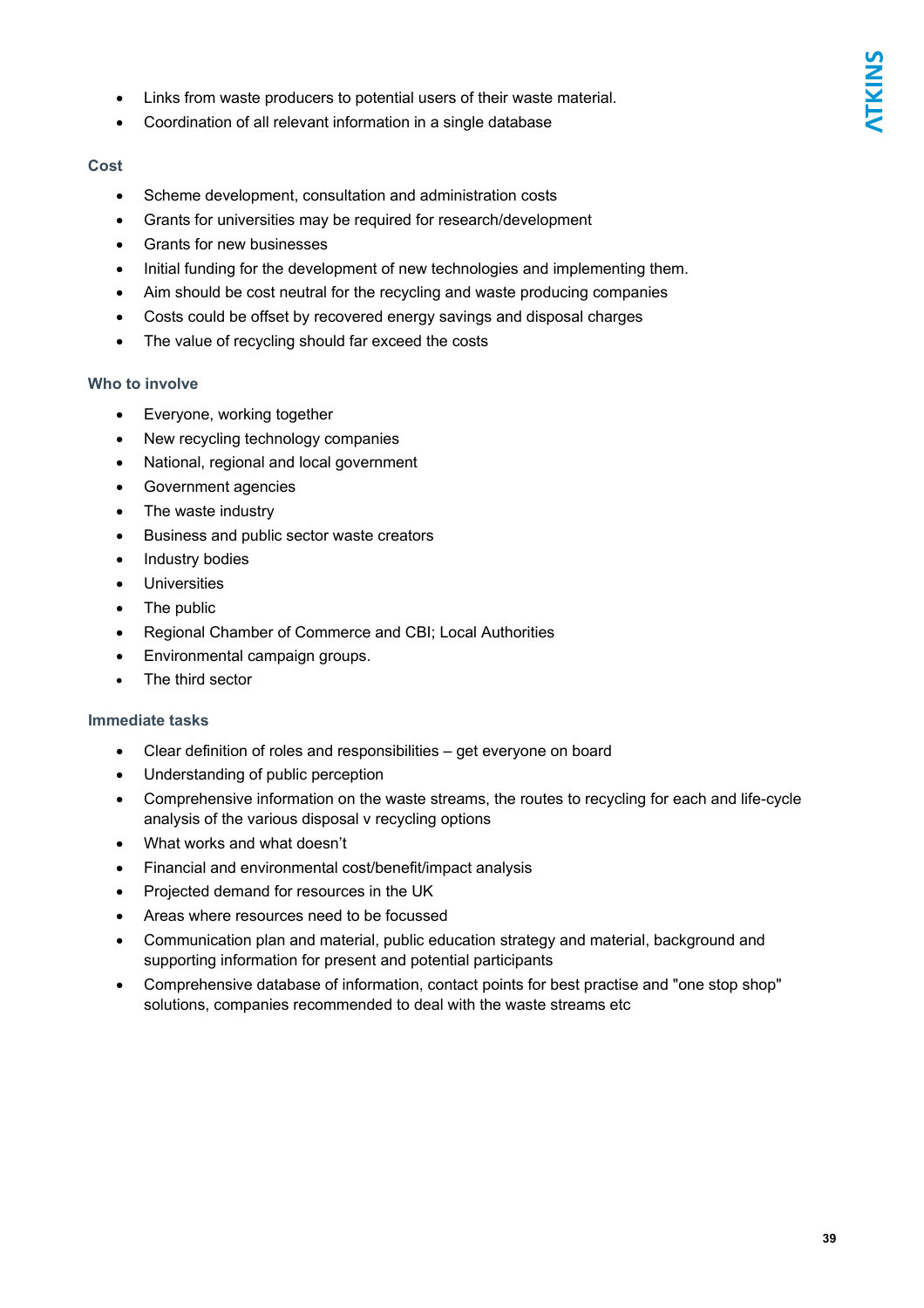- Links from waste producers to potential users of their waste material.
- Coordination of all relevant information in a single database

### Cost

- Scheme development, consultation and administration costs
- Grants for universities may be required for research/development
- Grants for new businesses
- Initial funding for the development of new technologies and implementing them.
- Aim should be cost neutral for the recycling and waste producing companies
- Costs could be offset by recovered energy savings and disposal charges
- The value of recycling should far exceed the costs

### Who to involve

- Everyone, working together
- New recycling technology companies
- National, regional and local government
- Government agencies
- The waste industry
- Business and public sector waste creators
- Industry bodies
- Universities
- The public
- Regional Chamber of Commerce and CBI; Local Authorities
- Environmental campaign groups.
- The third sector

### Immediate tasks

- Clear definition of roles and responsibilities – get everyone on board
- Understanding of public perception
- Comprehensive information on the waste streams, the routes to recycling for each and life-cycle analysis of the various disposal v recycling options
- What works and what doesn't
- Financial and environmental cost/benefit/impact analysis
- Projected demand for resources in the UK
- Areas where resources need to be focussed
- Communication plan and material, public education strategy and material, background and supporting information for present and potential participants
- Comprehensive database of information, contact points for best practise and "one stop shop" solutions, companies recommended to deal with the waste streams etc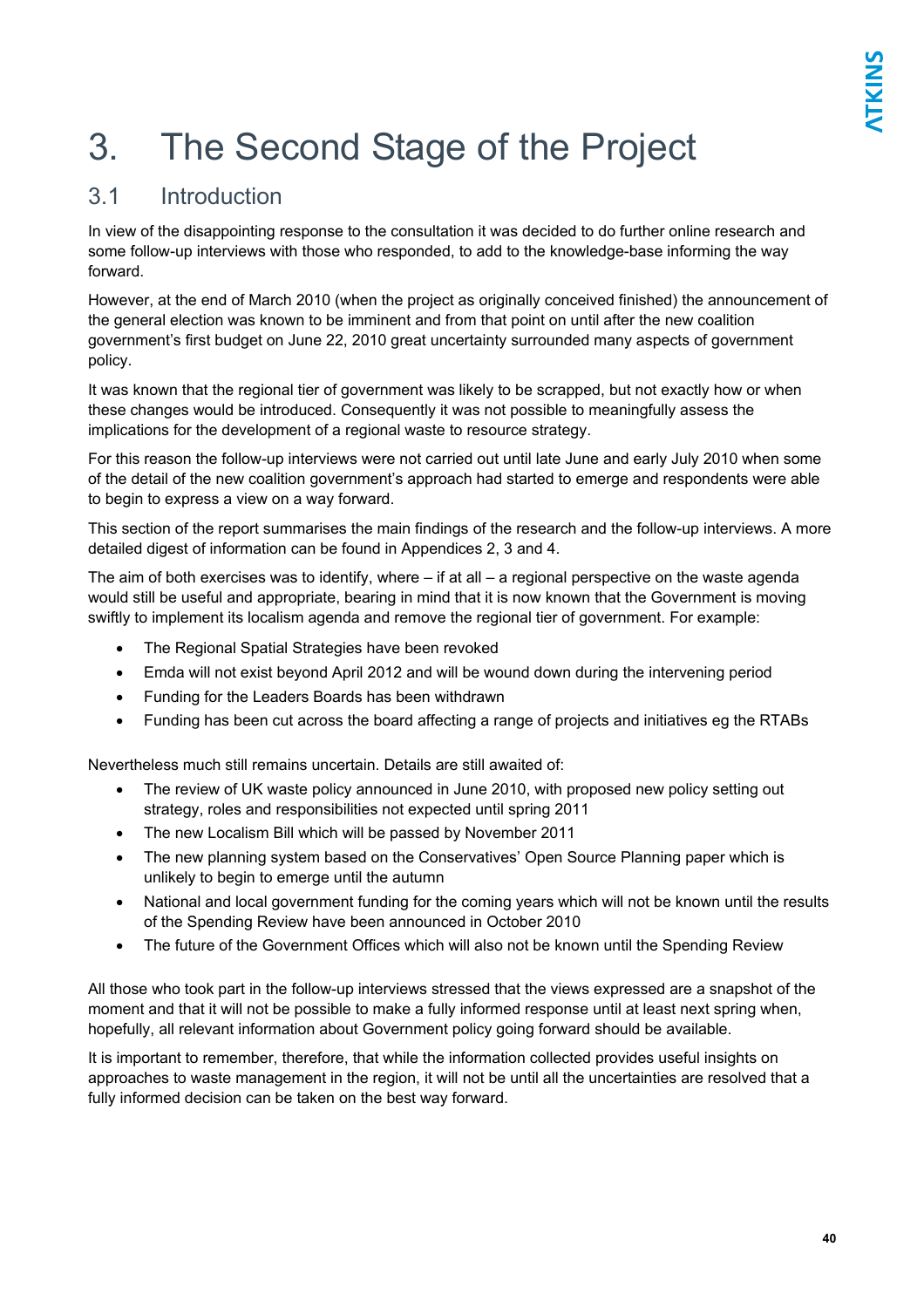# 3. The Second Stage of the Project

## 3.1 Introduction

In view of the disappointing response to the consultation it was decided to do further online research and some follow-up interviews with those who responded, to add to the knowledge-base informing the way forward.

However, at the end of March 2010 (when the project as originally conceived finished) the announcement of the general election was known to be imminent and from that point on until after the new coalition government's first budget on June 22, 2010 great uncertainty surrounded many aspects of government policy.

It was known that the regional tier of government was likely to be scrapped, but not exactly how or when these changes would be introduced. Consequently it was not possible to meaningfully assess the implications for the development of a regional waste to resource strategy.

For this reason the follow-up interviews were not carried out until late June and early July 2010 when some of the detail of the new coalition government's approach had started to emerge and respondents were able to begin to express a view on a way forward.

This section of the report summarises the main findings of the research and the follow-up interviews. A more detailed digest of information can be found in Appendices 2, 3 and 4.

The aim of both exercises was to identify, where – if at all – a regional perspective on the waste agenda would still be useful and appropriate, bearing in mind that it is now known that the Government is moving swiftly to implement its localism agenda and remove the regional tier of government. For example:

- The Regional Spatial Strategies have been revoked
- Emda will not exist beyond April 2012 and will be wound down during the intervening period
- Funding for the Leaders Boards has been withdrawn
- Funding has been cut across the board affecting a range of projects and initiatives eg the RTABs

Nevertheless much still remains uncertain. Details are still awaited of:

- The review of UK waste policy announced in June 2010, with proposed new policy setting out strategy, roles and responsibilities not expected until spring 2011
- The new Localism Bill which will be passed by November 2011
- The new planning system based on the Conservatives' Open Source Planning paper which is unlikely to begin to emerge until the autumn
- National and local government funding for the coming years which will not be known until the results of the Spending Review have been announced in October 2010
- The future of the Government Offices which will also not be known until the Spending Review

All those who took part in the follow-up interviews stressed that the views expressed are a snapshot of the moment and that it will not be possible to make a fully informed response until at least next spring when, hopefully, all relevant information about Government policy going forward should be available.

It is important to remember, therefore, that while the information collected provides useful insights on approaches to waste management in the region, it will not be until all the uncertainties are resolved that a fully informed decision can be taken on the best way forward.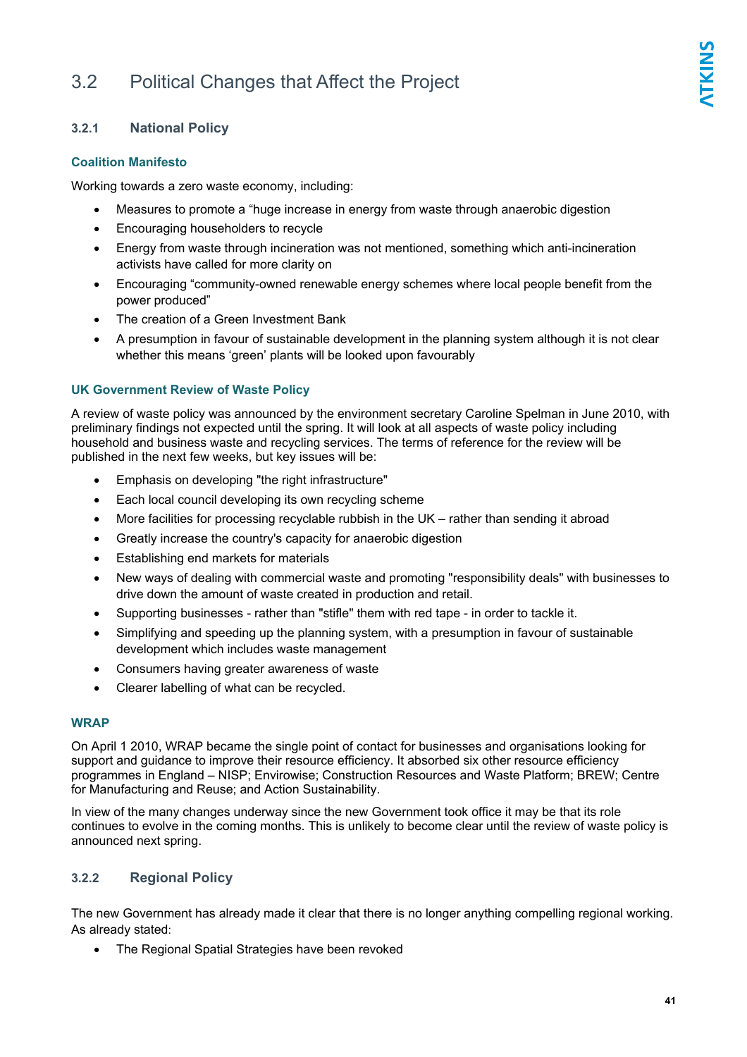## 3.2 Political Changes that Affect the Project

### 3.2.1 National Policy

#### Coalition Manifesto

Working towards a zero waste economy, including:

- Measures to promote a "huge increase in energy from waste through anaerobic digestion
- Encouraging householders to recycle
- Energy from waste through incineration was not mentioned, something which anti-incineration activists have called for more clarity on
- Encouraging "community-owned renewable energy schemes where local people benefit from the power produced"
- The creation of a Green Investment Bank
- A presumption in favour of sustainable development in the planning system although it is not clear whether this means 'green' plants will be looked upon favourably

#### UK Government Review of Waste Policy

A review of waste policy was announced by the environment secretary Caroline Spelman in June 2010, with preliminary findings not expected until the spring. It will look at all aspects of waste policy including household and business waste and recycling services. The terms of reference for the review will be published in the next few weeks, but key issues will be:

- Emphasis on developing "the right infrastructure"
- Each local council developing its own recycling scheme
- More facilities for processing recyclable rubbish in the UK – rather than sending it abroad
- Greatly increase the country's capacity for anaerobic digestion
- Establishing end markets for materials
- New ways of dealing with commercial waste and promoting "responsibility deals" with businesses to drive down the amount of waste created in production and retail.
- Supporting businesses - rather than "stifle" them with red tape - in order to tackle it.
- Simplifying and speeding up the planning system, with a presumption in favour of sustainable development which includes waste management
- Consumers having greater awareness of waste
- Clearer labelling of what can be recycled.

#### WRAP

On April 1 2010, WRAP became the single point of contact for businesses and organisations looking for support and guidance to improve their resource efficiency. It absorbed six other resource efficiency programmes in England – NISP; Envirowise; Construction Resources and Waste Platform; BREW; Centre for Manufacturing and Reuse; and Action Sustainability.

In view of the many changes underway since the new Government took office it may be that its role continues to evolve in the coming months. This is unlikely to become clear until the review of waste policy is announced next spring.

### 3.2.2 Regional Policy

The new Government has already made it clear that there is no longer anything compelling regional working. As already stated:

- The Regional Spatial Strategies have been revoked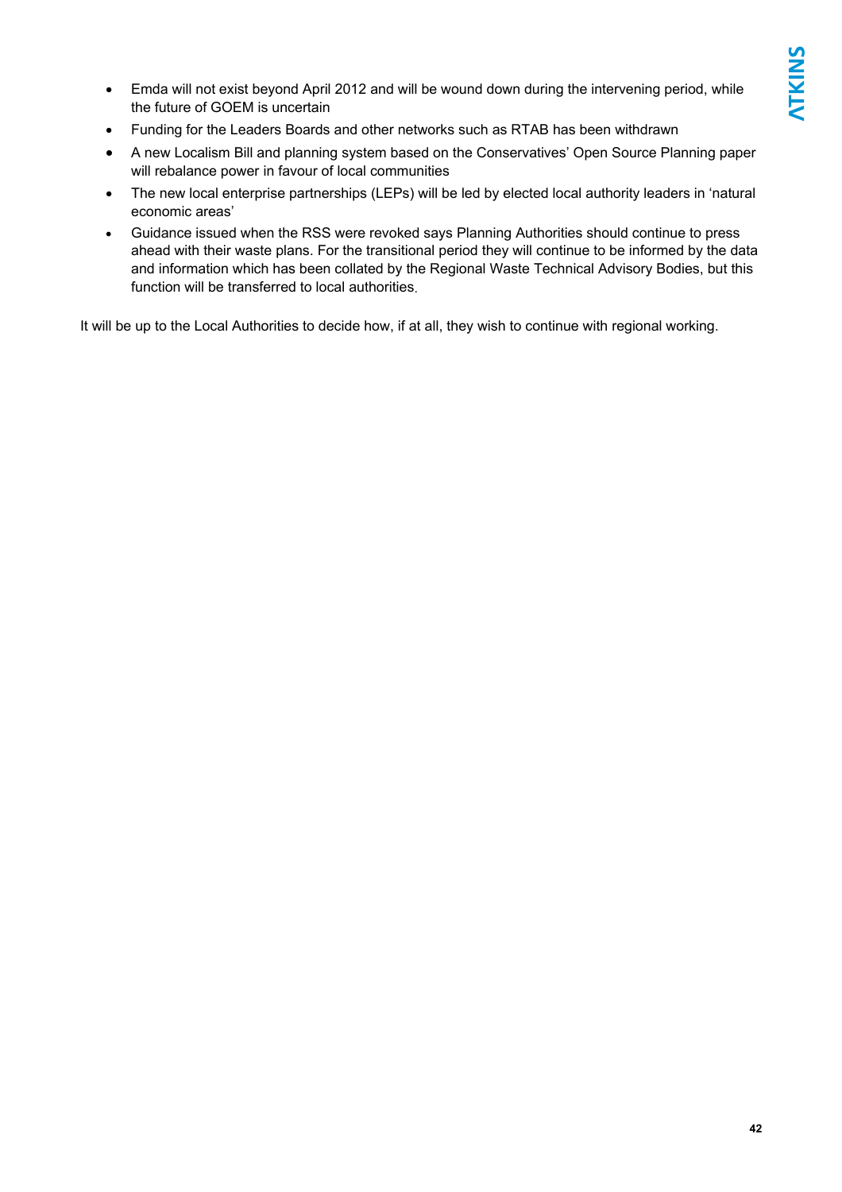- Emda will not exist beyond April 2012 and will be wound down during the intervening period, while the future of GOEM is uncertain
- Funding for the Leaders Boards and other networks such as RTAB has been withdrawn
- A new Localism Bill and planning system based on the Conservatives' Open Source Planning paper will rebalance power in favour of local communities
- The new local enterprise partnerships (LEPs) will be led by elected local authority leaders in 'natural economic areas'
- Guidance issued when the RSS were revoked says Planning Authorities should continue to press ahead with their waste plans. For the transitional period they will continue to be informed by the data and information which has been collated by the Regional Waste Technical Advisory Bodies, but this function will be transferred to local authorities.

It will be up to the Local Authorities to decide how, if at all, they wish to continue with regional working.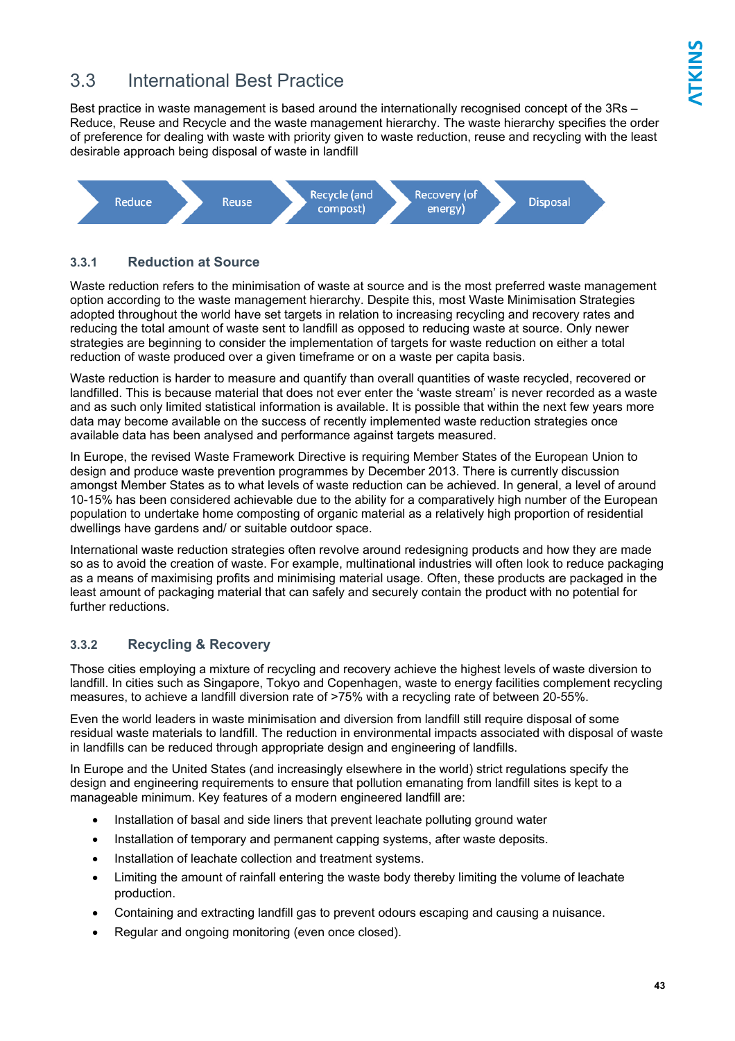## 3.3 International Best Practice

Best practice in waste management is based around the internationally recognised concept of the 3Rs – Reduce, Reuse and Recycle and the waste management hierarchy. The waste hierarchy specifies the order of preference for dealing with waste with priority given to waste reduction, reuse and recycling with the least desirable approach being disposal of waste in landfill

Reduce → Reuse → Recycle (and compost) → Recovery (of energy) → Disposal

### 3.3.1 Reduction at Source

Waste reduction refers to the minimisation of waste at source and is the most preferred waste management option according to the waste management hierarchy. Despite this, most Waste Minimisation Strategies adopted throughout the world have set targets in relation to increasing recycling and recovery rates and reducing the total amount of waste sent to landfill as opposed to reducing waste at source. Only newer strategies are beginning to consider the implementation of targets for waste reduction on either a total reduction of waste produced over a given timeframe or on a waste per capita basis.

Waste reduction is harder to measure and quantify than overall quantities of waste recycled, recovered or landfilled. This is because material that does not ever enter the 'waste stream' is never recorded as a waste and as such only limited statistical information is available. It is possible that within the next few years more data may become available on the success of recently implemented waste reduction strategies once available data has been analysed and performance against targets measured.

In Europe, the revised Waste Framework Directive is requiring Member States of the European Union to design and produce waste prevention programmes by December 2013. There is currently discussion amongst Member States as to what levels of waste reduction can be achieved. In general, a level of around 10-15% has been considered achievable due to the ability for a comparatively high number of the European population to undertake home composting of organic material as a relatively high proportion of residential dwellings have gardens and/ or suitable outdoor space.

International waste reduction strategies often revolve around redesigning products and how they are made so as to avoid the creation of waste. For example, multinational industries will often look to reduce packaging as a means of maximising profits and minimising material usage. Often, these products are packaged in the least amount of packaging material that can safely and securely contain the product with no potential for further reductions.

### 3.3.2 Recycling & Recovery

Those cities employing a mixture of recycling and recovery achieve the highest levels of waste diversion to landfill. In cities such as Singapore, Tokyo and Copenhagen, waste to energy facilities complement recycling measures, to achieve a landfill diversion rate of >75% with a recycling rate of between 20-55%.

Even the world leaders in waste minimisation and diversion from landfill still require disposal of some residual waste materials to landfill. The reduction in environmental impacts associated with disposal of waste in landfills can be reduced through appropriate design and engineering of landfills.

In Europe and the United States (and increasingly elsewhere in the world) strict regulations specify the design and engineering requirements to ensure that pollution emanating from landfill sites is kept to a manageable minimum. Key features of a modern engineered landfill are:

- Installation of basal and side liners that prevent leachate polluting ground water
- Installation of temporary and permanent capping systems, after waste deposits.
- Installation of leachate collection and treatment systems.
- Limiting the amount of rainfall entering the waste body thereby limiting the volume of leachate production.
- Containing and extracting landfill gas to prevent odours escaping and causing a nuisance.
- Regular and ongoing monitoring (even once closed).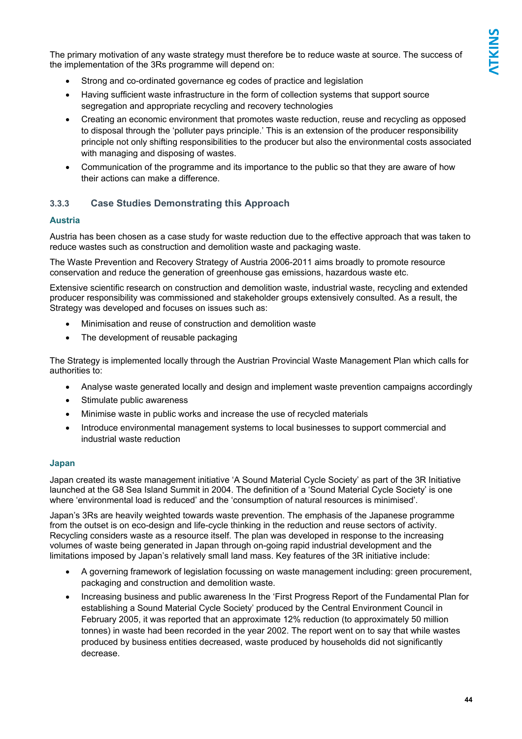The primary motivation of any waste strategy must therefore be to reduce waste at source. The success of the implementation of the 3Rs programme will depend on:

- Strong and co-ordinated governance eg codes of practice and legislation
- Having sufficient waste infrastructure in the form of collection systems that support source segregation and appropriate recycling and recovery technologies
- Creating an economic environment that promotes waste reduction, reuse and recycling as opposed to disposal through the 'polluter pays principle.' This is an extension of the producer responsibility principle not only shifting responsibilities to the producer but also the environmental costs associated with managing and disposing of wastes.
- Communication of the programme and its importance to the public so that they are aware of how their actions can make a difference.

### 3.3.3 Case Studies Demonstrating this Approach

#### Austria

Austria has been chosen as a case study for waste reduction due to the effective approach that was taken to reduce wastes such as construction and demolition waste and packaging waste.

The Waste Prevention and Recovery Strategy of Austria 2006-2011 aims broadly to promote resource conservation and reduce the generation of greenhouse gas emissions, hazardous waste etc.

Extensive scientific research on construction and demolition waste, industrial waste, recycling and extended producer responsibility was commissioned and stakeholder groups extensively consulted. As a result, the Strategy was developed and focuses on issues such as:

- Minimisation and reuse of construction and demolition waste
- The development of reusable packaging

The Strategy is implemented locally through the Austrian Provincial Waste Management Plan which calls for authorities to:

- Analyse waste generated locally and design and implement waste prevention campaigns accordingly
- Stimulate public awareness
- Minimise waste in public works and increase the use of recycled materials
- Introduce environmental management systems to local businesses to support commercial and industrial waste reduction

#### Japan

Japan created its waste management initiative 'A Sound Material Cycle Society' as part of the 3R Initiative launched at the G8 Sea Island Summit in 2004. The definition of a 'Sound Material Cycle Society' is one where 'environmental load is reduced' and the 'consumption of natural resources is minimised'.

Japan's 3Rs are heavily weighted towards waste prevention. The emphasis of the Japanese programme from the outset is on eco-design and life-cycle thinking in the reduction and reuse sectors of activity. Recycling considers waste as a resource itself. The plan was developed in response to the increasing volumes of waste being generated in Japan through on-going rapid industrial development and the limitations imposed by Japan's relatively small land mass. Key features of the 3R initiative include:

- A governing framework of legislation focussing on waste management including: green procurement, packaging and construction and demolition waste.
- Increasing business and public awareness In the 'First Progress Report of the Fundamental Plan for establishing a Sound Material Cycle Society' produced by the Central Environment Council in February 2005, it was reported that an approximate 12% reduction (to approximately 50 million tonnes) in waste had been recorded in the year 2002. The report went on to say that while wastes produced by business entities decreased, waste produced by households did not significantly decrease.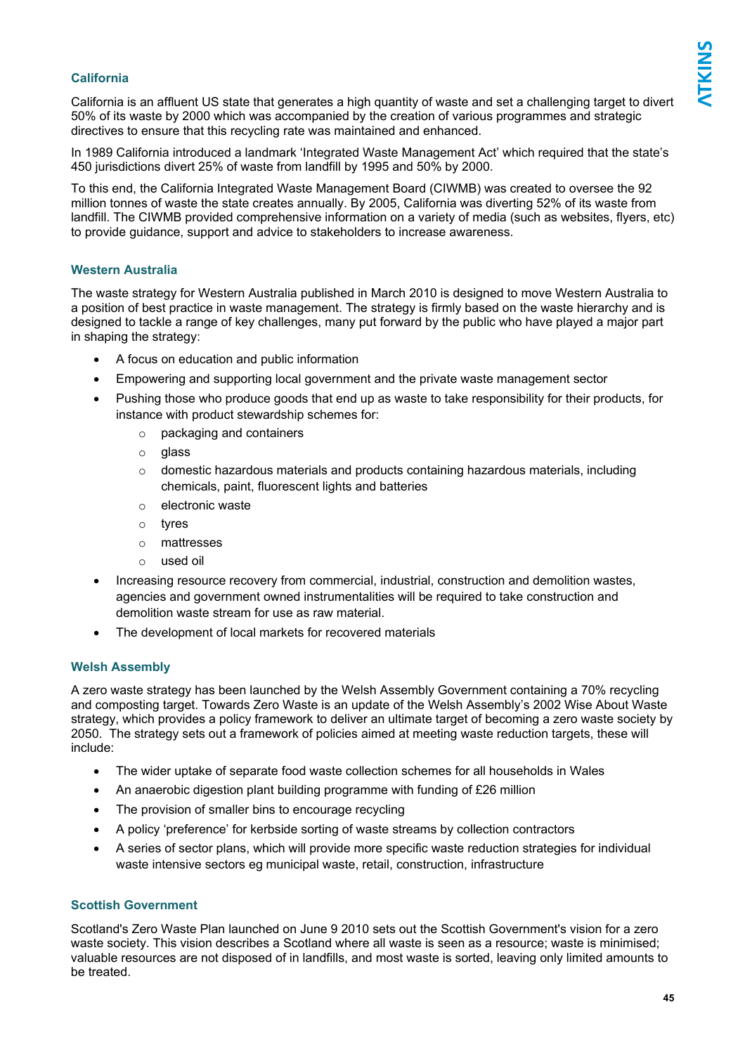### California

California is an affluent US state that generates a high quantity of waste and set a challenging target to divert 50% of its waste by 2000 which was accompanied by the creation of various programmes and strategic directives to ensure that this recycling rate was maintained and enhanced.

In 1989 California introduced a landmark 'Integrated Waste Management Act' which required that the state's 450 jurisdictions divert 25% of waste from landfill by 1995 and 50% by 2000.

To this end, the California Integrated Waste Management Board (CIWMB) was created to oversee the 92 million tonnes of waste the state creates annually. By 2005, California was diverting 52% of its waste from landfill. The CIWMB provided comprehensive information on a variety of media (such as websites, flyers, etc) to provide guidance, support and advice to stakeholders to increase awareness.

### Western Australia

The waste strategy for Western Australia published in March 2010 is designed to move Western Australia to a position of best practice in waste management. The strategy is firmly based on the waste hierarchy and is designed to tackle a range of key challenges, many put forward by the public who have played a major part in shaping the strategy:

- A focus on education and public information
- Empowering and supporting local government and the private waste management sector
- Pushing those who produce goods that end up as waste to take responsibility for their products, for instance with product stewardship schemes for:
  - packaging and containers
  - glass
  - domestic hazardous materials and products containing hazardous materials, including chemicals, paint, fluorescent lights and batteries
  - electronic waste
  - tyres
  - mattresses
  - used oil
- Increasing resource recovery from commercial, industrial, construction and demolition wastes, agencies and government owned instrumentalities will be required to take construction and demolition waste stream for use as raw material.
- The development of local markets for recovered materials

### Welsh Assembly

A zero waste strategy has been launched by the Welsh Assembly Government containing a 70% recycling and composting target. Towards Zero Waste is an update of the Welsh Assembly's 2002 Wise About Waste strategy, which provides a policy framework to deliver an ultimate target of becoming a zero waste society by 2050. The strategy sets out a framework of policies aimed at meeting waste reduction targets, these will include:

- The wider uptake of separate food waste collection schemes for all households in Wales
- An anaerobic digestion plant building programme with funding of £26 million
- The provision of smaller bins to encourage recycling
- A policy 'preference' for kerbside sorting of waste streams by collection contractors
- A series of sector plans, which will provide more specific waste reduction strategies for individual waste intensive sectors eg municipal waste, retail, construction, infrastructure

### Scottish Government

Scotland's Zero Waste Plan launched on June 9 2010 sets out the Scottish Government's vision for a zero waste society. This vision describes a Scotland where all waste is seen as a resource; waste is minimised; valuable resources are not disposed of in landfills, and most waste is sorted, leaving only limited amounts to be treated.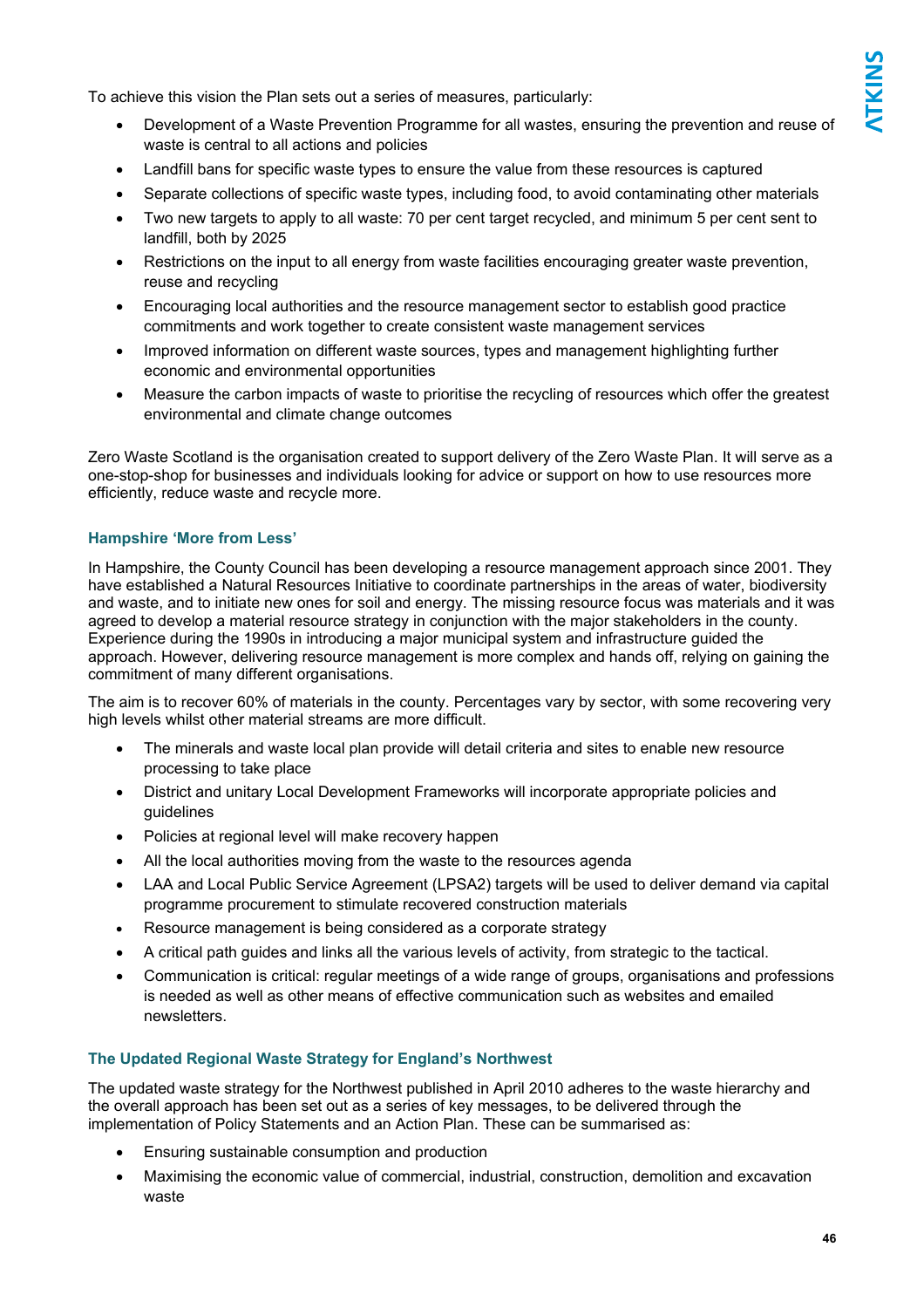To achieve this vision the Plan sets out a series of measures, particularly:

- Development of a Waste Prevention Programme for all wastes, ensuring the prevention and reuse of waste is central to all actions and policies
- Landfill bans for specific waste types to ensure the value from these resources is captured
- Separate collections of specific waste types, including food, to avoid contaminating other materials
- Two new targets to apply to all waste: 70 per cent target recycled, and minimum 5 per cent sent to landfill, both by 2025
- Restrictions on the input to all energy from waste facilities encouraging greater waste prevention, reuse and recycling
- Encouraging local authorities and the resource management sector to establish good practice commitments and work together to create consistent waste management services
- Improved information on different waste sources, types and management highlighting further economic and environmental opportunities
- Measure the carbon impacts of waste to prioritise the recycling of resources which offer the greatest environmental and climate change outcomes

Zero Waste Scotland is the organisation created to support delivery of the Zero Waste Plan. It will serve as a one-stop-shop for businesses and individuals looking for advice or support on how to use resources more efficiently, reduce waste and recycle more.

### Hampshire 'More from Less'

In Hampshire, the County Council has been developing a resource management approach since 2001. They have established a Natural Resources Initiative to coordinate partnerships in the areas of water, biodiversity and waste, and to initiate new ones for soil and energy. The missing resource focus was materials and it was agreed to develop a material resource strategy in conjunction with the major stakeholders in the county. Experience during the 1990s in introducing a major municipal system and infrastructure guided the approach. However, delivering resource management is more complex and hands off, relying on gaining the commitment of many different organisations.

The aim is to recover 60% of materials in the county. Percentages vary by sector, with some recovering very high levels whilst other material streams are more difficult.

- The minerals and waste local plan provide will detail criteria and sites to enable new resource processing to take place
- District and unitary Local Development Frameworks will incorporate appropriate policies and guidelines
- Policies at regional level will make recovery happen
- All the local authorities moving from the waste to the resources agenda
- LAA and Local Public Service Agreement (LPSA2) targets will be used to deliver demand via capital programme procurement to stimulate recovered construction materials
- Resource management is being considered as a corporate strategy
- A critical path guides and links all the various levels of activity, from strategic to the tactical.
- Communication is critical: regular meetings of a wide range of groups, organisations and professions is needed as well as other means of effective communication such as websites and emailed newsletters.

### The Updated Regional Waste Strategy for England's Northwest

The updated waste strategy for the Northwest published in April 2010 adheres to the waste hierarchy and the overall approach has been set out as a series of key messages, to be delivered through the implementation of Policy Statements and an Action Plan. These can be summarised as:

- Ensuring sustainable consumption and production
- Maximising the economic value of commercial, industrial, construction, demolition and excavation waste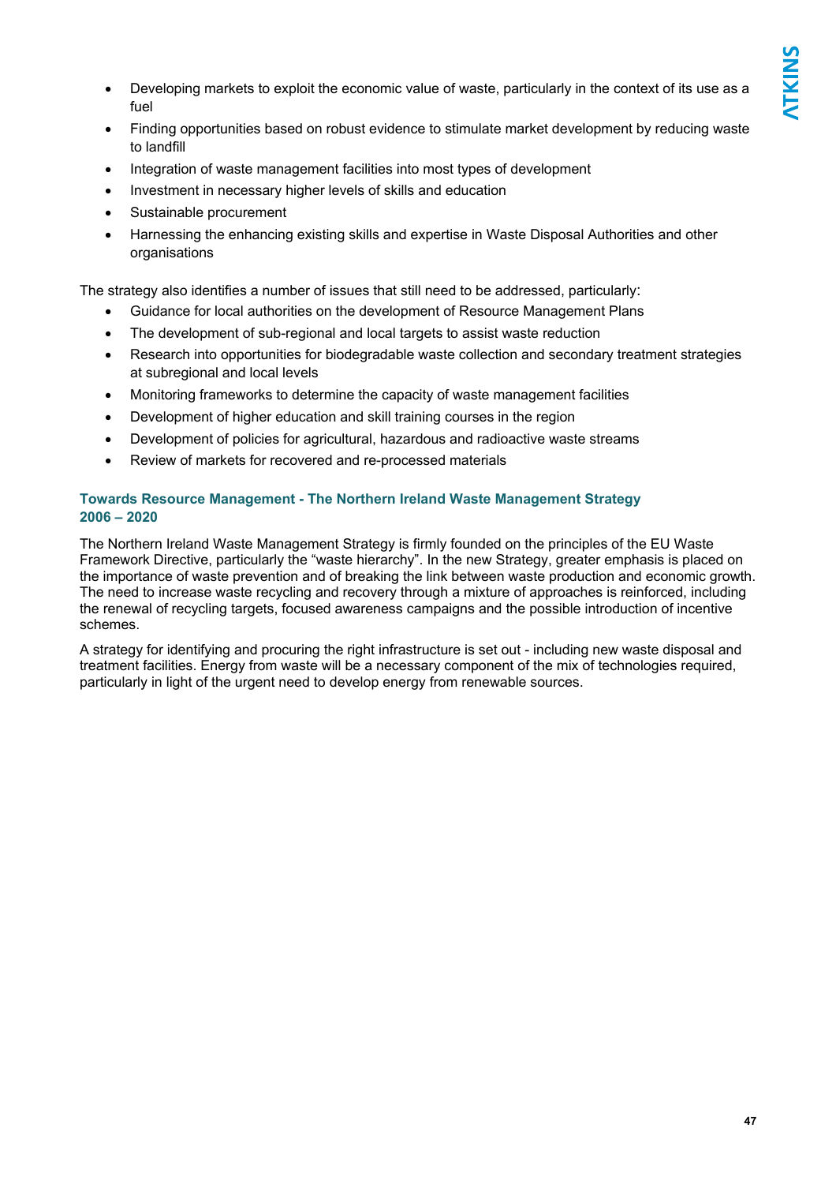- Developing markets to exploit the economic value of waste, particularly in the context of its use as a fuel
- Finding opportunities based on robust evidence to stimulate market development by reducing waste to landfill
- Integration of waste management facilities into most types of development
- Investment in necessary higher levels of skills and education
- Sustainable procurement
- Harnessing the enhancing existing skills and expertise in Waste Disposal Authorities and other organisations

The strategy also identifies a number of issues that still need to be addressed, particularly:

- Guidance for local authorities on the development of Resource Management Plans
- The development of sub-regional and local targets to assist waste reduction
- Research into opportunities for biodegradable waste collection and secondary treatment strategies at subregional and local levels
- Monitoring frameworks to determine the capacity of waste management facilities
- Development of higher education and skill training courses in the region
- Development of policies for agricultural, hazardous and radioactive waste streams
- Review of markets for recovered and re-processed materials

### Towards Resource Management - The Northern Ireland Waste Management Strategy 2006 – 2020

The Northern Ireland Waste Management Strategy is firmly founded on the principles of the EU Waste Framework Directive, particularly the "waste hierarchy". In the new Strategy, greater emphasis is placed on the importance of waste prevention and of breaking the link between waste production and economic growth. The need to increase waste recycling and recovery through a mixture of approaches is reinforced, including the renewal of recycling targets, focused awareness campaigns and the possible introduction of incentive schemes.

A strategy for identifying and procuring the right infrastructure is set out - including new waste disposal and treatment facilities. Energy from waste will be a necessary component of the mix of technologies required, particularly in light of the urgent need to develop energy from renewable sources.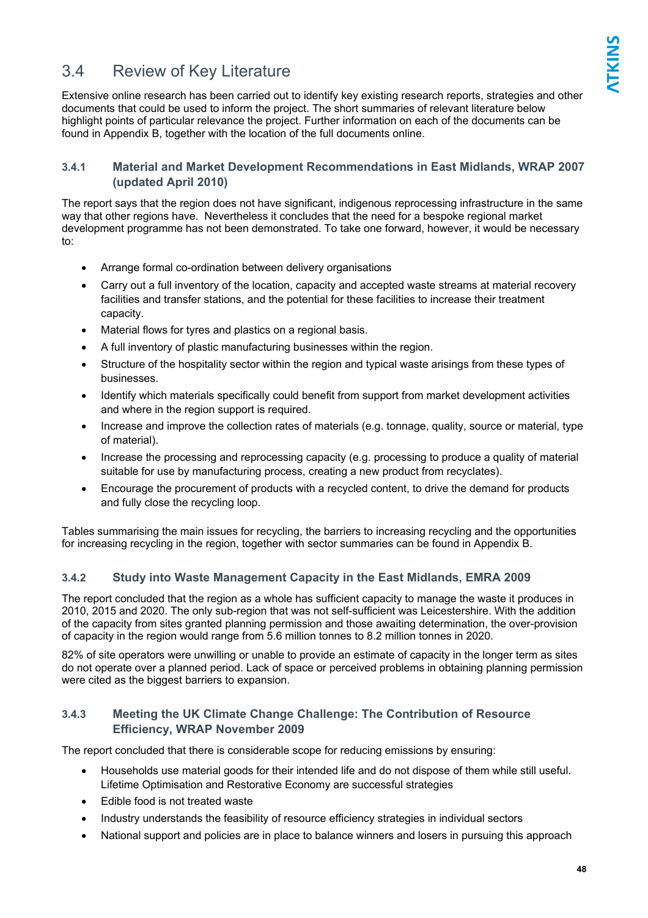## 3.4 Review of Key Literature

Extensive online research has been carried out to identify key existing research reports, strategies and other documents that could be used to inform the project. The short summaries of relevant literature below highlight points of particular relevance the project. Further information on each of the documents can be found in Appendix B, together with the location of the full documents online.

### 3.4.1 Material and Market Development Recommendations in East Midlands, WRAP 2007 (updated April 2010)

The report says that the region does not have significant, indigenous reprocessing infrastructure in the same way that other regions have. Nevertheless it concludes that the need for a bespoke regional market development programme has not been demonstrated. To take one forward, however, it would be necessary to:

- Arrange formal co-ordination between delivery organisations
- Carry out a full inventory of the location, capacity and accepted waste streams at material recovery facilities and transfer stations, and the potential for these facilities to increase their treatment capacity.
- Material flows for tyres and plastics on a regional basis.
- A full inventory of plastic manufacturing businesses within the region.
- Structure of the hospitality sector within the region and typical waste arisings from these types of businesses.
- Identify which materials specifically could benefit from support from market development activities and where in the region support is required.
- Increase and improve the collection rates of materials (e.g. tonnage, quality, source or material, type of material).
- Increase the processing and reprocessing capacity (e.g. processing to produce a quality of material suitable for use by manufacturing process, creating a new product from recyclates).
- Encourage the procurement of products with a recycled content, to drive the demand for products and fully close the recycling loop.

Tables summarising the main issues for recycling, the barriers to increasing recycling and the opportunities for increasing recycling in the region, together with sector summaries can be found in Appendix B.

### 3.4.2 Study into Waste Management Capacity in the East Midlands, EMRA 2009

The report concluded that the region as a whole has sufficient capacity to manage the waste it produces in 2010, 2015 and 2020. The only sub-region that was not self-sufficient was Leicestershire. With the addition of the capacity from sites granted planning permission and those awaiting determination, the over-provision of capacity in the region would range from 5.6 million tonnes to 8.2 million tonnes in 2020.

82% of site operators were unwilling or unable to provide an estimate of capacity in the longer term as sites do not operate over a planned period. Lack of space or perceived problems in obtaining planning permission were cited as the biggest barriers to expansion.

### 3.4.3 Meeting the UK Climate Change Challenge: The Contribution of Resource Efficiency, WRAP November 2009

The report concluded that there is considerable scope for reducing emissions by ensuring:

- Households use material goods for their intended life and do not dispose of them while still useful. Lifetime Optimisation and Restorative Economy are successful strategies
- Edible food is not treated waste
- Industry understands the feasibility of resource efficiency strategies in individual sectors
- National support and policies are in place to balance winners and losers in pursuing this approach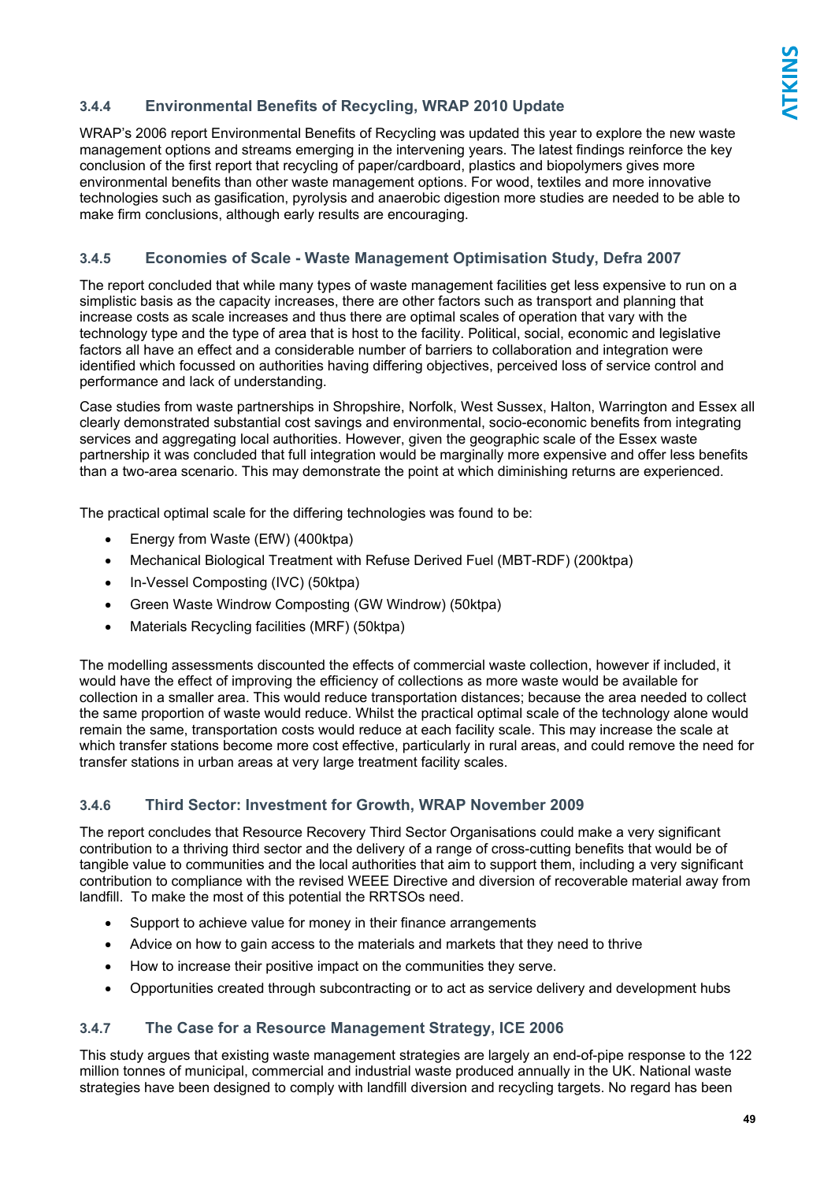### 3.4.4 Environmental Benefits of Recycling, WRAP 2010 Update

WRAP's 2006 report Environmental Benefits of Recycling was updated this year to explore the new waste management options and streams emerging in the intervening years. The latest findings reinforce the key conclusion of the first report that recycling of paper/cardboard, plastics and biopolymers gives more environmental benefits than other waste management options. For wood, textiles and more innovative technologies such as gasification, pyrolysis and anaerobic digestion more studies are needed to be able to make firm conclusions, although early results are encouraging.

### 3.4.5 Economies of Scale - Waste Management Optimisation Study, Defra 2007

The report concluded that while many types of waste management facilities get less expensive to run on a simplistic basis as the capacity increases, there are other factors such as transport and planning that increase costs as scale increases and thus there are optimal scales of operation that vary with the technology type and the type of area that is host to the facility. Political, social, economic and legislative factors all have an effect and a considerable number of barriers to collaboration and integration were identified which focussed on authorities having differing objectives, perceived loss of service control and performance and lack of understanding.

Case studies from waste partnerships in Shropshire, Norfolk, West Sussex, Halton, Warrington and Essex all clearly demonstrated substantial cost savings and environmental, socio-economic benefits from integrating services and aggregating local authorities. However, given the geographic scale of the Essex waste partnership it was concluded that full integration would be marginally more expensive and offer less benefits than a two-area scenario. This may demonstrate the point at which diminishing returns are experienced.

The practical optimal scale for the differing technologies was found to be:

- Energy from Waste (EfW) (400ktpa)
- Mechanical Biological Treatment with Refuse Derived Fuel (MBT-RDF) (200ktpa)
- In-Vessel Composting (IVC) (50ktpa)
- Green Waste Windrow Composting (GW Windrow) (50ktpa)
- Materials Recycling facilities (MRF) (50ktpa)

The modelling assessments discounted the effects of commercial waste collection, however if included, it would have the effect of improving the efficiency of collections as more waste would be available for collection in a smaller area. This would reduce transportation distances; because the area needed to collect the same proportion of waste would reduce. Whilst the practical optimal scale of the technology alone would remain the same, transportation costs would reduce at each facility scale. This may increase the scale at which transfer stations become more cost effective, particularly in rural areas, and could remove the need for transfer stations in urban areas at very large treatment facility scales.

### 3.4.6 Third Sector: Investment for Growth, WRAP November 2009

The report concludes that Resource Recovery Third Sector Organisations could make a very significant contribution to a thriving third sector and the delivery of a range of cross-cutting benefits that would be of tangible value to communities and the local authorities that aim to support them, including a very significant contribution to compliance with the revised WEEE Directive and diversion of recoverable material away from landfill. To make the most of this potential the RRTSOs need.

- Support to achieve value for money in their finance arrangements
- Advice on how to gain access to the materials and markets that they need to thrive
- How to increase their positive impact on the communities they serve.
- Opportunities created through subcontracting or to act as service delivery and development hubs

### 3.4.7 The Case for a Resource Management Strategy, ICE 2006

This study argues that existing waste management strategies are largely an end-of-pipe response to the 122 million tonnes of municipal, commercial and industrial waste produced annually in the UK. National waste strategies have been designed to comply with landfill diversion and recycling targets. No regard has been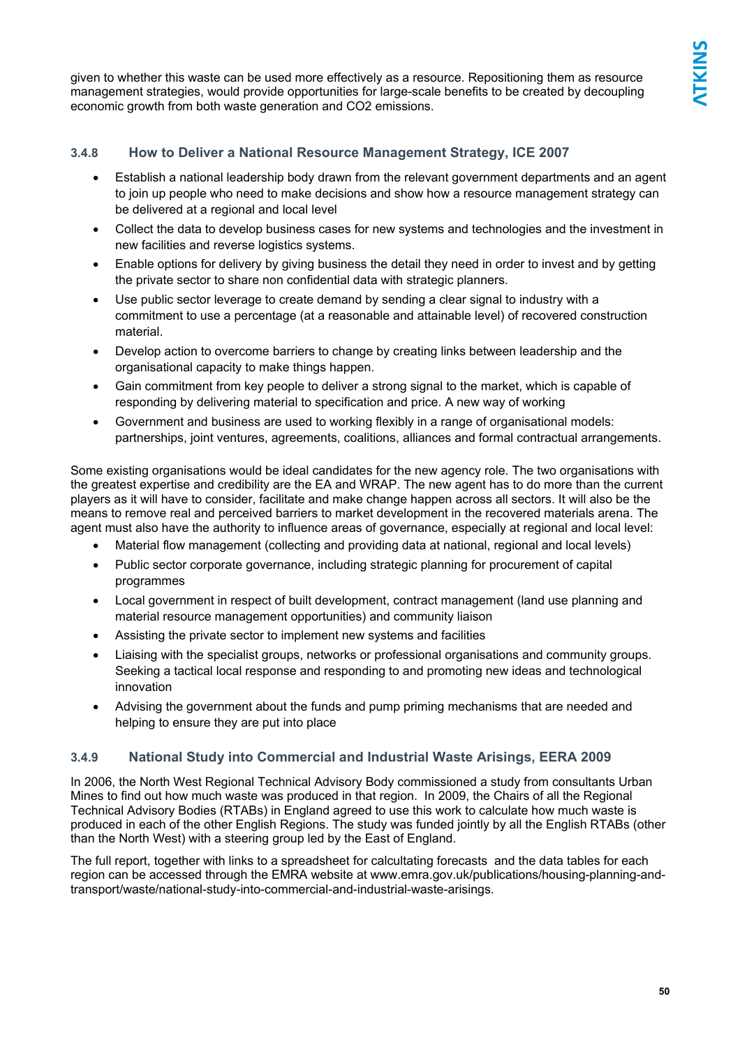given to whether this waste can be used more effectively as a resource. Repositioning them as resource management strategies, would provide opportunities for large-scale benefits to be created by decoupling economic growth from both waste generation and CO2 emissions.

### 3.4.8 How to Deliver a National Resource Management Strategy, ICE 2007

- Establish a national leadership body drawn from the relevant government departments and an agent to join up people who need to make decisions and show how a resource management strategy can be delivered at a regional and local level
- Collect the data to develop business cases for new systems and technologies and the investment in new facilities and reverse logistics systems.
- Enable options for delivery by giving business the detail they need in order to invest and by getting the private sector to share non confidential data with strategic planners.
- Use public sector leverage to create demand by sending a clear signal to industry with a commitment to use a percentage (at a reasonable and attainable level) of recovered construction material.
- Develop action to overcome barriers to change by creating links between leadership and the organisational capacity to make things happen.
- Gain commitment from key people to deliver a strong signal to the market, which is capable of responding by delivering material to specification and price. A new way of working
- Government and business are used to working flexibly in a range of organisational models: partnerships, joint ventures, agreements, coalitions, alliances and formal contractual arrangements.

Some existing organisations would be ideal candidates for the new agency role. The two organisations with the greatest expertise and credibility are the EA and WRAP. The new agent has to do more than the current players as it will have to consider, facilitate and make change happen across all sectors. It will also be the means to remove real and perceived barriers to market development in the recovered materials arena. The agent must also have the authority to influence areas of governance, especially at regional and local level:

- Material flow management (collecting and providing data at national, regional and local levels)
- Public sector corporate governance, including strategic planning for procurement of capital programmes
- Local government in respect of built development, contract management (land use planning and material resource management opportunities) and community liaison
- Assisting the private sector to implement new systems and facilities
- Liaising with the specialist groups, networks or professional organisations and community groups. Seeking a tactical local response and responding to and promoting new ideas and technological innovation
- Advising the government about the funds and pump priming mechanisms that are needed and helping to ensure they are put into place

### 3.4.9 National Study into Commercial and Industrial Waste Arisings, EERA 2009

In 2006, the North West Regional Technical Advisory Body commissioned a study from consultants Urban Mines to find out how much waste was produced in that region. In 2009, the Chairs of all the Regional Technical Advisory Bodies (RTABs) in England agreed to use this work to calculate how much waste is produced in each of the other English Regions. The study was funded jointly by all the English RTABs (other than the North West) with a steering group led by the East of England.

The full report, together with links to a spreadsheet for calcultating forecasts and the data tables for each region can be accessed through the EMRA website at www.emra.gov.uk/publications/housing-planning-and-transport/waste/national-study-into-commercial-and-industrial-waste-arisings.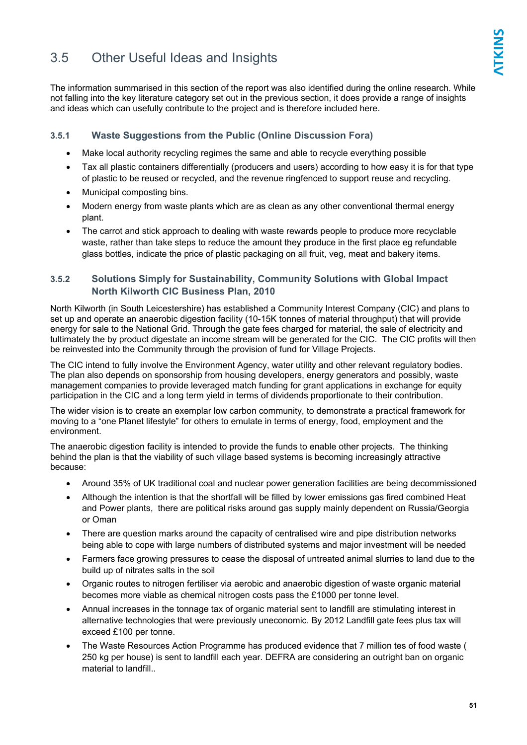## 3.5 Other Useful Ideas and Insights

The information summarised in this section of the report was also identified during the online research. While not falling into the key literature category set out in the previous section, it does provide a range of insights and ideas which can usefully contribute to the project and is therefore included here.

### 3.5.1 Waste Suggestions from the Public (Online Discussion Fora)

- Make local authority recycling regimes the same and able to recycle everything possible
- Tax all plastic containers differentially (producers and users) according to how easy it is for that type of plastic to be reused or recycled, and the revenue ringfenced to support reuse and recycling.
- Municipal composting bins.
- Modern energy from waste plants which are as clean as any other conventional thermal energy plant.
- The carrot and stick approach to dealing with waste rewards people to produce more recyclable waste, rather than take steps to reduce the amount they produce in the first place eg refundable glass bottles, indicate the price of plastic packaging on all fruit, veg, meat and bakery items.

### 3.5.2 Solutions Simply for Sustainability, Community Solutions with Global Impact North Kilworth CIC Business Plan, 2010

North Kilworth (in South Leicestershire) has established a Community Interest Company (CIC) and plans to set up and operate an anaerobic digestion facility (10-15K tonnes of material throughput) that will provide energy for sale to the National Grid. Through the gate fees charged for material, the sale of electricity and tultimately the by product digestate an income stream will be generated for the CIC. The CIC profits will then be reinvested into the Community through the provision of fund for Village Projects.

The CIC intend to fully involve the Environment Agency, water utility and other relevant regulatory bodies. The plan also depends on sponsorship from housing developers, energy generators and possibly, waste management companies to provide leveraged match funding for grant applications in exchange for equity participation in the CIC and a long term yield in terms of dividends proportionate to their contribution.

The wider vision is to create an exemplar low carbon community, to demonstrate a practical framework for moving to a "one Planet lifestyle" for others to emulate in terms of energy, food, employment and the environment.

The anaerobic digestion facility is intended to provide the funds to enable other projects. The thinking behind the plan is that the viability of such village based systems is becoming increasingly attractive because:

- Around 35% of UK traditional coal and nuclear power generation facilities are being decommissioned
- Although the intention is that the shortfall will be filled by lower emissions gas fired combined Heat and Power plants, there are political risks around gas supply mainly dependent on Russia/Georgia or Oman
- There are question marks around the capacity of centralised wire and pipe distribution networks being able to cope with large numbers of distributed systems and major investment will be needed
- Farmers face growing pressures to cease the disposal of untreated animal slurries to land due to the build up of nitrates salts in the soil
- Organic routes to nitrogen fertiliser via aerobic and anaerobic digestion of waste organic material becomes more viable as chemical nitrogen costs pass the £1000 per tonne level.
- Annual increases in the tonnage tax of organic material sent to landfill are stimulating interest in alternative technologies that were previously uneconomic. By 2012 Landfill gate fees plus tax will exceed £100 per tonne.
- The Waste Resources Action Programme has produced evidence that 7 million tes of food waste ( 250 kg per house) is sent to landfill each year. DEFRA are considering an outright ban on organic material to landfill..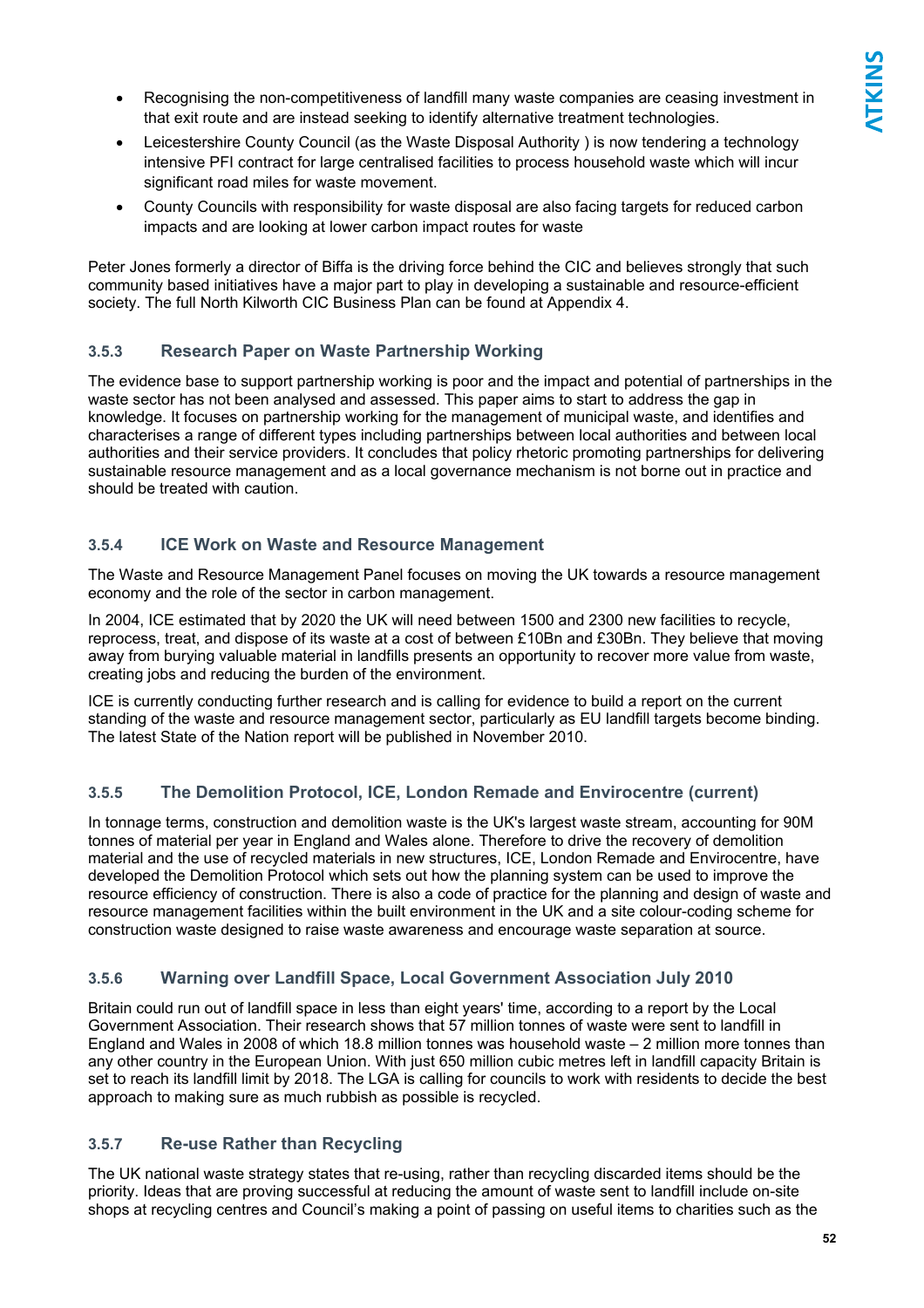- Recognising the non-competitiveness of landfill many waste companies are ceasing investment in that exit route and are instead seeking to identify alternative treatment technologies.
- Leicestershire County Council (as the Waste Disposal Authority ) is now tendering a technology intensive PFI contract for large centralised facilities to process household waste which will incur significant road miles for waste movement.
- County Councils with responsibility for waste disposal are also facing targets for reduced carbon impacts and are looking at lower carbon impact routes for waste

Peter Jones formerly a director of Biffa is the driving force behind the CIC and believes strongly that such community based initiatives have a major part to play in developing a sustainable and resource-efficient society. The full North Kilworth CIC Business Plan can be found at Appendix 4.

### 3.5.3 Research Paper on Waste Partnership Working

The evidence base to support partnership working is poor and the impact and potential of partnerships in the waste sector has not been analysed and assessed. This paper aims to start to address the gap in knowledge. It focuses on partnership working for the management of municipal waste, and identifies and characterises a range of different types including partnerships between local authorities and between local authorities and their service providers. It concludes that policy rhetoric promoting partnerships for delivering sustainable resource management and as a local governance mechanism is not borne out in practice and should be treated with caution.

### 3.5.4 ICE Work on Waste and Resource Management

The Waste and Resource Management Panel focuses on moving the UK towards a resource management economy and the role of the sector in carbon management.

In 2004, ICE estimated that by 2020 the UK will need between 1500 and 2300 new facilities to recycle, reprocess, treat, and dispose of its waste at a cost of between £10Bn and £30Bn. They believe that moving away from burying valuable material in landfills presents an opportunity to recover more value from waste, creating jobs and reducing the burden of the environment.

ICE is currently conducting further research and is calling for evidence to build a report on the current standing of the waste and resource management sector, particularly as EU landfill targets become binding. The latest State of the Nation report will be published in November 2010.

### 3.5.5 The Demolition Protocol, ICE, London Remade and Envirocentre (current)

In tonnage terms, construction and demolition waste is the UK's largest waste stream, accounting for 90M tonnes of material per year in England and Wales alone. Therefore to drive the recovery of demolition material and the use of recycled materials in new structures, ICE, London Remade and Envirocentre, have developed the Demolition Protocol which sets out how the planning system can be used to improve the resource efficiency of construction. There is also a code of practice for the planning and design of waste and resource management facilities within the built environment in the UK and a site colour-coding scheme for construction waste designed to raise waste awareness and encourage waste separation at source.

### 3.5.6 Warning over Landfill Space, Local Government Association July 2010

Britain could run out of landfill space in less than eight years' time, according to a report by the Local Government Association. Their research shows that 57 million tonnes of waste were sent to landfill in England and Wales in 2008 of which 18.8 million tonnes was household waste – 2 million more tonnes than any other country in the European Union. With just 650 million cubic metres left in landfill capacity Britain is set to reach its landfill limit by 2018. The LGA is calling for councils to work with residents to decide the best approach to making sure as much rubbish as possible is recycled.

### 3.5.7 Re-use Rather than Recycling

The UK national waste strategy states that re-using, rather than recycling discarded items should be the priority. Ideas that are proving successful at reducing the amount of waste sent to landfill include on-site shops at recycling centres and Council's making a point of passing on useful items to charities such as the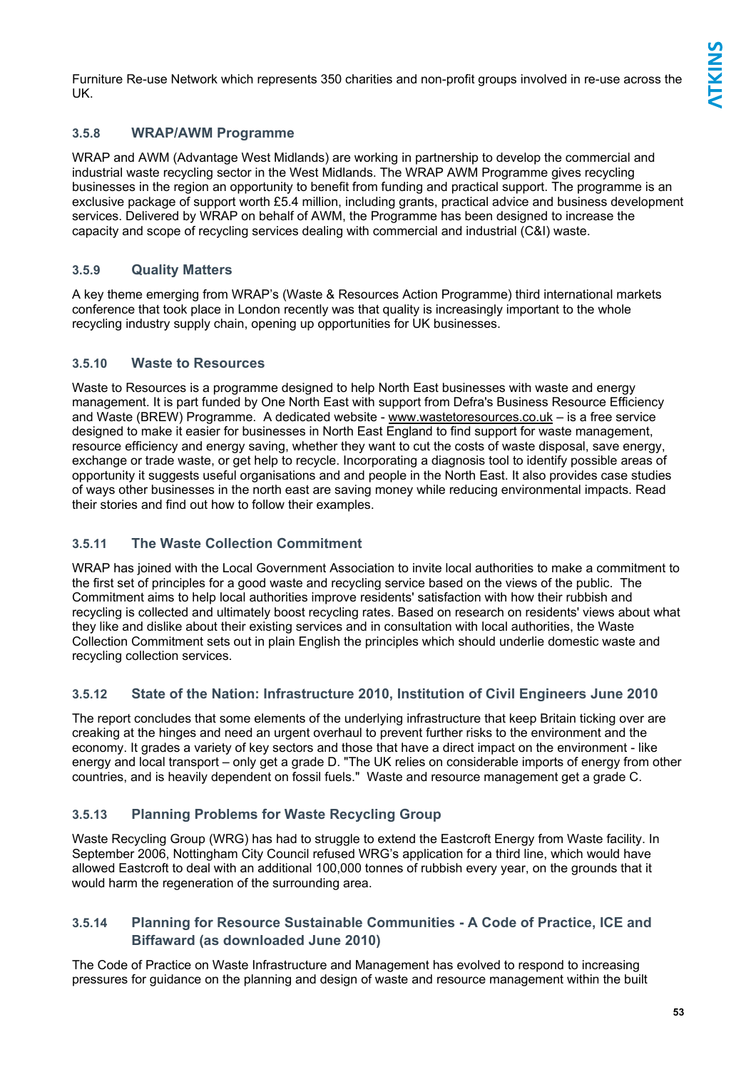Furniture Re-use Network which represents 350 charities and non-profit groups involved in re-use across the UK.

### 3.5.8 WRAP/AWM Programme

WRAP and AWM (Advantage West Midlands) are working in partnership to develop the commercial and industrial waste recycling sector in the West Midlands. The WRAP AWM Programme gives recycling businesses in the region an opportunity to benefit from funding and practical support. The programme is an exclusive package of support worth £5.4 million, including grants, practical advice and business development services. Delivered by WRAP on behalf of AWM, the Programme has been designed to increase the capacity and scope of recycling services dealing with commercial and industrial (C&I) waste.

### 3.5.9 Quality Matters

A key theme emerging from WRAP's (Waste & Resources Action Programme) third international markets conference that took place in London recently was that quality is increasingly important to the whole recycling industry supply chain, opening up opportunities for UK businesses.

### 3.5.10 Waste to Resources

Waste to Resources is a programme designed to help North East businesses with waste and energy management. It is part funded by One North East with support from Defra's Business Resource Efficiency and Waste (BREW) Programme. A dedicated website - www.wastetoresources.co.uk – is a free service designed to make it easier for businesses in North East England to find support for waste management, resource efficiency and energy saving, whether they want to cut the costs of waste disposal, save energy, exchange or trade waste, or get help to recycle. Incorporating a diagnosis tool to identify possible areas of opportunity it suggests useful organisations and and people in the North East. It also provides case studies of ways other businesses in the north east are saving money while reducing environmental impacts. Read their stories and find out how to follow their examples.

### 3.5.11 The Waste Collection Commitment

WRAP has joined with the Local Government Association to invite local authorities to make a commitment to the first set of principles for a good waste and recycling service based on the views of the public. The Commitment aims to help local authorities improve residents' satisfaction with how their rubbish and recycling is collected and ultimately boost recycling rates. Based on research on residents' views about what they like and dislike about their existing services and in consultation with local authorities, the Waste Collection Commitment sets out in plain English the principles which should underlie domestic waste and recycling collection services.

### 3.5.12 State of the Nation: Infrastructure 2010, Institution of Civil Engineers June 2010

The report concludes that some elements of the underlying infrastructure that keep Britain ticking over are creaking at the hinges and need an urgent overhaul to prevent further risks to the environment and the economy. It grades a variety of key sectors and those that have a direct impact on the environment - like energy and local transport – only get a grade D. "The UK relies on considerable imports of energy from other countries, and is heavily dependent on fossil fuels." Waste and resource management get a grade C.

### 3.5.13 Planning Problems for Waste Recycling Group

Waste Recycling Group (WRG) has had to struggle to extend the Eastcroft Energy from Waste facility. In September 2006, Nottingham City Council refused WRG's application for a third line, which would have allowed Eastcroft to deal with an additional 100,000 tonnes of rubbish every year, on the grounds that it would harm the regeneration of the surrounding area.

### 3.5.14 Planning for Resource Sustainable Communities - A Code of Practice, ICE and Biffaward (as downloaded June 2010)

The Code of Practice on Waste Infrastructure and Management has evolved to respond to increasing pressures for guidance on the planning and design of waste and resource management within the built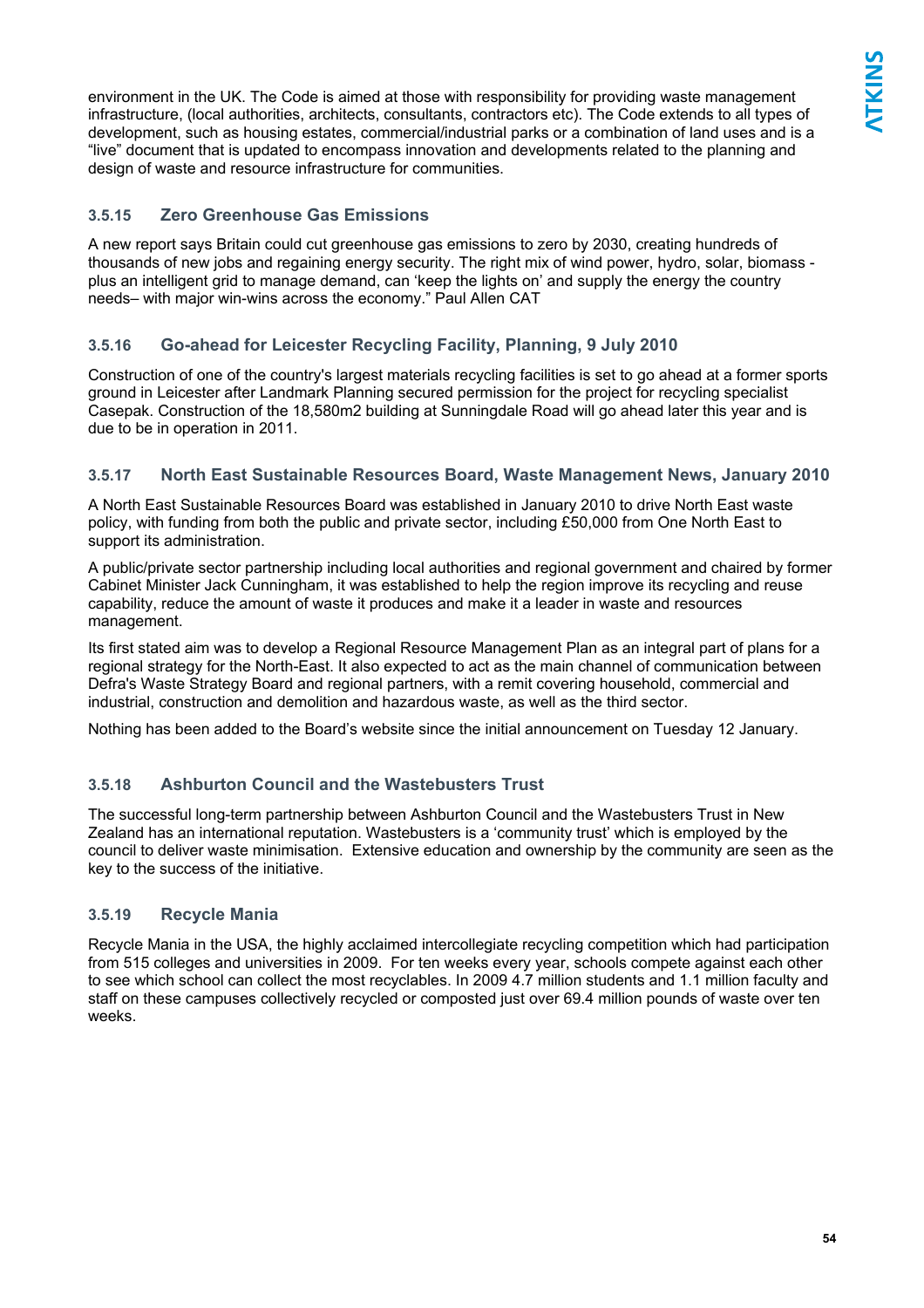environment in the UK. The Code is aimed at those with responsibility for providing waste management infrastructure, (local authorities, architects, consultants, contractors etc). The Code extends to all types of development, such as housing estates, commercial/industrial parks or a combination of land uses and is a “live” document that is updated to encompass innovation and developments related to the planning and design of waste and resource infrastructure for communities.

### 3.5.15 Zero Greenhouse Gas Emissions

A new report says Britain could cut greenhouse gas emissions to zero by 2030, creating hundreds of thousands of new jobs and regaining energy security. The right mix of wind power, hydro, solar, biomass - plus an intelligent grid to manage demand, can ‘keep the lights on’ and supply the energy the country needs– with major win-wins across the economy.” Paul Allen CAT

### 3.5.16 Go-ahead for Leicester Recycling Facility, Planning, 9 July 2010

Construction of one of the country's largest materials recycling facilities is set to go ahead at a former sports ground in Leicester after Landmark Planning secured permission for the project for recycling specialist Casepak. Construction of the 18,580m2 building at Sunningdale Road will go ahead later this year and is due to be in operation in 2011.

### 3.5.17 North East Sustainable Resources Board, Waste Management News, January 2010

A North East Sustainable Resources Board was established in January 2010 to drive North East waste policy, with funding from both the public and private sector, including £50,000 from One North East to support its administration.

A public/private sector partnership including local authorities and regional government and chaired by former Cabinet Minister Jack Cunningham, it was established to help the region improve its recycling and reuse capability, reduce the amount of waste it produces and make it a leader in waste and resources management.

Its first stated aim was to develop a Regional Resource Management Plan as an integral part of plans for a regional strategy for the North-East. It also expected to act as the main channel of communication between Defra's Waste Strategy Board and regional partners, with a remit covering household, commercial and industrial, construction and demolition and hazardous waste, as well as the third sector.

Nothing has been added to the Board’s website since the initial announcement on Tuesday 12 January.

### 3.5.18 Ashburton Council and the Wastebusters Trust

The successful long-term partnership between Ashburton Council and the Wastebusters Trust in New Zealand has an international reputation. Wastebusters is a ‘community trust’ which is employed by the council to deliver waste minimisation. Extensive education and ownership by the community are seen as the key to the success of the initiative.

### 3.5.19 Recycle Mania

Recycle Mania in the USA, the highly acclaimed intercollegiate recycling competition which had participation from 515 colleges and universities in 2009. For ten weeks every year, schools compete against each other to see which school can collect the most recyclables. In 2009 4.7 million students and 1.1 million faculty and staff on these campuses collectively recycled or composted just over 69.4 million pounds of waste over ten weeks.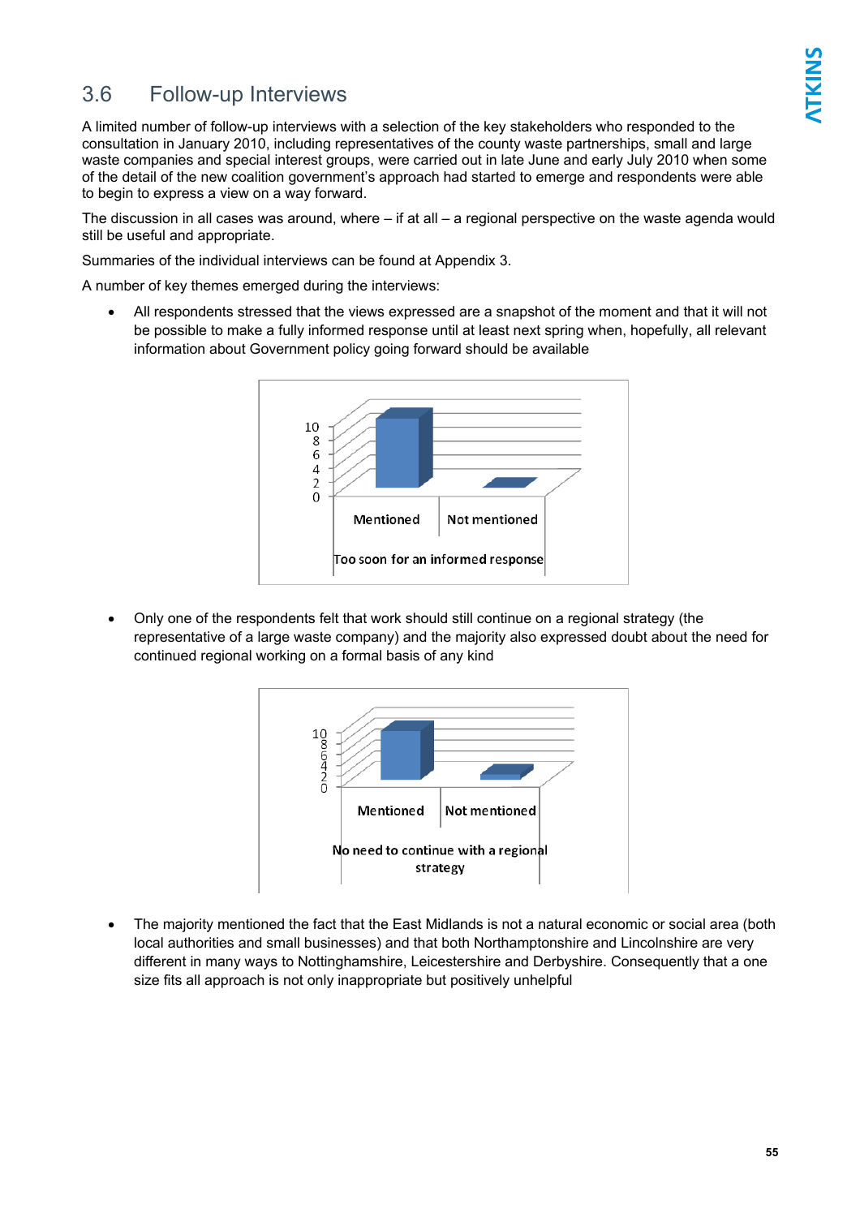## 3.6 Follow-up Interviews

A limited number of follow-up interviews with a selection of the key stakeholders who responded to the consultation in January 2010, including representatives of the county waste partnerships, small and large waste companies and special interest groups, were carried out in late June and early July 2010 when some of the detail of the new coalition government's approach had started to emerge and respondents were able to begin to express a view on a way forward.

The discussion in all cases was around, where – if at all – a regional perspective on the waste agenda would still be useful and appropriate.

Summaries of the individual interviews can be found at Appendix 3.

A number of key themes emerged during the interviews:

- All respondents stressed that the views expressed are a snapshot of the moment and that it will not be possible to make a fully informed response until at least next spring when, hopefully, all relevant information about Government policy going forward should be available

10
8
6
4
2
0

Mentioned | Not mentioned

Too soon for an informed response

- Only one of the respondents felt that work should still continue on a regional strategy (the representative of a large waste company) and the majority also expressed doubt about the need for continued regional working on a formal basis of any kind

10
8
6
4
2
0

Mentioned | Not mentioned

No need to continue with a regional strategy

- The majority mentioned the fact that the East Midlands is not a natural economic or social area (both local authorities and small businesses) and that both Northamptonshire and Lincolnshire are very different in many ways to Nottinghamshire, Leicestershire and Derbyshire. Consequently that a one size fits all approach is not only inappropriate but positively unhelpful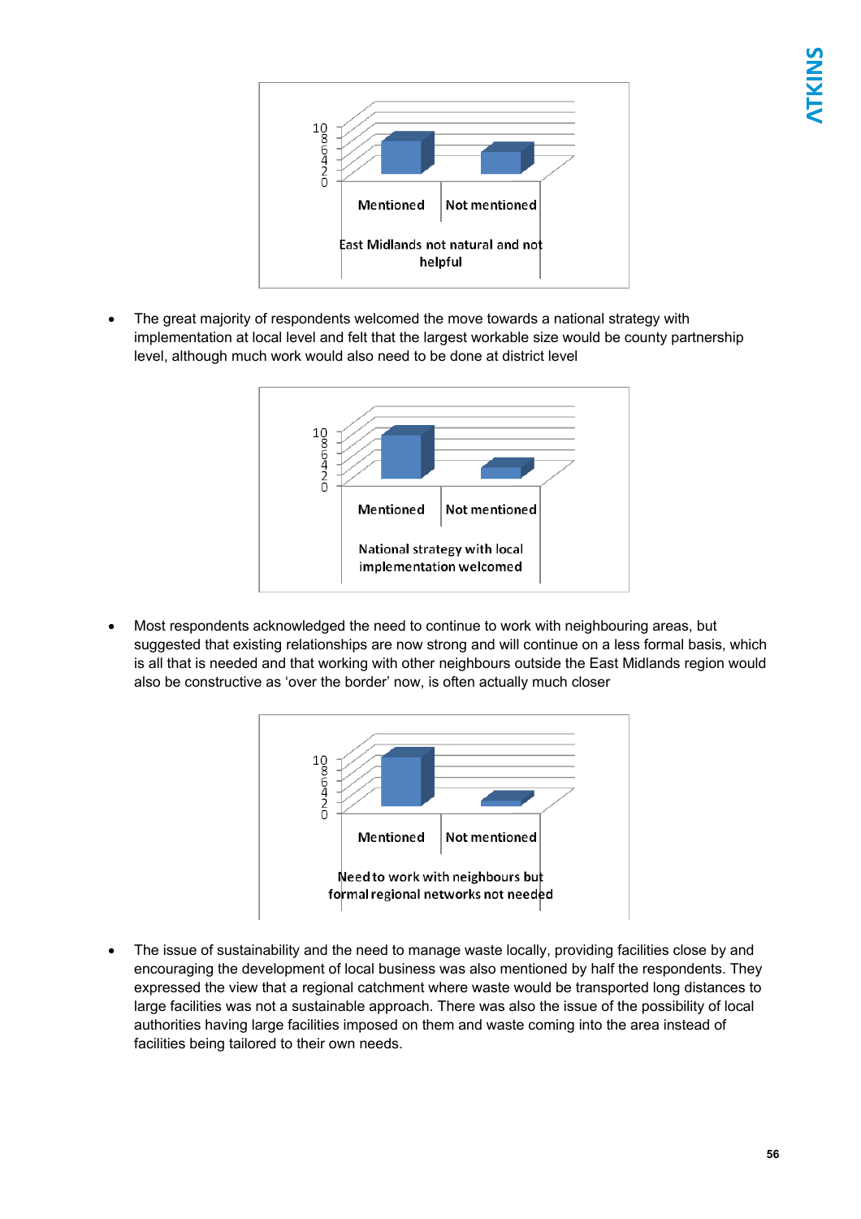| | Mentioned | Not mentioned |
|---|---|---|
| East Midlands not natural and not helpful | | |

- The great majority of respondents welcomed the move towards a national strategy with implementation at local level and felt that the largest workable size would be county partnership level, although much work would also need to be done at district level

| | Mentioned | Not mentioned |
|---|---|---|
| National strategy with local implementation welcomed | | |

- Most respondents acknowledged the need to continue to work with neighbouring areas, but suggested that existing relationships are now strong and will continue on a less formal basis, which is all that is needed and that working with other neighbours outside the East Midlands region would also be constructive as 'over the border' now, is often actually much closer

| | Mentioned | Not mentioned |
|---|---|---|
| Need to work with neighbours but formal regional networks not needed | | |

- The issue of sustainability and the need to manage waste locally, providing facilities close by and encouraging the development of local business was also mentioned by half the respondents. They expressed the view that a regional catchment where waste would be transported long distances to large facilities was not a sustainable approach. There was also the issue of the possibility of local authorities having large facilities imposed on them and waste coming into the area instead of facilities being tailored to their own needs.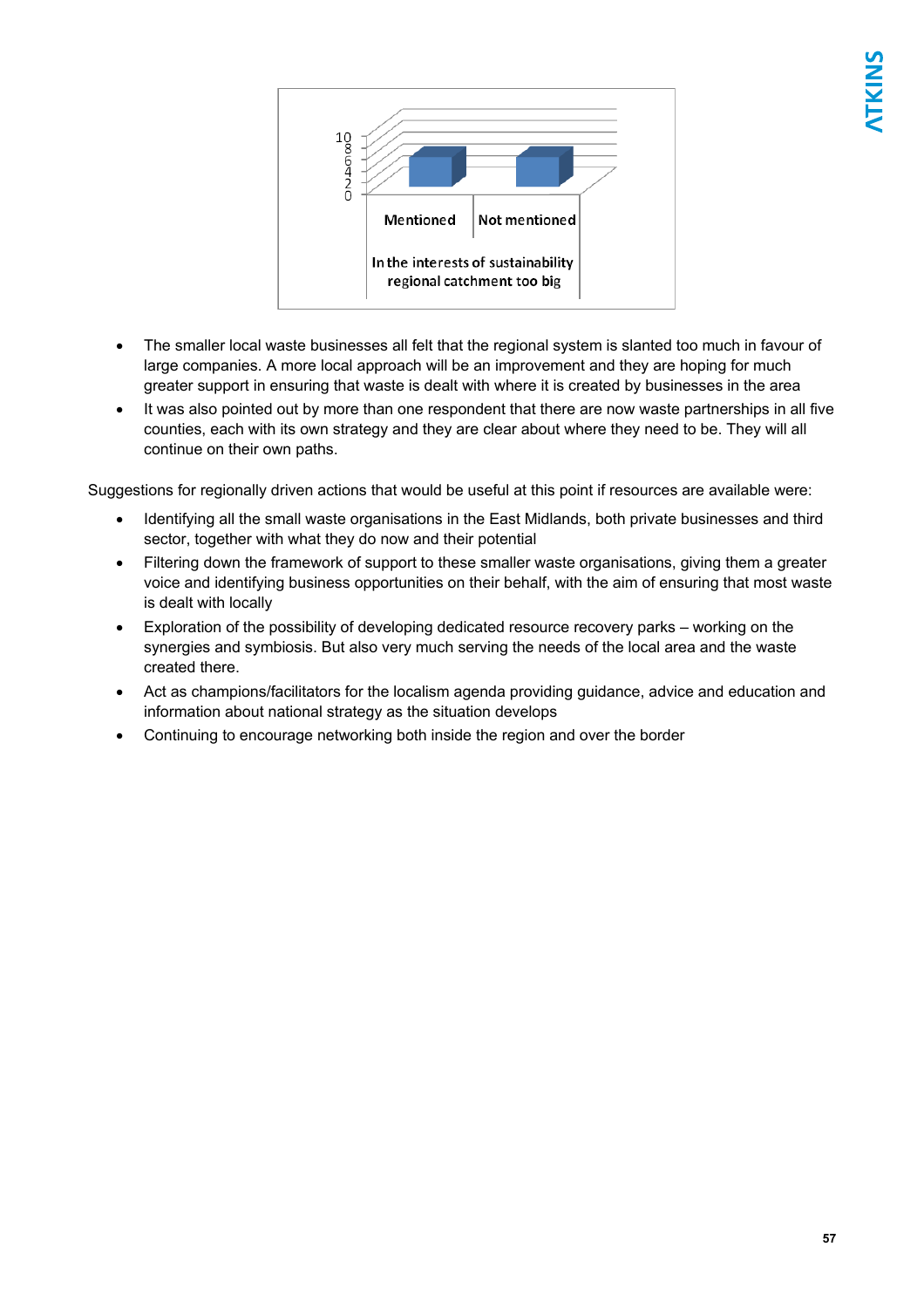| | Mentioned | Not mentioned |
|---|---|---|
| In the interests of sustainability regional catchment too big | | |

- The smaller local waste businesses all felt that the regional system is slanted too much in favour of large companies. A more local approach will be an improvement and they are hoping for much greater support in ensuring that waste is dealt with where it is created by businesses in the area
- It was also pointed out by more than one respondent that there are now waste partnerships in all five counties, each with its own strategy and they are clear about where they need to be. They will all continue on their own paths.

Suggestions for regionally driven actions that would be useful at this point if resources are available were:

- Identifying all the small waste organisations in the East Midlands, both private businesses and third sector, together with what they do now and their potential
- Filtering down the framework of support to these smaller waste organisations, giving them a greater voice and identifying business opportunities on their behalf, with the aim of ensuring that most waste is dealt with locally
- Exploration of the possibility of developing dedicated resource recovery parks – working on the synergies and symbiosis. But also very much serving the needs of the local area and the waste created there.
- Act as champions/facilitators for the localism agenda providing guidance, advice and education and information about national strategy as the situation develops
- Continuing to encourage networking both inside the region and over the border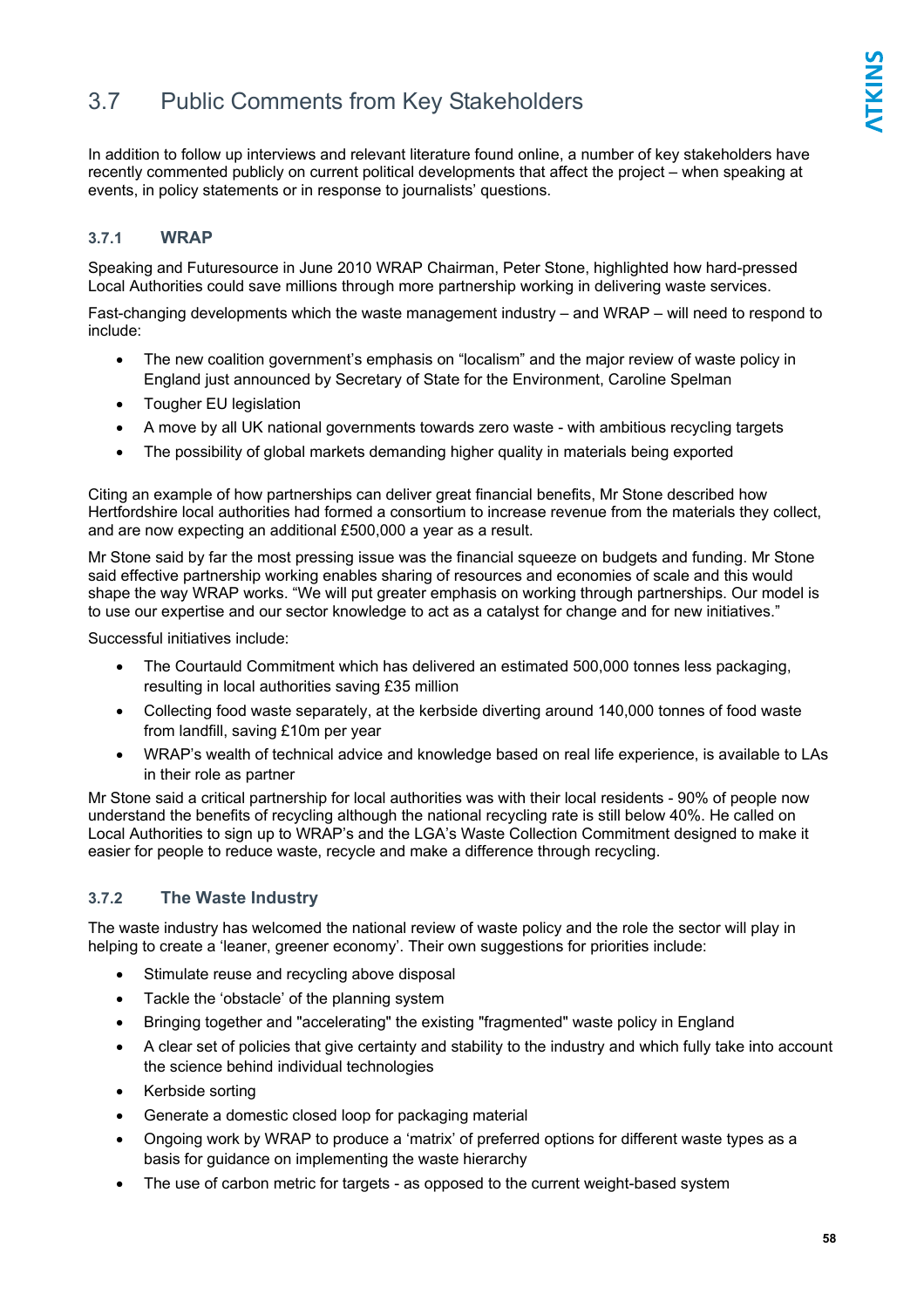## 3.7 Public Comments from Key Stakeholders

In addition to follow up interviews and relevant literature found online, a number of key stakeholders have recently commented publicly on current political developments that affect the project – when speaking at events, in policy statements or in response to journalists' questions.

### 3.7.1 WRAP

Speaking and Futuresource in June 2010 WRAP Chairman, Peter Stone, highlighted how hard-pressed Local Authorities could save millions through more partnership working in delivering waste services.

Fast-changing developments which the waste management industry – and WRAP – will need to respond to include:

- The new coalition government's emphasis on "localism" and the major review of waste policy in England just announced by Secretary of State for the Environment, Caroline Spelman
- Tougher EU legislation
- A move by all UK national governments towards zero waste - with ambitious recycling targets
- The possibility of global markets demanding higher quality in materials being exported

Citing an example of how partnerships can deliver great financial benefits, Mr Stone described how Hertfordshire local authorities had formed a consortium to increase revenue from the materials they collect, and are now expecting an additional £500,000 a year as a result.

Mr Stone said by far the most pressing issue was the financial squeeze on budgets and funding. Mr Stone said effective partnership working enables sharing of resources and economies of scale and this would shape the way WRAP works. "We will put greater emphasis on working through partnerships. Our model is to use our expertise and our sector knowledge to act as a catalyst for change and for new initiatives."

Successful initiatives include:

- The Courtauld Commitment which has delivered an estimated 500,000 tonnes less packaging, resulting in local authorities saving £35 million
- Collecting food waste separately, at the kerbside diverting around 140,000 tonnes of food waste from landfill, saving £10m per year
- WRAP's wealth of technical advice and knowledge based on real life experience, is available to LAs in their role as partner

Mr Stone said a critical partnership for local authorities was with their local residents - 90% of people now understand the benefits of recycling although the national recycling rate is still below 40%. He called on Local Authorities to sign up to WRAP's and the LGA's Waste Collection Commitment designed to make it easier for people to reduce waste, recycle and make a difference through recycling.

### 3.7.2 The Waste Industry

The waste industry has welcomed the national review of waste policy and the role the sector will play in helping to create a 'leaner, greener economy'. Their own suggestions for priorities include:

- Stimulate reuse and recycling above disposal
- Tackle the 'obstacle' of the planning system
- Bringing together and "accelerating" the existing "fragmented" waste policy in England
- A clear set of policies that give certainty and stability to the industry and which fully take into account the science behind individual technologies
- Kerbside sorting
- Generate a domestic closed loop for packaging material
- Ongoing work by WRAP to produce a 'matrix' of preferred options for different waste types as a basis for guidance on implementing the waste hierarchy
- The use of carbon metric for targets - as opposed to the current weight-based system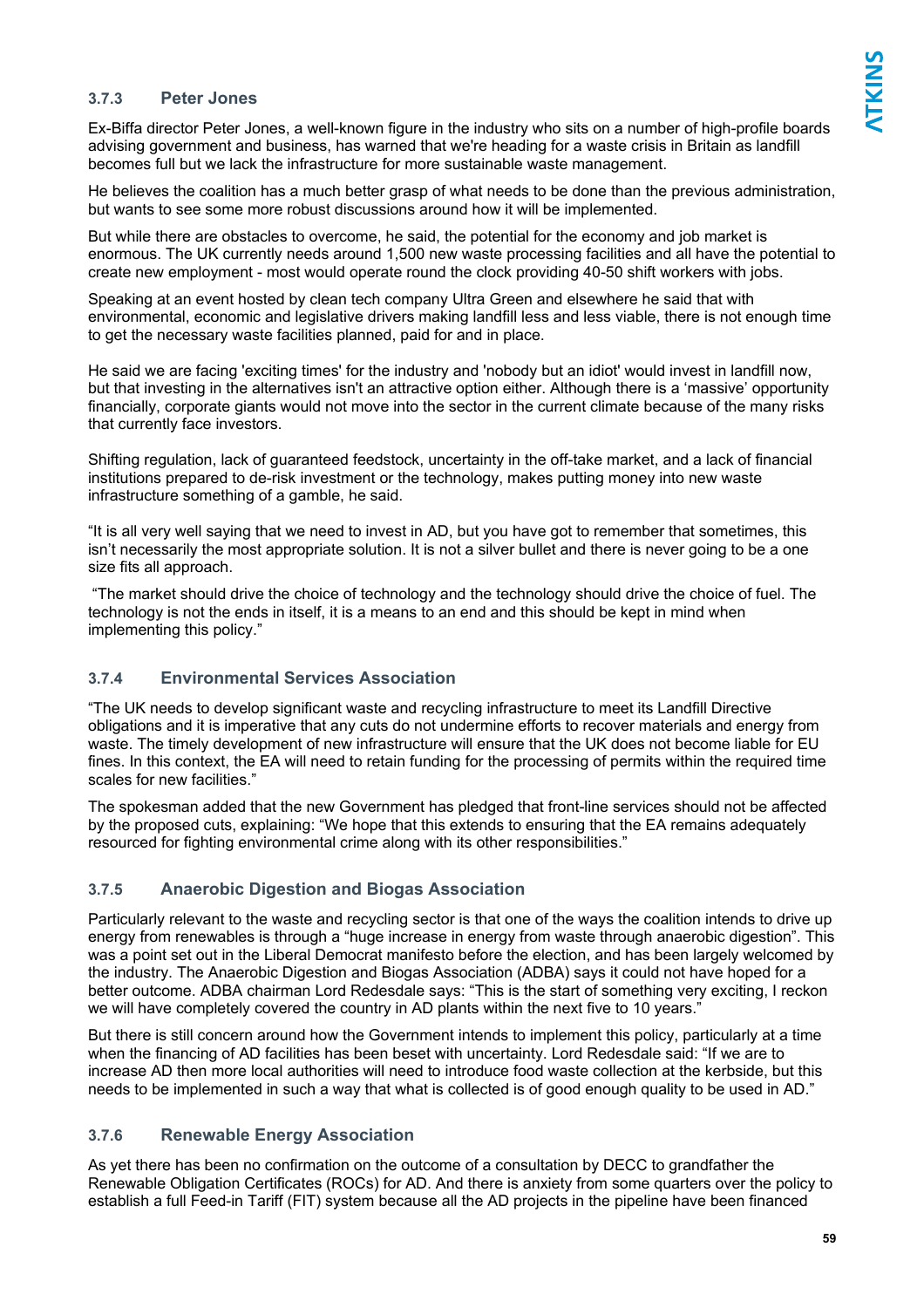### 3.7.3 Peter Jones

Ex-Biffa director Peter Jones, a well-known figure in the industry who sits on a number of high-profile boards advising government and business, has warned that we're heading for a waste crisis in Britain as landfill becomes full but we lack the infrastructure for more sustainable waste management.

He believes the coalition has a much better grasp of what needs to be done than the previous administration, but wants to see some more robust discussions around how it will be implemented.

But while there are obstacles to overcome, he said, the potential for the economy and job market is enormous. The UK currently needs around 1,500 new waste processing facilities and all have the potential to create new employment - most would operate round the clock providing 40-50 shift workers with jobs.

Speaking at an event hosted by clean tech company Ultra Green and elsewhere he said that with environmental, economic and legislative drivers making landfill less and less viable, there is not enough time to get the necessary waste facilities planned, paid for and in place.

He said we are facing 'exciting times' for the industry and 'nobody but an idiot' would invest in landfill now, but that investing in the alternatives isn't an attractive option either. Although there is a 'massive' opportunity financially, corporate giants would not move into the sector in the current climate because of the many risks that currently face investors.

Shifting regulation, lack of guaranteed feedstock, uncertainty in the off-take market, and a lack of financial institutions prepared to de-risk investment or the technology, makes putting money into new waste infrastructure something of a gamble, he said.

"It is all very well saying that we need to invest in AD, but you have got to remember that sometimes, this isn't necessarily the most appropriate solution. It is not a silver bullet and there is never going to be a one size fits all approach.

"The market should drive the choice of technology and the technology should drive the choice of fuel. The technology is not the ends in itself, it is a means to an end and this should be kept in mind when implementing this policy."

### 3.7.4 Environmental Services Association

"The UK needs to develop significant waste and recycling infrastructure to meet its Landfill Directive obligations and it is imperative that any cuts do not undermine efforts to recover materials and energy from waste. The timely development of new infrastructure will ensure that the UK does not become liable for EU fines. In this context, the EA will need to retain funding for the processing of permits within the required time scales for new facilities."

The spokesman added that the new Government has pledged that front-line services should not be affected by the proposed cuts, explaining: "We hope that this extends to ensuring that the EA remains adequately resourced for fighting environmental crime along with its other responsibilities."

### 3.7.5 Anaerobic Digestion and Biogas Association

Particularly relevant to the waste and recycling sector is that one of the ways the coalition intends to drive up energy from renewables is through a "huge increase in energy from waste through anaerobic digestion". This was a point set out in the Liberal Democrat manifesto before the election, and has been largely welcomed by the industry. The Anaerobic Digestion and Biogas Association (ADBA) says it could not have hoped for a better outcome. ADBA chairman Lord Redesdale says: "This is the start of something very exciting, I reckon we will have completely covered the country in AD plants within the next five to 10 years."

But there is still concern around how the Government intends to implement this policy, particularly at a time when the financing of AD facilities has been beset with uncertainty. Lord Redesdale said: "If we are to increase AD then more local authorities will need to introduce food waste collection at the kerbside, but this needs to be implemented in such a way that what is collected is of good enough quality to be used in AD."

### 3.7.6 Renewable Energy Association

As yet there has been no confirmation on the outcome of a consultation by DECC to grandfather the Renewable Obligation Certificates (ROCs) for AD. And there is anxiety from some quarters over the policy to establish a full Feed-in Tariff (FIT) system because all the AD projects in the pipeline have been financed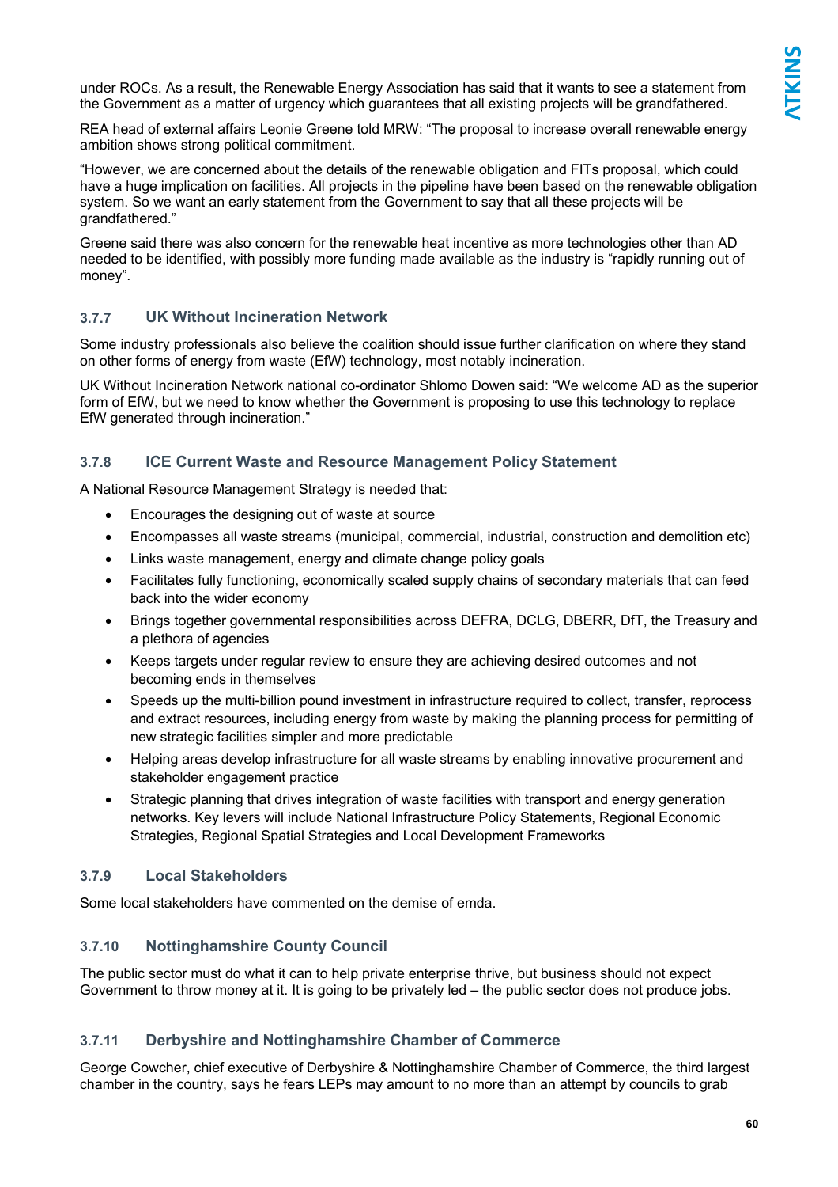under ROCs. As a result, the Renewable Energy Association has said that it wants to see a statement from the Government as a matter of urgency which guarantees that all existing projects will be grandfathered.

REA head of external affairs Leonie Greene told MRW: "The proposal to increase overall renewable energy ambition shows strong political commitment.

"However, we are concerned about the details of the renewable obligation and FITs proposal, which could have a huge implication on facilities. All projects in the pipeline have been based on the renewable obligation system. So we want an early statement from the Government to say that all these projects will be grandfathered."

Greene said there was also concern for the renewable heat incentive as more technologies other than AD needed to be identified, with possibly more funding made available as the industry is "rapidly running out of money".

### 3.7.7 UK Without Incineration Network

Some industry professionals also believe the coalition should issue further clarification on where they stand on other forms of energy from waste (EfW) technology, most notably incineration.

UK Without Incineration Network national co-ordinator Shlomo Dowen said: "We welcome AD as the superior form of EfW, but we need to know whether the Government is proposing to use this technology to replace EfW generated through incineration."

### 3.7.8 ICE Current Waste and Resource Management Policy Statement

A National Resource Management Strategy is needed that:

- Encourages the designing out of waste at source
- Encompasses all waste streams (municipal, commercial, industrial, construction and demolition etc)
- Links waste management, energy and climate change policy goals
- Facilitates fully functioning, economically scaled supply chains of secondary materials that can feed back into the wider economy
- Brings together governmental responsibilities across DEFRA, DCLG, DBERR, DfT, the Treasury and a plethora of agencies
- Keeps targets under regular review to ensure they are achieving desired outcomes and not becoming ends in themselves
- Speeds up the multi-billion pound investment in infrastructure required to collect, transfer, reprocess and extract resources, including energy from waste by making the planning process for permitting of new strategic facilities simpler and more predictable
- Helping areas develop infrastructure for all waste streams by enabling innovative procurement and stakeholder engagement practice
- Strategic planning that drives integration of waste facilities with transport and energy generation networks. Key levers will include National Infrastructure Policy Statements, Regional Economic Strategies, Regional Spatial Strategies and Local Development Frameworks

### 3.7.9 Local Stakeholders

Some local stakeholders have commented on the demise of emda.

### 3.7.10 Nottinghamshire County Council

The public sector must do what it can to help private enterprise thrive, but business should not expect Government to throw money at it. It is going to be privately led – the public sector does not produce jobs.

### 3.7.11 Derbyshire and Nottinghamshire Chamber of Commerce

George Cowcher, chief executive of Derbyshire & Nottinghamshire Chamber of Commerce, the third largest chamber in the country, says he fears LEPs may amount to no more than an attempt by councils to grab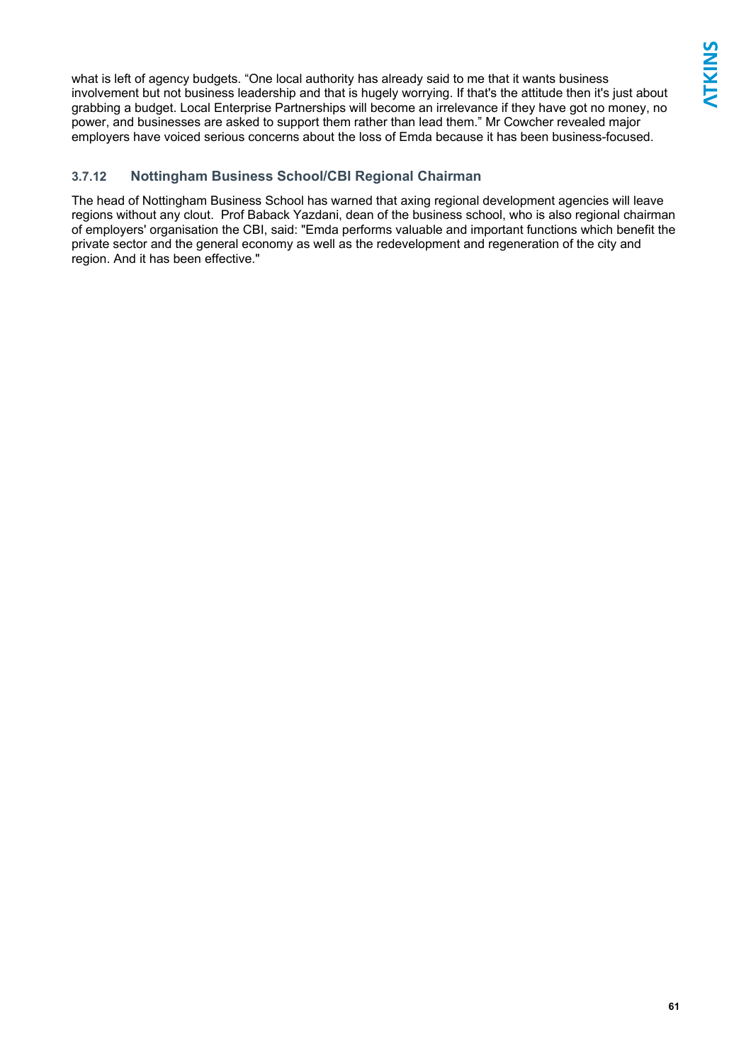what is left of agency budgets. “One local authority has already said to me that it wants business involvement but not business leadership and that is hugely worrying. If that's the attitude then it's just about grabbing a budget. Local Enterprise Partnerships will become an irrelevance if they have got no money, no power, and businesses are asked to support them rather than lead them.” Mr Cowcher revealed major employers have voiced serious concerns about the loss of Emda because it has been business-focused.

### 3.7.12 Nottingham Business School/CBI Regional Chairman

The head of Nottingham Business School has warned that axing regional development agencies will leave regions without any clout. Prof Baback Yazdani, dean of the business school, who is also regional chairman of employers' organisation the CBI, said: "Emda performs valuable and important functions which benefit the private sector and the general economy as well as the redevelopment and regeneration of the city and region. And it has been effective."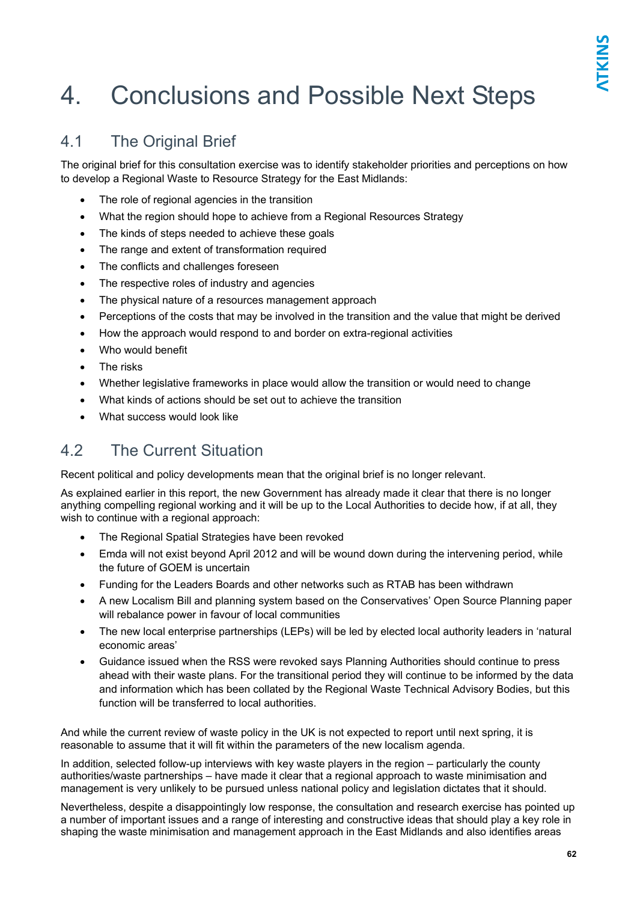# 4. Conclusions and Possible Next Steps

## 4.1 The Original Brief

The original brief for this consultation exercise was to identify stakeholder priorities and perceptions on how to develop a Regional Waste to Resource Strategy for the East Midlands:

- The role of regional agencies in the transition
- What the region should hope to achieve from a Regional Resources Strategy
- The kinds of steps needed to achieve these goals
- The range and extent of transformation required
- The conflicts and challenges foreseen
- The respective roles of industry and agencies
- The physical nature of a resources management approach
- Perceptions of the costs that may be involved in the transition and the value that might be derived
- How the approach would respond to and border on extra-regional activities
- Who would benefit
- The risks
- Whether legislative frameworks in place would allow the transition or would need to change
- What kinds of actions should be set out to achieve the transition
- What success would look like

## 4.2 The Current Situation

Recent political and policy developments mean that the original brief is no longer relevant.

As explained earlier in this report, the new Government has already made it clear that there is no longer anything compelling regional working and it will be up to the Local Authorities to decide how, if at all, they wish to continue with a regional approach:

- The Regional Spatial Strategies have been revoked
- Emda will not exist beyond April 2012 and will be wound down during the intervening period, while the future of GOEM is uncertain
- Funding for the Leaders Boards and other networks such as RTAB has been withdrawn
- A new Localism Bill and planning system based on the Conservatives' Open Source Planning paper will rebalance power in favour of local communities
- The new local enterprise partnerships (LEPs) will be led by elected local authority leaders in 'natural economic areas'
- Guidance issued when the RSS were revoked says Planning Authorities should continue to press ahead with their waste plans. For the transitional period they will continue to be informed by the data and information which has been collated by the Regional Waste Technical Advisory Bodies, but this function will be transferred to local authorities.

And while the current review of waste policy in the UK is not expected to report until next spring, it is reasonable to assume that it will fit within the parameters of the new localism agenda.

In addition, selected follow-up interviews with key waste players in the region – particularly the county authorities/waste partnerships – have made it clear that a regional approach to waste minimisation and management is very unlikely to be pursued unless national policy and legislation dictates that it should.

Nevertheless, despite a disappointingly low response, the consultation and research exercise has pointed up a number of important issues and a range of interesting and constructive ideas that should play a key role in shaping the waste minimisation and management approach in the East Midlands and also identifies areas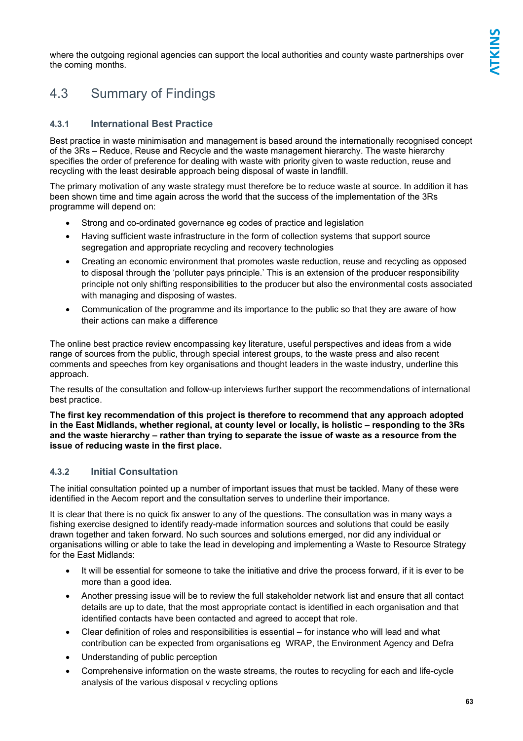where the outgoing regional agencies can support the local authorities and county waste partnerships over the coming months.

## 4.3 Summary of Findings

### 4.3.1 International Best Practice

Best practice in waste minimisation and management is based around the internationally recognised concept of the 3Rs – Reduce, Reuse and Recycle and the waste management hierarchy. The waste hierarchy specifies the order of preference for dealing with waste with priority given to waste reduction, reuse and recycling with the least desirable approach being disposal of waste in landfill.

The primary motivation of any waste strategy must therefore be to reduce waste at source. In addition it has been shown time and time again across the world that the success of the implementation of the 3Rs programme will depend on:

- Strong and co-ordinated governance eg codes of practice and legislation
- Having sufficient waste infrastructure in the form of collection systems that support source segregation and appropriate recycling and recovery technologies
- Creating an economic environment that promotes waste reduction, reuse and recycling as opposed to disposal through the 'polluter pays principle.' This is an extension of the producer responsibility principle not only shifting responsibilities to the producer but also the environmental costs associated with managing and disposing of wastes.
- Communication of the programme and its importance to the public so that they are aware of how their actions can make a difference

The online best practice review encompassing key literature, useful perspectives and ideas from a wide range of sources from the public, through special interest groups, to the waste press and also recent comments and speeches from key organisations and thought leaders in the waste industry, underline this approach.

The results of the consultation and follow-up interviews further support the recommendations of international best practice.

**The first key recommendation of this project is therefore to recommend that any approach adopted in the East Midlands, whether regional, at county level or locally, is holistic – responding to the 3Rs and the waste hierarchy – rather than trying to separate the issue of waste as a resource from the issue of reducing waste in the first place.**

### 4.3.2 Initial Consultation

The initial consultation pointed up a number of important issues that must be tackled. Many of these were identified in the Aecom report and the consultation serves to underline their importance.

It is clear that there is no quick fix answer to any of the questions. The consultation was in many ways a fishing exercise designed to identify ready-made information sources and solutions that could be easily drawn together and taken forward. No such sources and solutions emerged, nor did any individual or organisations willing or able to take the lead in developing and implementing a Waste to Resource Strategy for the East Midlands:

- It will be essential for someone to take the initiative and drive the process forward, if it is ever to be more than a good idea.
- Another pressing issue will be to review the full stakeholder network list and ensure that all contact details are up to date, that the most appropriate contact is identified in each organisation and that identified contacts have been contacted and agreed to accept that role.
- Clear definition of roles and responsibilities is essential – for instance who will lead and what contribution can be expected from organisations eg WRAP, the Environment Agency and Defra
- Understanding of public perception
- Comprehensive information on the waste streams, the routes to recycling for each and life-cycle analysis of the various disposal v recycling options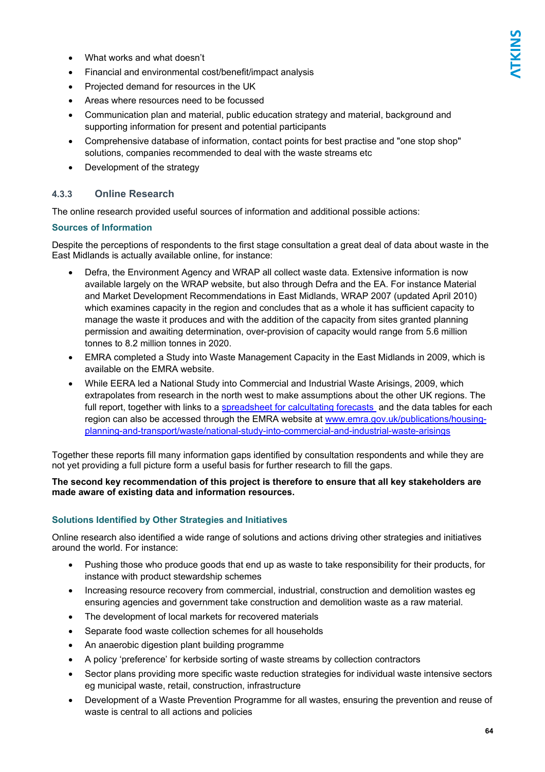- What works and what doesn't
- Financial and environmental cost/benefit/impact analysis
- Projected demand for resources in the UK
- Areas where resources need to be focussed
- Communication plan and material, public education strategy and material, background and supporting information for present and potential participants
- Comprehensive database of information, contact points for best practise and "one stop shop" solutions, companies recommended to deal with the waste streams etc
- Development of the strategy

### 4.3.3 Online Research

The online research provided useful sources of information and additional possible actions:

#### Sources of Information

Despite the perceptions of respondents to the first stage consultation a great deal of data about waste in the East Midlands is actually available online, for instance:

- Defra, the Environment Agency and WRAP all collect waste data. Extensive information is now available largely on the WRAP website, but also through Defra and the EA. For instance Material and Market Development Recommendations in East Midlands, WRAP 2007 (updated April 2010) which examines capacity in the region and concludes that as a whole it has sufficient capacity to manage the waste it produces and with the addition of the capacity from sites granted planning permission and awaiting determination, over-provision of capacity would range from 5.6 million tonnes to 8.2 million tonnes in 2020.
- EMRA completed a Study into Waste Management Capacity in the East Midlands in 2009, which is available on the EMRA website.
- While EERA led a National Study into Commercial and Industrial Waste Arisings, 2009, which extrapolates from research in the north west to make assumptions about the other UK regions. The full report, together with links to a spreadsheet for calcultating forecasts and the data tables for each region can also be accessed through the EMRA website at www.emra.gov.uk/publications/housing-planning-and-transport/waste/national-study-into-commercial-and-industrial-waste-arisings

Together these reports fill many information gaps identified by consultation respondents and while they are not yet providing a full picture form a useful basis for further research to fill the gaps.

**The second key recommendation of this project is therefore to ensure that all key stakeholders are made aware of existing data and information resources.**

#### Solutions Identified by Other Strategies and Initiatives

Online research also identified a wide range of solutions and actions driving other strategies and initiatives around the world. For instance:

- Pushing those who produce goods that end up as waste to take responsibility for their products, for instance with product stewardship schemes
- Increasing resource recovery from commercial, industrial, construction and demolition wastes eg ensuring agencies and government take construction and demolition waste as a raw material.
- The development of local markets for recovered materials
- Separate food waste collection schemes for all households
- An anaerobic digestion plant building programme
- A policy 'preference' for kerbside sorting of waste streams by collection contractors
- Sector plans providing more specific waste reduction strategies for individual waste intensive sectors eg municipal waste, retail, construction, infrastructure
- Development of a Waste Prevention Programme for all wastes, ensuring the prevention and reuse of waste is central to all actions and policies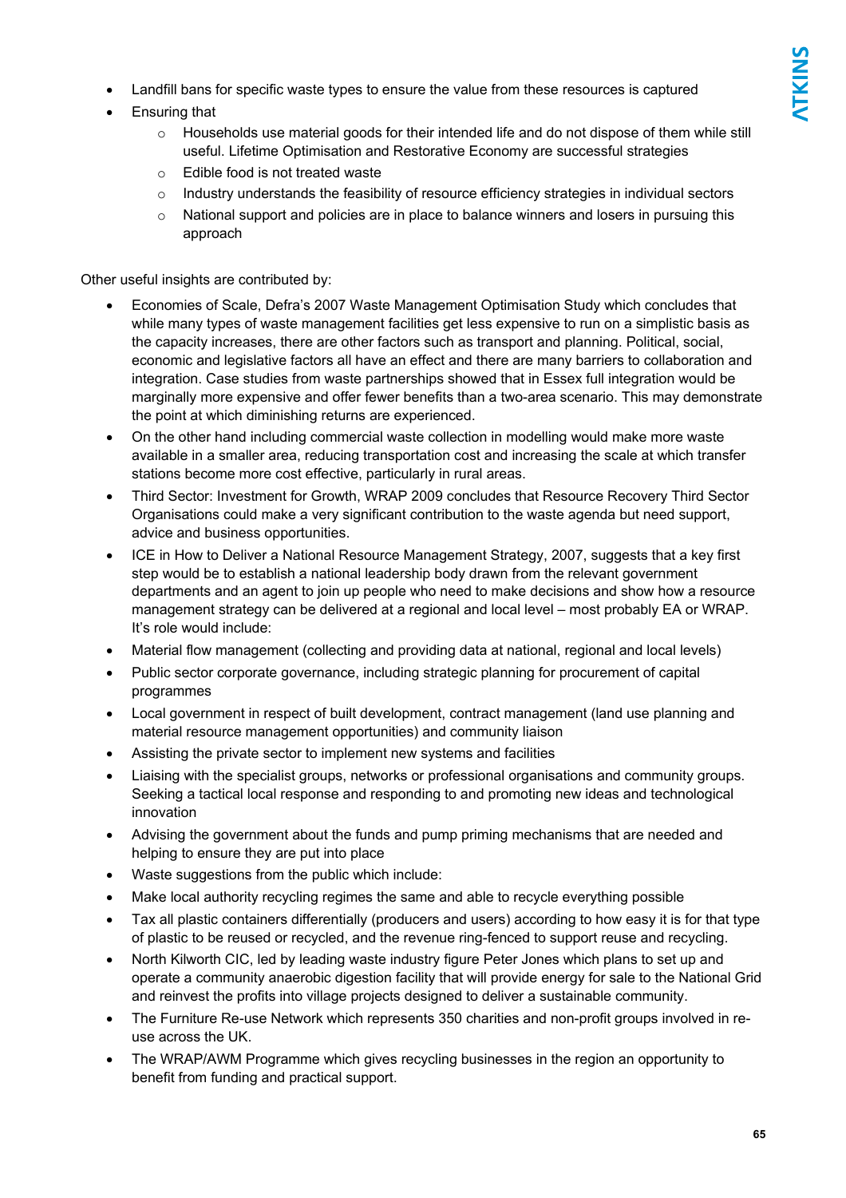- Landfill bans for specific waste types to ensure the value from these resources is captured
- Ensuring that
    - Households use material goods for their intended life and do not dispose of them while still useful. Lifetime Optimisation and Restorative Economy are successful strategies
    - Edible food is not treated waste
    - Industry understands the feasibility of resource efficiency strategies in individual sectors
    - National support and policies are in place to balance winners and losers in pursuing this approach

Other useful insights are contributed by:

- Economies of Scale, Defra's 2007 Waste Management Optimisation Study which concludes that while many types of waste management facilities get less expensive to run on a simplistic basis as the capacity increases, there are other factors such as transport and planning. Political, social, economic and legislative factors all have an effect and there are many barriers to collaboration and integration. Case studies from waste partnerships showed that in Essex full integration would be marginally more expensive and offer fewer benefits than a two-area scenario. This may demonstrate the point at which diminishing returns are experienced.
- On the other hand including commercial waste collection in modelling would make more waste available in a smaller area, reducing transportation cost and increasing the scale at which transfer stations become more cost effective, particularly in rural areas.
- Third Sector: Investment for Growth, WRAP 2009 concludes that Resource Recovery Third Sector Organisations could make a very significant contribution to the waste agenda but need support, advice and business opportunities.
- ICE in How to Deliver a National Resource Management Strategy, 2007, suggests that a key first step would be to establish a national leadership body drawn from the relevant government departments and an agent to join up people who need to make decisions and show how a resource management strategy can be delivered at a regional and local level – most probably EA or WRAP. It's role would include:
- Material flow management (collecting and providing data at national, regional and local levels)
- Public sector corporate governance, including strategic planning for procurement of capital programmes
- Local government in respect of built development, contract management (land use planning and material resource management opportunities) and community liaison
- Assisting the private sector to implement new systems and facilities
- Liaising with the specialist groups, networks or professional organisations and community groups. Seeking a tactical local response and responding to and promoting new ideas and technological innovation
- Advising the government about the funds and pump priming mechanisms that are needed and helping to ensure they are put into place
- Waste suggestions from the public which include:
- Make local authority recycling regimes the same and able to recycle everything possible
- Tax all plastic containers differentially (producers and users) according to how easy it is for that type of plastic to be reused or recycled, and the revenue ring-fenced to support reuse and recycling.
- North Kilworth CIC, led by leading waste industry figure Peter Jones which plans to set up and operate a community anaerobic digestion facility that will provide energy for sale to the National Grid and reinvest the profits into village projects designed to deliver a sustainable community.
- The Furniture Re-use Network which represents 350 charities and non-profit groups involved in re-use across the UK.
- The WRAP/AWM Programme which gives recycling businesses in the region an opportunity to benefit from funding and practical support.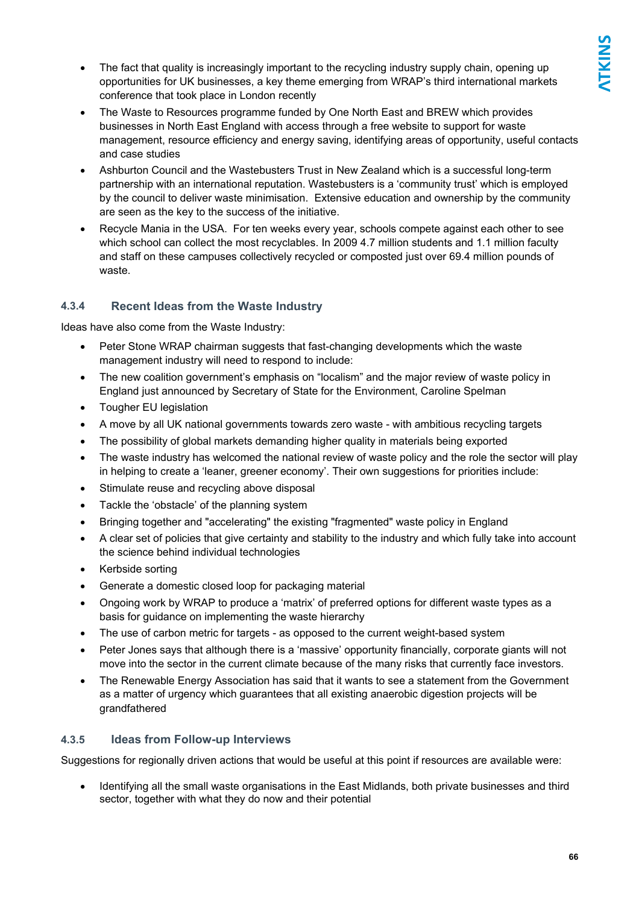- The fact that quality is increasingly important to the recycling industry supply chain, opening up opportunities for UK businesses, a key theme emerging from WRAP's third international markets conference that took place in London recently
- The Waste to Resources programme funded by One North East and BREW which provides businesses in North East England with access through a free website to support for waste management, resource efficiency and energy saving, identifying areas of opportunity, useful contacts and case studies
- Ashburton Council and the Wastebusters Trust in New Zealand which is a successful long-term partnership with an international reputation. Wastebusters is a 'community trust' which is employed by the council to deliver waste minimisation. Extensive education and ownership by the community are seen as the key to the success of the initiative.
- Recycle Mania in the USA. For ten weeks every year, schools compete against each other to see which school can collect the most recyclables. In 2009 4.7 million students and 1.1 million faculty and staff on these campuses collectively recycled or composted just over 69.4 million pounds of waste.

### 4.3.4 Recent Ideas from the Waste Industry

Ideas have also come from the Waste Industry:

- Peter Stone WRAP chairman suggests that fast-changing developments which the waste management industry will need to respond to include:
- The new coalition government's emphasis on "localism" and the major review of waste policy in England just announced by Secretary of State for the Environment, Caroline Spelman
- Tougher EU legislation
- A move by all UK national governments towards zero waste - with ambitious recycling targets
- The possibility of global markets demanding higher quality in materials being exported
- The waste industry has welcomed the national review of waste policy and the role the sector will play in helping to create a 'leaner, greener economy'. Their own suggestions for priorities include:
- Stimulate reuse and recycling above disposal
- Tackle the 'obstacle' of the planning system
- Bringing together and "accelerating" the existing "fragmented" waste policy in England
- A clear set of policies that give certainty and stability to the industry and which fully take into account the science behind individual technologies
- Kerbside sorting
- Generate a domestic closed loop for packaging material
- Ongoing work by WRAP to produce a 'matrix' of preferred options for different waste types as a basis for guidance on implementing the waste hierarchy
- The use of carbon metric for targets - as opposed to the current weight-based system
- Peter Jones says that although there is a 'massive' opportunity financially, corporate giants will not move into the sector in the current climate because of the many risks that currently face investors.
- The Renewable Energy Association has said that it wants to see a statement from the Government as a matter of urgency which guarantees that all existing anaerobic digestion projects will be grandfathered

### 4.3.5 Ideas from Follow-up Interviews

Suggestions for regionally driven actions that would be useful at this point if resources are available were:

- Identifying all the small waste organisations in the East Midlands, both private businesses and third sector, together with what they do now and their potential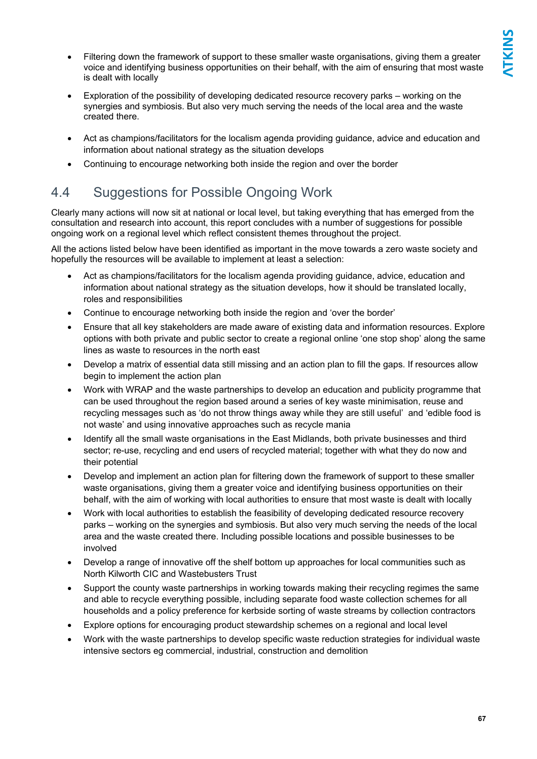- Filtering down the framework of support to these smaller waste organisations, giving them a greater voice and identifying business opportunities on their behalf, with the aim of ensuring that most waste is dealt with locally
- Exploration of the possibility of developing dedicated resource recovery parks – working on the synergies and symbiosis. But also very much serving the needs of the local area and the waste created there.
- Act as champions/facilitators for the localism agenda providing guidance, advice and education and information about national strategy as the situation develops
- Continuing to encourage networking both inside the region and over the border

## 4.4 Suggestions for Possible Ongoing Work

Clearly many actions will now sit at national or local level, but taking everything that has emerged from the consultation and research into account, this report concludes with a number of suggestions for possible ongoing work on a regional level which reflect consistent themes throughout the project.

All the actions listed below have been identified as important in the move towards a zero waste society and hopefully the resources will be available to implement at least a selection:

- Act as champions/facilitators for the localism agenda providing guidance, advice, education and information about national strategy as the situation develops, how it should be translated locally, roles and responsibilities
- Continue to encourage networking both inside the region and 'over the border'
- Ensure that all key stakeholders are made aware of existing data and information resources. Explore options with both private and public sector to create a regional online 'one stop shop' along the same lines as waste to resources in the north east
- Develop a matrix of essential data still missing and an action plan to fill the gaps. If resources allow begin to implement the action plan
- Work with WRAP and the waste partnerships to develop an education and publicity programme that can be used throughout the region based around a series of key waste minimisation, reuse and recycling messages such as 'do not throw things away while they are still useful' and 'edible food is not waste' and using innovative approaches such as recycle mania
- Identify all the small waste organisations in the East Midlands, both private businesses and third sector; re-use, recycling and end users of recycled material; together with what they do now and their potential
- Develop and implement an action plan for filtering down the framework of support to these smaller waste organisations, giving them a greater voice and identifying business opportunities on their behalf, with the aim of working with local authorities to ensure that most waste is dealt with locally
- Work with local authorities to establish the feasibility of developing dedicated resource recovery parks – working on the synergies and symbiosis. But also very much serving the needs of the local area and the waste created there. Including possible locations and possible businesses to be involved
- Develop a range of innovative off the shelf bottom up approaches for local communities such as North Kilworth CIC and Wastebusters Trust
- Support the county waste partnerships in working towards making their recycling regimes the same and able to recycle everything possible, including separate food waste collection schemes for all households and a policy preference for kerbside sorting of waste streams by collection contractors
- Explore options for encouraging product stewardship schemes on a regional and local level
- Work with the waste partnerships to develop specific waste reduction strategies for individual waste intensive sectors eg commercial, industrial, construction and demolition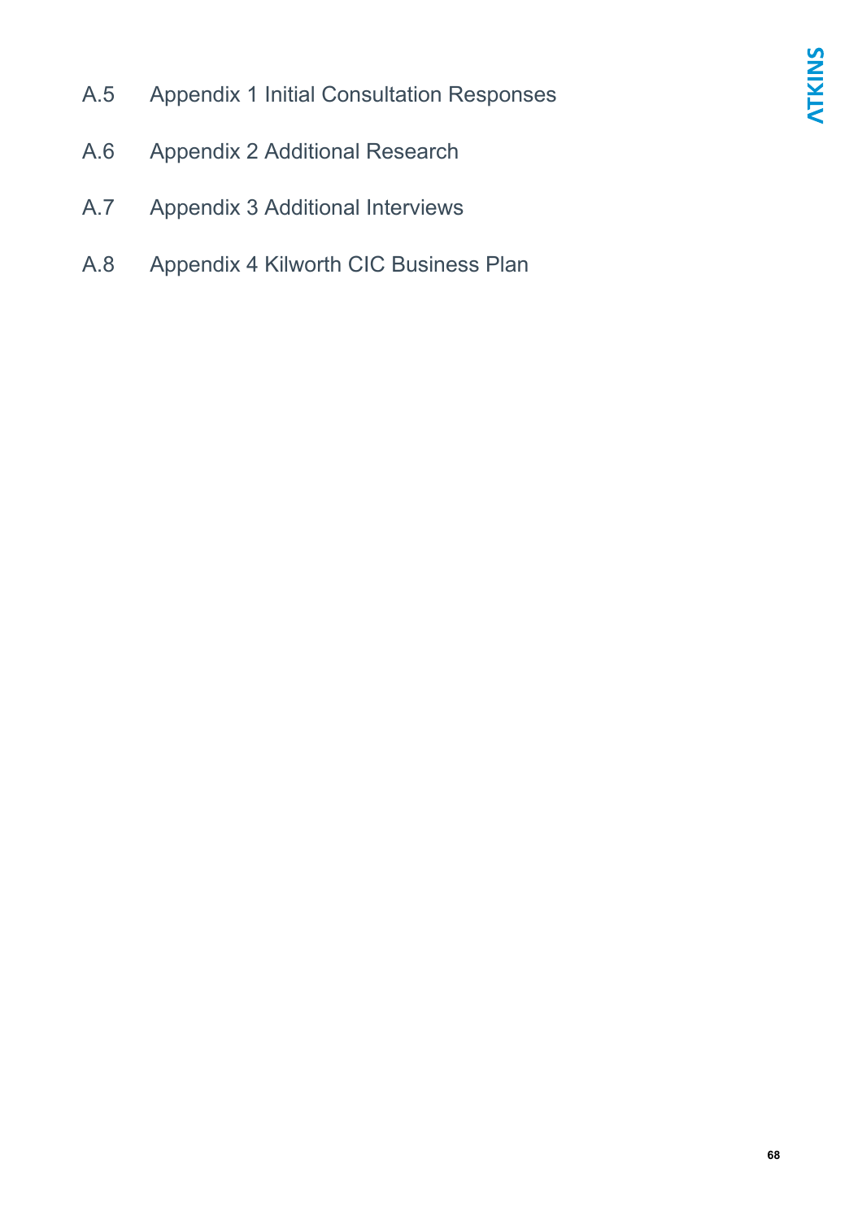## A.5 Appendix 1 Initial Consultation Responses

## A.6 Appendix 2 Additional Research

## A.7 Appendix 3 Additional Interviews

## A.8 Appendix 4 Kilworth CIC Business Plan